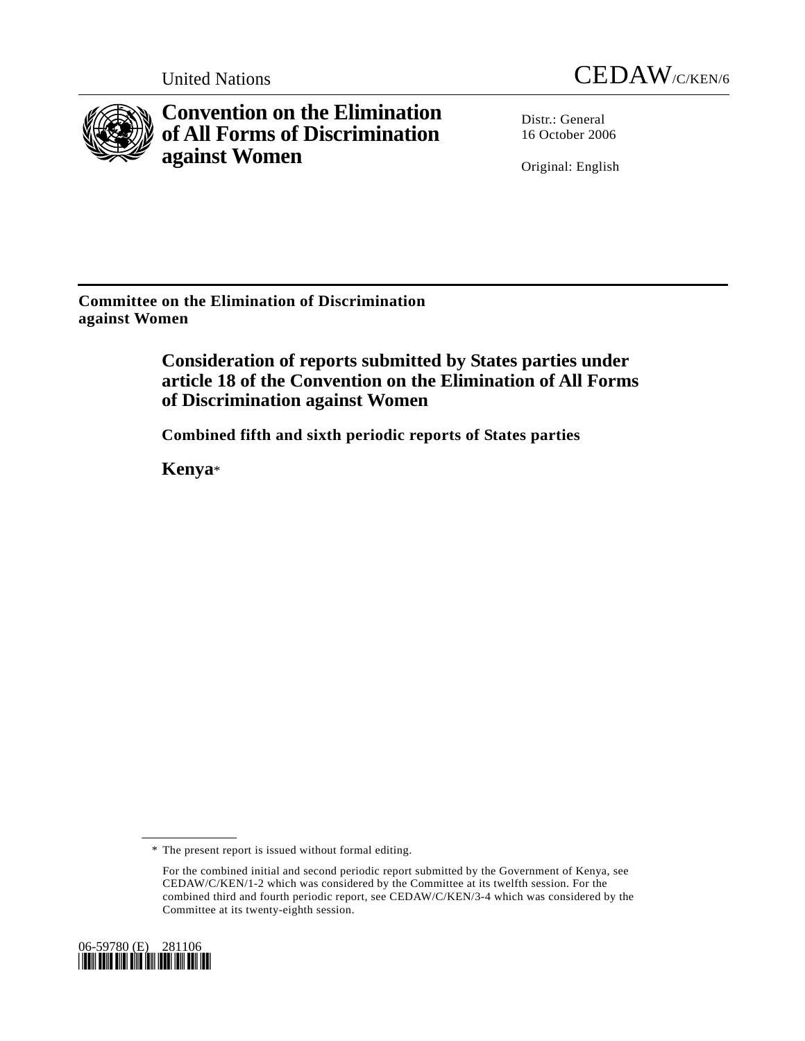United Nations

# CEDAW/C/KEN/6

# Convention on the Elimination of All Forms of Discrimination against Women

Distr.: General
16 October 2006

Original: English

**Committee on the Elimination of Discrimination against Women**

## Consideration of reports submitted by States parties under article 18 of the Convention on the Elimination of All Forms of Discrimination against Women

### Combined fifth and sixth periodic reports of States parties

### Kenya*

---

\* The present report is issued without formal editing.

For the combined initial and second periodic report submitted by the Government of Kenya, see CEDAW/C/KEN/1-2 which was considered by the Committee at its twelfth session. For the combined third and fourth periodic report, see CEDAW/C/KEN/3-4 which was considered by the Committee at its twenty-eighth session.

06-59780 (E) 281106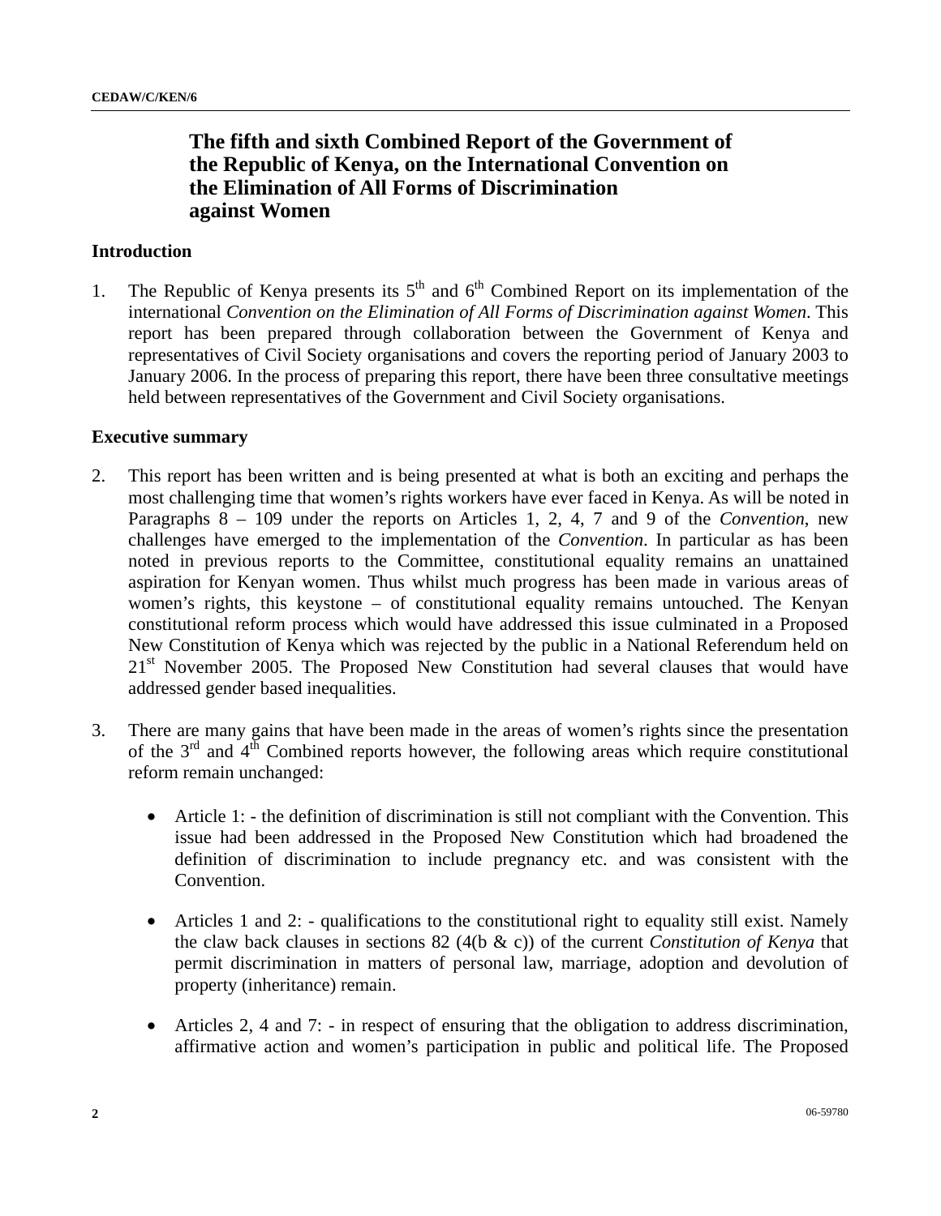# The fifth and sixth Combined Report of the Government of the Republic of Kenya, on the International Convention on the Elimination of All Forms of Discrimination against Women

## Introduction

1. The Republic of Kenya presents its 5th and 6th Combined Report on its implementation of the international *Convention on the Elimination of All Forms of Discrimination against Women*. This report has been prepared through collaboration between the Government of Kenya and representatives of Civil Society organisations and covers the reporting period of January 2003 to January 2006. In the process of preparing this report, there have been three consultative meetings held between representatives of the Government and Civil Society organisations.

## Executive summary

2. This report has been written and is being presented at what is both an exciting and perhaps the most challenging time that women's rights workers have ever faced in Kenya. As will be noted in Paragraphs 8 – 109 under the reports on Articles 1, 2, 4, 7 and 9 of the *Convention*, new challenges have emerged to the implementation of the *Convention*. In particular as has been noted in previous reports to the Committee, constitutional equality remains an unattained aspiration for Kenyan women. Thus whilst much progress has been made in various areas of women's rights, this keystone – of constitutional equality remains untouched. The Kenyan constitutional reform process which would have addressed this issue culminated in a Proposed New Constitution of Kenya which was rejected by the public in a National Referendum held on 21st November 2005. The Proposed New Constitution had several clauses that would have addressed gender based inequalities.

3. There are many gains that have been made in the areas of women's rights since the presentation of the 3rd and 4th Combined reports however, the following areas which require constitutional reform remain unchanged:

    - Article 1: - the definition of discrimination is still not compliant with the Convention. This issue had been addressed in the Proposed New Constitution which had broadened the definition of discrimination to include pregnancy etc. and was consistent with the Convention.

    - Articles 1 and 2: - qualifications to the constitutional right to equality still exist. Namely the claw back clauses in sections 82 (4(b & c)) of the current *Constitution of Kenya* that permit discrimination in matters of personal law, marriage, adoption and devolution of property (inheritance) remain.

    - Articles 2, 4 and 7: - in respect of ensuring that the obligation to address discrimination, affirmative action and women's participation in public and political life. The Proposed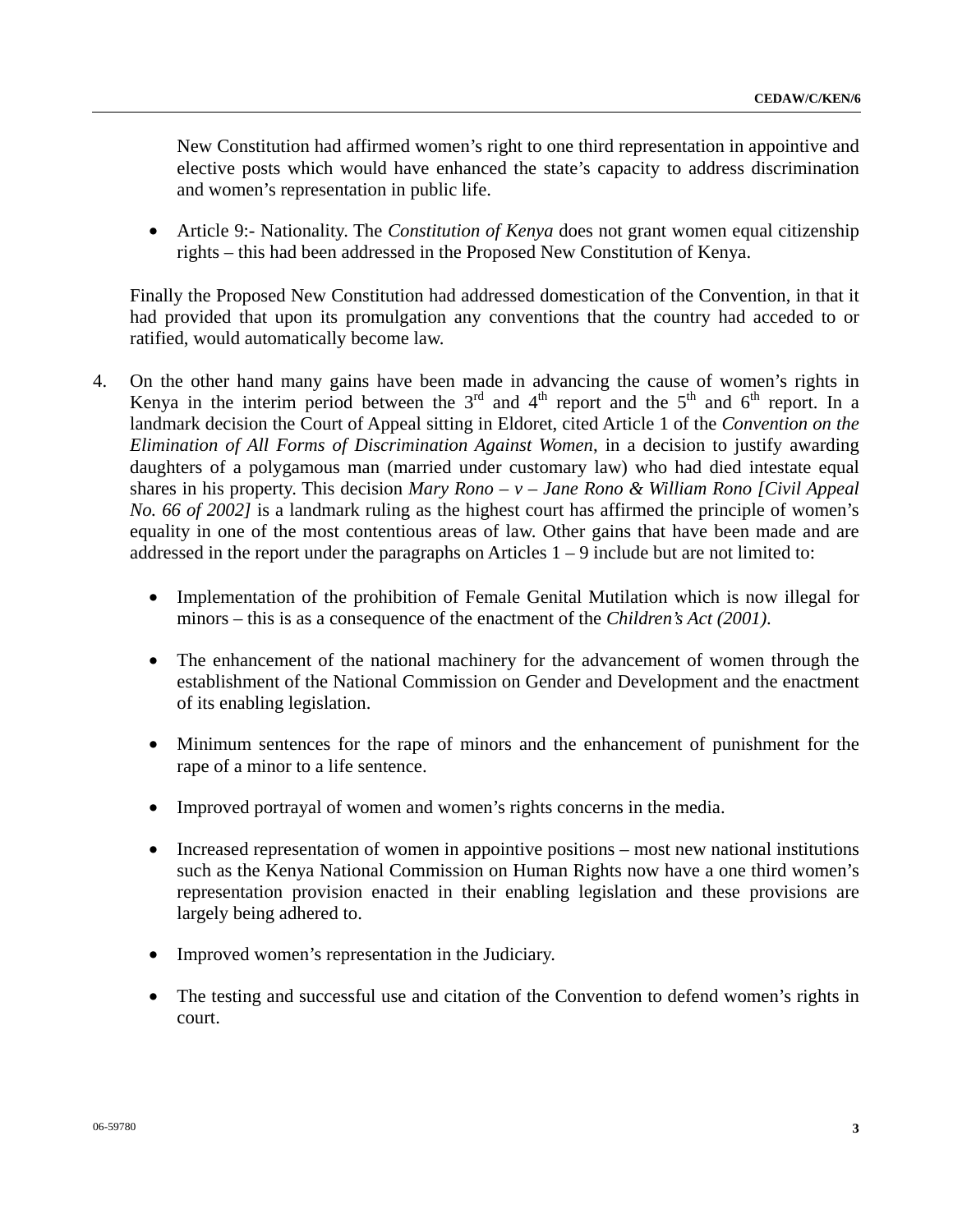New Constitution had affirmed women's right to one third representation in appointive and elective posts which would have enhanced the state's capacity to address discrimination and women's representation in public life.

- Article 9:- Nationality. The *Constitution of Kenya* does not grant women equal citizenship rights – this had been addressed in the Proposed New Constitution of Kenya.

Finally the Proposed New Constitution had addressed domestication of the Convention, in that it had provided that upon its promulgation any conventions that the country had acceded to or ratified, would automatically become law.

4. On the other hand many gains have been made in advancing the cause of women's rights in Kenya in the interim period between the 3rd and 4th report and the 5th and 6th report. In a landmark decision the Court of Appeal sitting in Eldoret, cited Article 1 of the *Convention on the Elimination of All Forms of Discrimination Against Women*, in a decision to justify awarding daughters of a polygamous man (married under customary law) who had died intestate equal shares in his property. This decision *Mary Rono – v – Jane Rono & William Rono [Civil Appeal No. 66 of 2002]* is a landmark ruling as the highest court has affirmed the principle of women's equality in one of the most contentious areas of law. Other gains that have been made and are addressed in the report under the paragraphs on Articles 1 – 9 include but are not limited to:

   - Implementation of the prohibition of Female Genital Mutilation which is now illegal for minors – this is as a consequence of the enactment of the *Children's Act (2001)*.

   - The enhancement of the national machinery for the advancement of women through the establishment of the National Commission on Gender and Development and the enactment of its enabling legislation.

   - Minimum sentences for the rape of minors and the enhancement of punishment for the rape of a minor to a life sentence.

   - Improved portrayal of women and women's rights concerns in the media.

   - Increased representation of women in appointive positions – most new national institutions such as the Kenya National Commission on Human Rights now have a one third women's representation provision enacted in their enabling legislation and these provisions are largely being adhered to.

   - Improved women's representation in the Judiciary.

   - The testing and successful use and citation of the Convention to defend women's rights in court.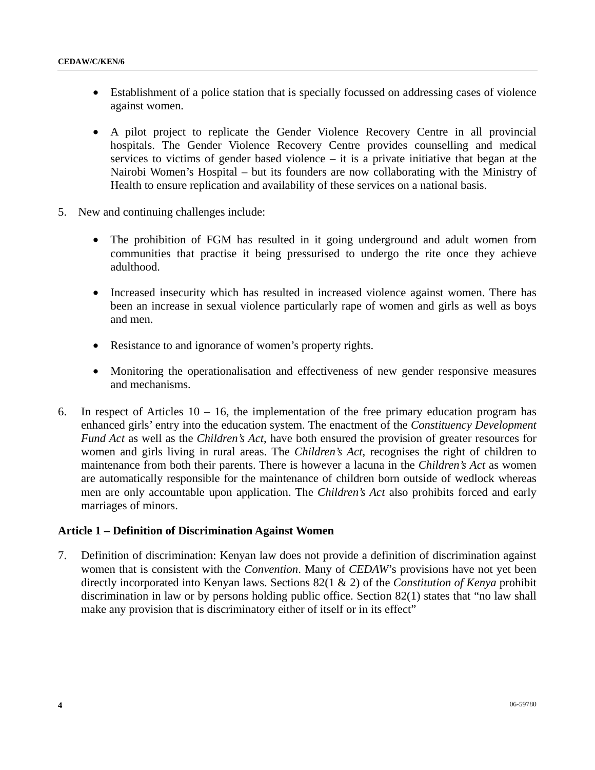- Establishment of a police station that is specially focussed on addressing cases of violence against women.

- A pilot project to replicate the Gender Violence Recovery Centre in all provincial hospitals. The Gender Violence Recovery Centre provides counselling and medical services to victims of gender based violence – it is a private initiative that began at the Nairobi Women's Hospital – but its founders are now collaborating with the Ministry of Health to ensure replication and availability of these services on a national basis.

5. New and continuing challenges include:

   - The prohibition of FGM has resulted in it going underground and adult women from communities that practise it being pressurised to undergo the rite once they achieve adulthood.

   - Increased insecurity which has resulted in increased violence against women. There has been an increase in sexual violence particularly rape of women and girls as well as boys and men.

   - Resistance to and ignorance of women's property rights.

   - Monitoring the operationalisation and effectiveness of new gender responsive measures and mechanisms.

6. In respect of Articles 10 – 16, the implementation of the free primary education program has enhanced girls' entry into the education system. The enactment of the *Constituency Development Fund Act* as well as the *Children's Act*, have both ensured the provision of greater resources for women and girls living in rural areas. The *Children's Act*, recognises the right of children to maintenance from both their parents. There is however a lacuna in the *Children's Act* as women are automatically responsible for the maintenance of children born outside of wedlock whereas men are only accountable upon application. The *Children's Act* also prohibits forced and early marriages of minors.

**Article 1 – Definition of Discrimination Against Women**

7. Definition of discrimination: Kenyan law does not provide a definition of discrimination against women that is consistent with the *Convention*. Many of *CEDAW*'s provisions have not yet been directly incorporated into Kenyan laws. Sections 82(1 & 2) of the *Constitution of Kenya* prohibit discrimination in law or by persons holding public office. Section 82(1) states that "no law shall make any provision that is discriminatory either of itself or in its effect"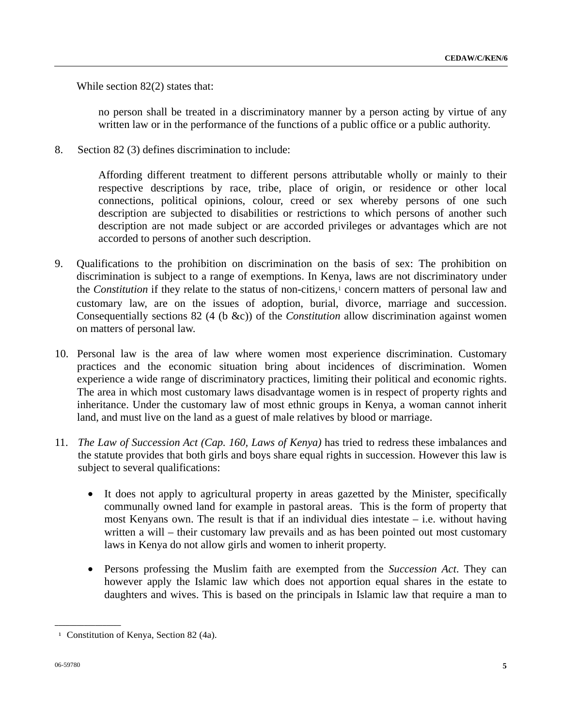While section 82(2) states that:

> no person shall be treated in a discriminatory manner by a person acting by virtue of any written law or in the performance of the functions of a public office or a public authority.

8. Section 82 (3) defines discrimination to include:

> Affording different treatment to different persons attributable wholly or mainly to their respective descriptions by race, tribe, place of origin, or residence or other local connections, political opinions, colour, creed or sex whereby persons of one such description are subjected to disabilities or restrictions to which persons of another such description are not made subject or are accorded privileges or advantages which are not accorded to persons of another such description.

9. Qualifications to the prohibition on discrimination on the basis of sex: The prohibition on discrimination is subject to a range of exemptions. In Kenya, laws are not discriminatory under the *Constitution* if they relate to the status of non-citizens,[1] concern matters of personal law and customary law, are on the issues of adoption, burial, divorce, marriage and succession. Consequentially sections 82 (4 (b &c)) of the *Constitution* allow discrimination against women on matters of personal law.

10. Personal law is the area of law where women most experience discrimination. Customary practices and the economic situation bring about incidences of discrimination. Women experience a wide range of discriminatory practices, limiting their political and economic rights. The area in which most customary laws disadvantage women is in respect of property rights and inheritance. Under the customary law of most ethnic groups in Kenya, a woman cannot inherit land, and must live on the land as a guest of male relatives by blood or marriage.

11. *The Law of Succession Act (Cap. 160, Laws of Kenya)* has tried to redress these imbalances and the statute provides that both girls and boys share equal rights in succession. However this law is subject to several qualifications:

    - It does not apply to agricultural property in areas gazetted by the Minister, specifically communally owned land for example in pastoral areas. This is the form of property that most Kenyans own. The result is that if an individual dies intestate – i.e. without having written a will – their customary law prevails and as has been pointed out most customary laws in Kenya do not allow girls and women to inherit property.

    - Persons professing the Muslim faith are exempted from the *Succession Act*. They can however apply the Islamic law which does not apportion equal shares in the estate to daughters and wives. This is based on the principals in Islamic law that require a man to

---

[1] Constitution of Kenya, Section 82 (4a).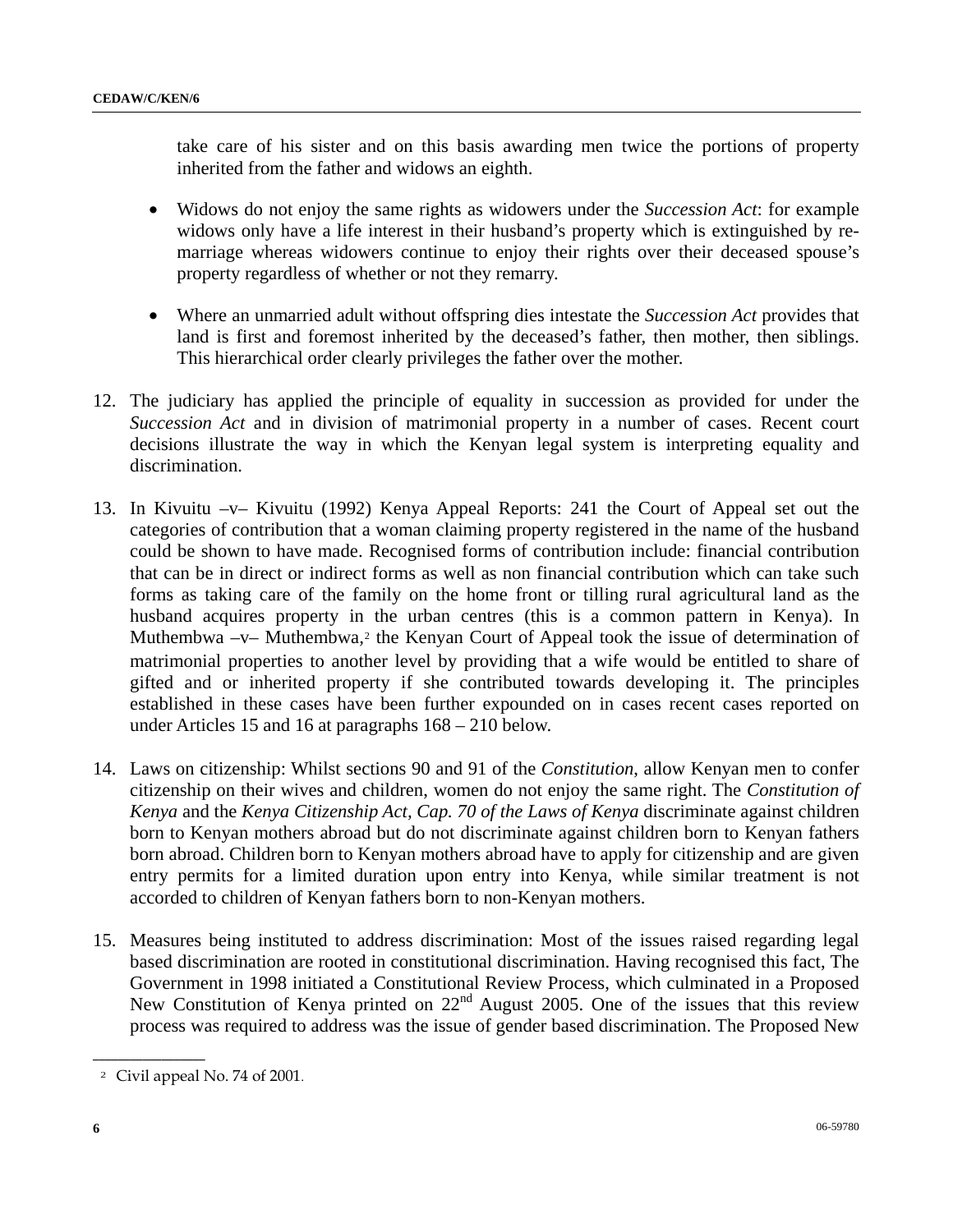take care of his sister and on this basis awarding men twice the portions of property inherited from the father and widows an eighth.

- Widows do not enjoy the same rights as widowers under the *Succession Act*: for example widows only have a life interest in their husband's property which is extinguished by re-marriage whereas widowers continue to enjoy their rights over their deceased spouse's property regardless of whether or not they remarry.

- Where an unmarried adult without offspring dies intestate the *Succession Act* provides that land is first and foremost inherited by the deceased's father, then mother, then siblings. This hierarchical order clearly privileges the father over the mother.

12. The judiciary has applied the principle of equality in succession as provided for under the *Succession Act* and in division of matrimonial property in a number of cases. Recent court decisions illustrate the way in which the Kenyan legal system is interpreting equality and discrimination.

13. In Kivuitu –v– Kivuitu (1992) Kenya Appeal Reports: 241 the Court of Appeal set out the categories of contribution that a woman claiming property registered in the name of the husband could be shown to have made. Recognised forms of contribution include: financial contribution that can be in direct or indirect forms as well as non financial contribution which can take such forms as taking care of the family on the home front or tilling rural agricultural land as the husband acquires property in the urban centres (this is a common pattern in Kenya). In Muthembwa –v– Muthembwa,[2] the Kenyan Court of Appeal took the issue of determination of matrimonial properties to another level by providing that a wife would be entitled to share of gifted and or inherited property if she contributed towards developing it. The principles established in these cases have been further expounded on in cases recent cases reported on under Articles 15 and 16 at paragraphs 168 – 210 below.

14. Laws on citizenship: Whilst sections 90 and 91 of the *Constitution*, allow Kenyan men to confer citizenship on their wives and children, women do not enjoy the same right. The *Constitution of Kenya* and the *Kenya Citizenship Act, Cap. 70 of the Laws of Kenya* discriminate against children born to Kenyan mothers abroad but do not discriminate against children born to Kenyan fathers born abroad. Children born to Kenyan mothers abroad have to apply for citizenship and are given entry permits for a limited duration upon entry into Kenya, while similar treatment is not accorded to children of Kenyan fathers born to non-Kenyan mothers.

15. Measures being instituted to address discrimination: Most of the issues raised regarding legal based discrimination are rooted in constitutional discrimination. Having recognised this fact, The Government in 1998 initiated a Constitutional Review Process, which culminated in a Proposed New Constitution of Kenya printed on 22nd August 2005. One of the issues that this review process was required to address was the issue of gender based discrimination. The Proposed New

[2] Civil appeal No. 74 of 2001.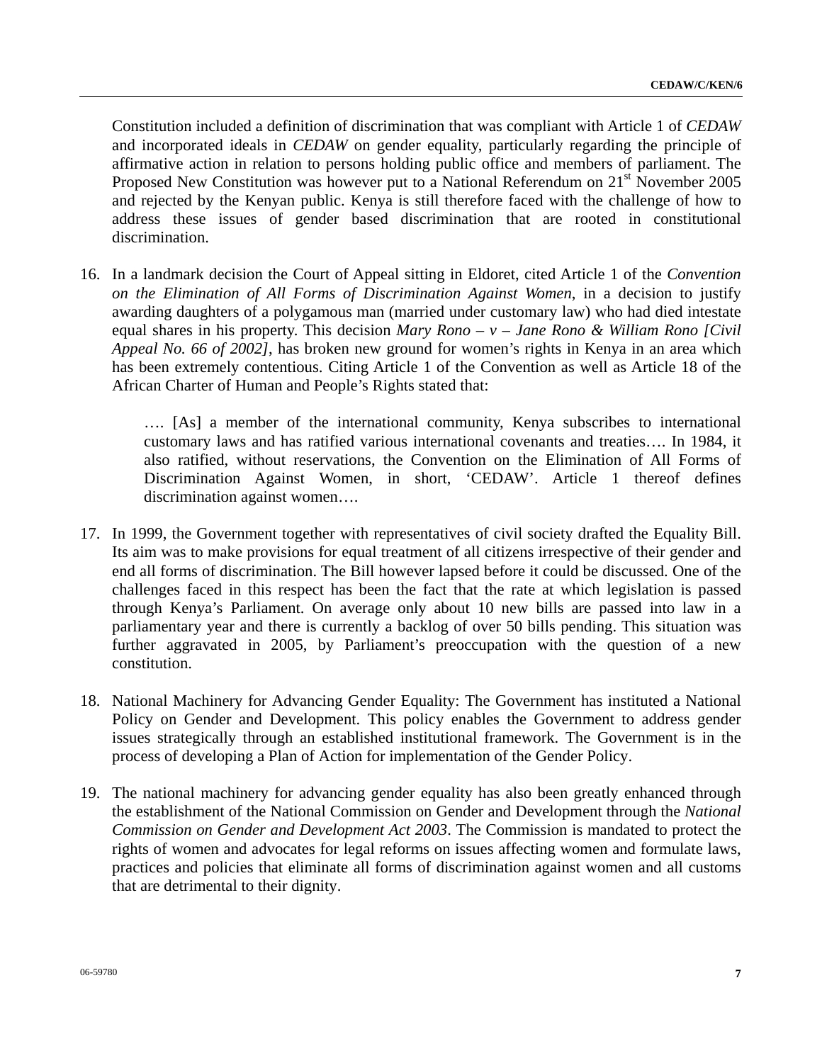Constitution included a definition of discrimination that was compliant with Article 1 of *CEDAW* and incorporated ideals in *CEDAW* on gender equality, particularly regarding the principle of affirmative action in relation to persons holding public office and members of parliament. The Proposed New Constitution was however put to a National Referendum on 21st November 2005 and rejected by the Kenyan public. Kenya is still therefore faced with the challenge of how to address these issues of gender based discrimination that are rooted in constitutional discrimination.

16. In a landmark decision the Court of Appeal sitting in Eldoret, cited Article 1 of the *Convention on the Elimination of All Forms of Discrimination Against Women*, in a decision to justify awarding daughters of a polygamous man (married under customary law) who had died intestate equal shares in his property. This decision *Mary Rono – v – Jane Rono & William Rono [Civil Appeal No. 66 of 2002]*, has broken new ground for women's rights in Kenya in an area which has been extremely contentious. Citing Article 1 of the Convention as well as Article 18 of the African Charter of Human and People's Rights stated that:

    …. [As] a member of the international community, Kenya subscribes to international customary laws and has ratified various international covenants and treaties…. In 1984, it also ratified, without reservations, the Convention on the Elimination of All Forms of Discrimination Against Women, in short, 'CEDAW'. Article 1 thereof defines discrimination against women….

17. In 1999, the Government together with representatives of civil society drafted the Equality Bill. Its aim was to make provisions for equal treatment of all citizens irrespective of their gender and end all forms of discrimination. The Bill however lapsed before it could be discussed. One of the challenges faced in this respect has been the fact that the rate at which legislation is passed through Kenya's Parliament. On average only about 10 new bills are passed into law in a parliamentary year and there is currently a backlog of over 50 bills pending. This situation was further aggravated in 2005, by Parliament's preoccupation with the question of a new constitution.

18. National Machinery for Advancing Gender Equality: The Government has instituted a National Policy on Gender and Development. This policy enables the Government to address gender issues strategically through an established institutional framework. The Government is in the process of developing a Plan of Action for implementation of the Gender Policy.

19. The national machinery for advancing gender equality has also been greatly enhanced through the establishment of the National Commission on Gender and Development through the *National Commission on Gender and Development Act 2003*. The Commission is mandated to protect the rights of women and advocates for legal reforms on issues affecting women and formulate laws, practices and policies that eliminate all forms of discrimination against women and all customs that are detrimental to their dignity.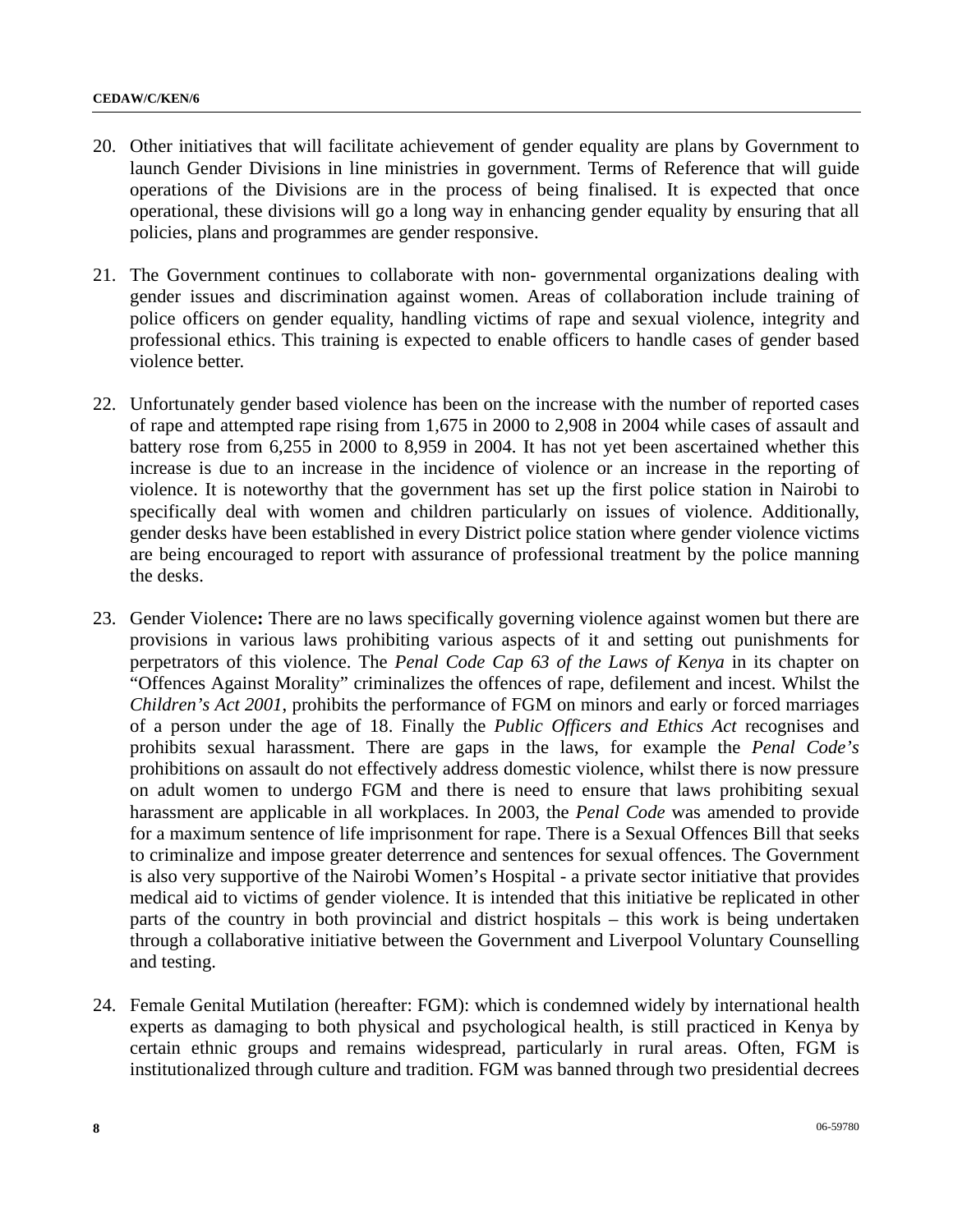20. Other initiatives that will facilitate achievement of gender equality are plans by Government to launch Gender Divisions in line ministries in government. Terms of Reference that will guide operations of the Divisions are in the process of being finalised. It is expected that once operational, these divisions will go a long way in enhancing gender equality by ensuring that all policies, plans and programmes are gender responsive.

21. The Government continues to collaborate with non- governmental organizations dealing with gender issues and discrimination against women. Areas of collaboration include training of police officers on gender equality, handling victims of rape and sexual violence, integrity and professional ethics. This training is expected to enable officers to handle cases of gender based violence better.

22. Unfortunately gender based violence has been on the increase with the number of reported cases of rape and attempted rape rising from 1,675 in 2000 to 2,908 in 2004 while cases of assault and battery rose from 6,255 in 2000 to 8,959 in 2004. It has not yet been ascertained whether this increase is due to an increase in the incidence of violence or an increase in the reporting of violence. It is noteworthy that the government has set up the first police station in Nairobi to specifically deal with women and children particularly on issues of violence. Additionally, gender desks have been established in every District police station where gender violence victims are being encouraged to report with assurance of professional treatment by the police manning the desks.

23. Gender Violence**:** There are no laws specifically governing violence against women but there are provisions in various laws prohibiting various aspects of it and setting out punishments for perpetrators of this violence. The *Penal Code Cap 63 of the Laws of Kenya* in its chapter on "Offences Against Morality" criminalizes the offences of rape, defilement and incest. Whilst the *Children's Act 2001*, prohibits the performance of FGM on minors and early or forced marriages of a person under the age of 18. Finally the *Public Officers and Ethics Act* recognises and prohibits sexual harassment. There are gaps in the laws, for example the *Penal Code's* prohibitions on assault do not effectively address domestic violence, whilst there is now pressure on adult women to undergo FGM and there is need to ensure that laws prohibiting sexual harassment are applicable in all workplaces. In 2003, the *Penal Code* was amended to provide for a maximum sentence of life imprisonment for rape. There is a Sexual Offences Bill that seeks to criminalize and impose greater deterrence and sentences for sexual offences. The Government is also very supportive of the Nairobi Women's Hospital - a private sector initiative that provides medical aid to victims of gender violence. It is intended that this initiative be replicated in other parts of the country in both provincial and district hospitals – this work is being undertaken through a collaborative initiative between the Government and Liverpool Voluntary Counselling and testing.

24. Female Genital Mutilation (hereafter: FGM): which is condemned widely by international health experts as damaging to both physical and psychological health, is still practiced in Kenya by certain ethnic groups and remains widespread, particularly in rural areas. Often, FGM is institutionalized through culture and tradition. FGM was banned through two presidential decrees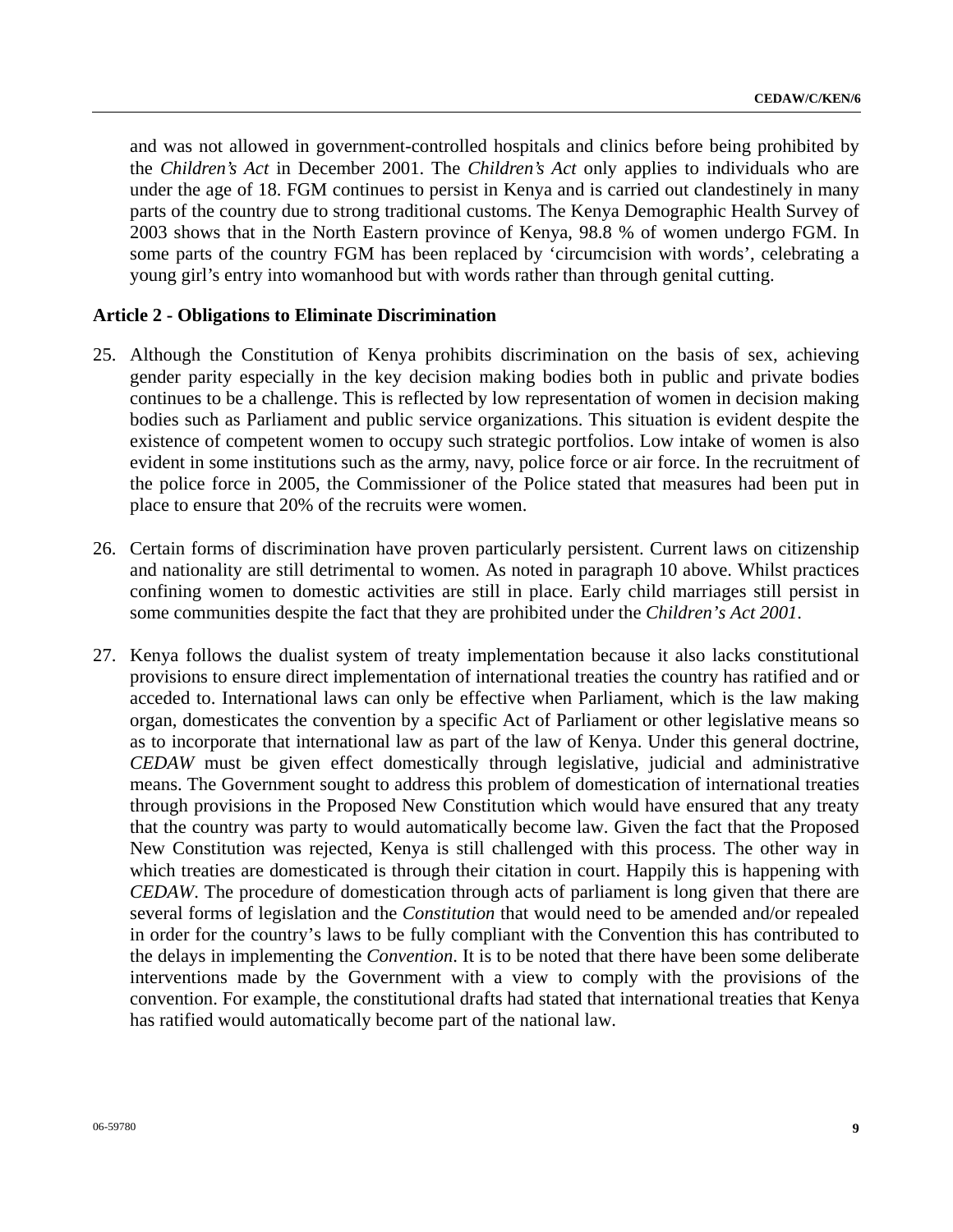and was not allowed in government-controlled hospitals and clinics before being prohibited by the *Children's Act* in December 2001. The *Children's Act* only applies to individuals who are under the age of 18. FGM continues to persist in Kenya and is carried out clandestinely in many parts of the country due to strong traditional customs. The Kenya Demographic Health Survey of 2003 shows that in the North Eastern province of Kenya, 98.8 % of women undergo FGM. In some parts of the country FGM has been replaced by 'circumcision with words', celebrating a young girl's entry into womanhood but with words rather than through genital cutting.

### Article 2 - Obligations to Eliminate Discrimination

25. Although the Constitution of Kenya prohibits discrimination on the basis of sex, achieving gender parity especially in the key decision making bodies both in public and private bodies continues to be a challenge. This is reflected by low representation of women in decision making bodies such as Parliament and public service organizations. This situation is evident despite the existence of competent women to occupy such strategic portfolios. Low intake of women is also evident in some institutions such as the army, navy, police force or air force. In the recruitment of the police force in 2005, the Commissioner of the Police stated that measures had been put in place to ensure that 20% of the recruits were women.

26. Certain forms of discrimination have proven particularly persistent. Current laws on citizenship and nationality are still detrimental to women. As noted in paragraph 10 above. Whilst practices confining women to domestic activities are still in place. Early child marriages still persist in some communities despite the fact that they are prohibited under the *Children's Act 2001*.

27. Kenya follows the dualist system of treaty implementation because it also lacks constitutional provisions to ensure direct implementation of international treaties the country has ratified and or acceded to. International laws can only be effective when Parliament, which is the law making organ, domesticates the convention by a specific Act of Parliament or other legislative means so as to incorporate that international law as part of the law of Kenya. Under this general doctrine, *CEDAW* must be given effect domestically through legislative, judicial and administrative means. The Government sought to address this problem of domestication of international treaties through provisions in the Proposed New Constitution which would have ensured that any treaty that the country was party to would automatically become law. Given the fact that the Proposed New Constitution was rejected, Kenya is still challenged with this process. The other way in which treaties are domesticated is through their citation in court. Happily this is happening with *CEDAW*. The procedure of domestication through acts of parliament is long given that there are several forms of legislation and the *Constitution* that would need to be amended and/or repealed in order for the country's laws to be fully compliant with the Convention this has contributed to the delays in implementing the *Convention*. It is to be noted that there have been some deliberate interventions made by the Government with a view to comply with the provisions of the convention. For example, the constitutional drafts had stated that international treaties that Kenya has ratified would automatically become part of the national law.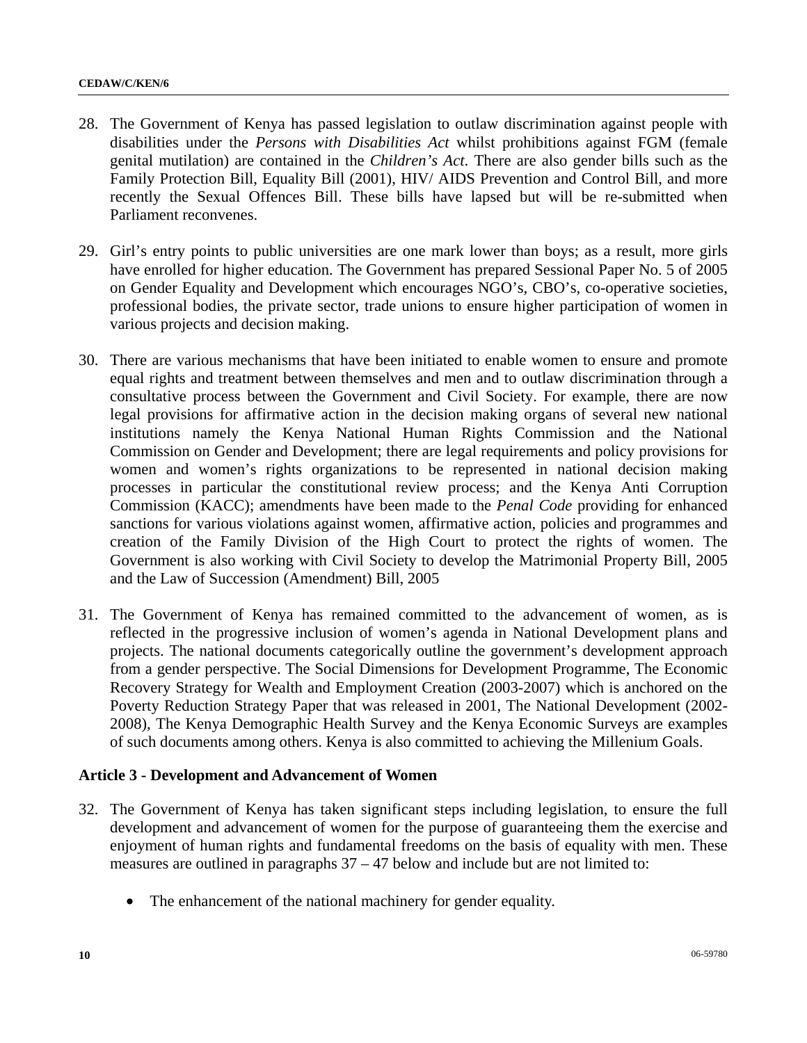28. The Government of Kenya has passed legislation to outlaw discrimination against people with disabilities under the *Persons with Disabilities Act* whilst prohibitions against FGM (female genital mutilation) are contained in the *Children's Act*. There are also gender bills such as the Family Protection Bill, Equality Bill (2001), HIV/ AIDS Prevention and Control Bill, and more recently the Sexual Offences Bill. These bills have lapsed but will be re-submitted when Parliament reconvenes.

29. Girl's entry points to public universities are one mark lower than boys; as a result, more girls have enrolled for higher education. The Government has prepared Sessional Paper No. 5 of 2005 on Gender Equality and Development which encourages NGO's, CBO's, co-operative societies, professional bodies, the private sector, trade unions to ensure higher participation of women in various projects and decision making.

30. There are various mechanisms that have been initiated to enable women to ensure and promote equal rights and treatment between themselves and men and to outlaw discrimination through a consultative process between the Government and Civil Society. For example, there are now legal provisions for affirmative action in the decision making organs of several new national institutions namely the Kenya National Human Rights Commission and the National Commission on Gender and Development; there are legal requirements and policy provisions for women and women's rights organizations to be represented in national decision making processes in particular the constitutional review process; and the Kenya Anti Corruption Commission (KACC); amendments have been made to the *Penal Code* providing for enhanced sanctions for various violations against women, affirmative action, policies and programmes and creation of the Family Division of the High Court to protect the rights of women. The Government is also working with Civil Society to develop the Matrimonial Property Bill, 2005 and the Law of Succession (Amendment) Bill, 2005

31. The Government of Kenya has remained committed to the advancement of women, as is reflected in the progressive inclusion of women's agenda in National Development plans and projects. The national documents categorically outline the government's development approach from a gender perspective. The Social Dimensions for Development Programme, The Economic Recovery Strategy for Wealth and Employment Creation (2003-2007) which is anchored on the Poverty Reduction Strategy Paper that was released in 2001, The National Development (2002-2008), The Kenya Demographic Health Survey and the Kenya Economic Surveys are examples of such documents among others. Kenya is also committed to achieving the Millenium Goals.

### Article 3 - Development and Advancement of Women

32. The Government of Kenya has taken significant steps including legislation, to ensure the full development and advancement of women for the purpose of guaranteeing them the exercise and enjoyment of human rights and fundamental freedoms on the basis of equality with men. These measures are outlined in paragraphs 37 – 47 below and include but are not limited to:

    - The enhancement of the national machinery for gender equality.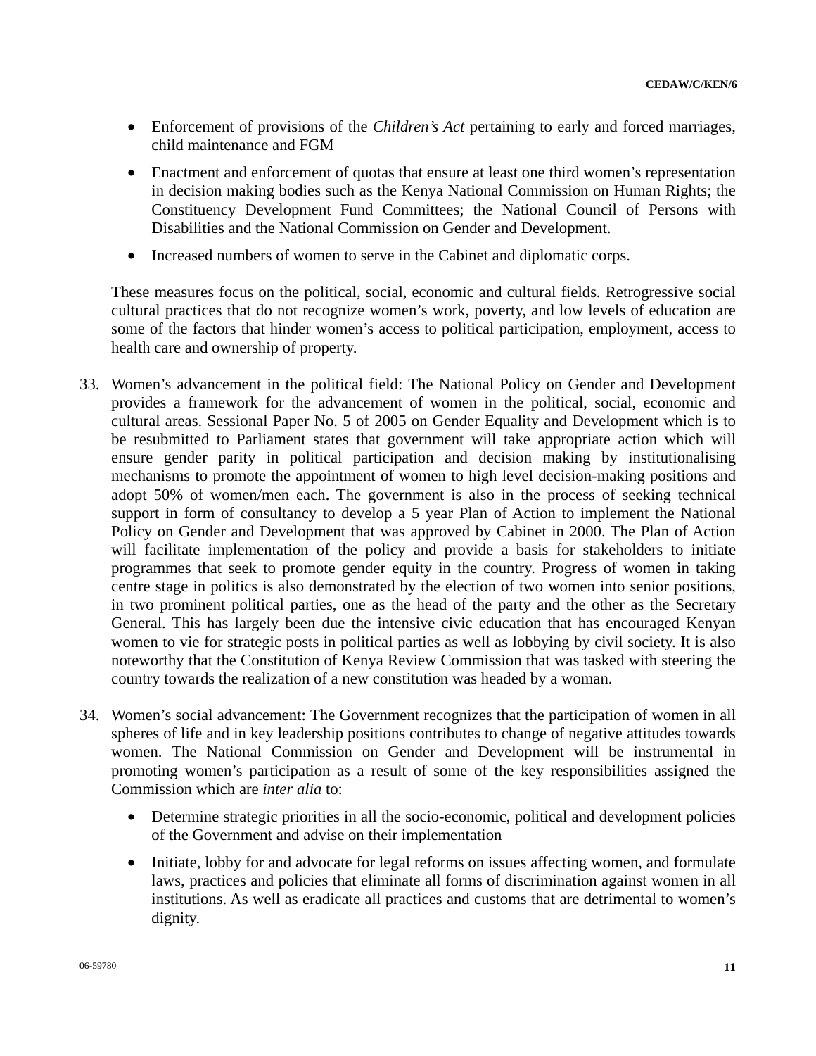- Enforcement of provisions of the *Children's Act* pertaining to early and forced marriages, child maintenance and FGM
- Enactment and enforcement of quotas that ensure at least one third women's representation in decision making bodies such as the Kenya National Commission on Human Rights; the Constituency Development Fund Committees; the National Council of Persons with Disabilities and the National Commission on Gender and Development.
- Increased numbers of women to serve in the Cabinet and diplomatic corps.

These measures focus on the political, social, economic and cultural fields. Retrogressive social cultural practices that do not recognize women's work, poverty, and low levels of education are some of the factors that hinder women's access to political participation, employment, access to health care and ownership of property.

33. Women's advancement in the political field: The National Policy on Gender and Development provides a framework for the advancement of women in the political, social, economic and cultural areas. Sessional Paper No. 5 of 2005 on Gender Equality and Development which is to be resubmitted to Parliament states that government will take appropriate action which will ensure gender parity in political participation and decision making by institutionalising mechanisms to promote the appointment of women to high level decision-making positions and adopt 50% of women/men each. The government is also in the process of seeking technical support in form of consultancy to develop a 5 year Plan of Action to implement the National Policy on Gender and Development that was approved by Cabinet in 2000. The Plan of Action will facilitate implementation of the policy and provide a basis for stakeholders to initiate programmes that seek to promote gender equity in the country. Progress of women in taking centre stage in politics is also demonstrated by the election of two women into senior positions, in two prominent political parties, one as the head of the party and the other as the Secretary General. This has largely been due the intensive civic education that has encouraged Kenyan women to vie for strategic posts in political parties as well as lobbying by civil society. It is also noteworthy that the Constitution of Kenya Review Commission that was tasked with steering the country towards the realization of a new constitution was headed by a woman.

34. Women's social advancement: The Government recognizes that the participation of women in all spheres of life and in key leadership positions contributes to change of negative attitudes towards women. The National Commission on Gender and Development will be instrumental in promoting women's participation as a result of some of the key responsibilities assigned the Commission which are *inter alia* to:

    - Determine strategic priorities in all the socio-economic, political and development policies of the Government and advise on their implementation
    - Initiate, lobby for and advocate for legal reforms on issues affecting women, and formulate laws, practices and policies that eliminate all forms of discrimination against women in all institutions. As well as eradicate all practices and customs that are detrimental to women's dignity.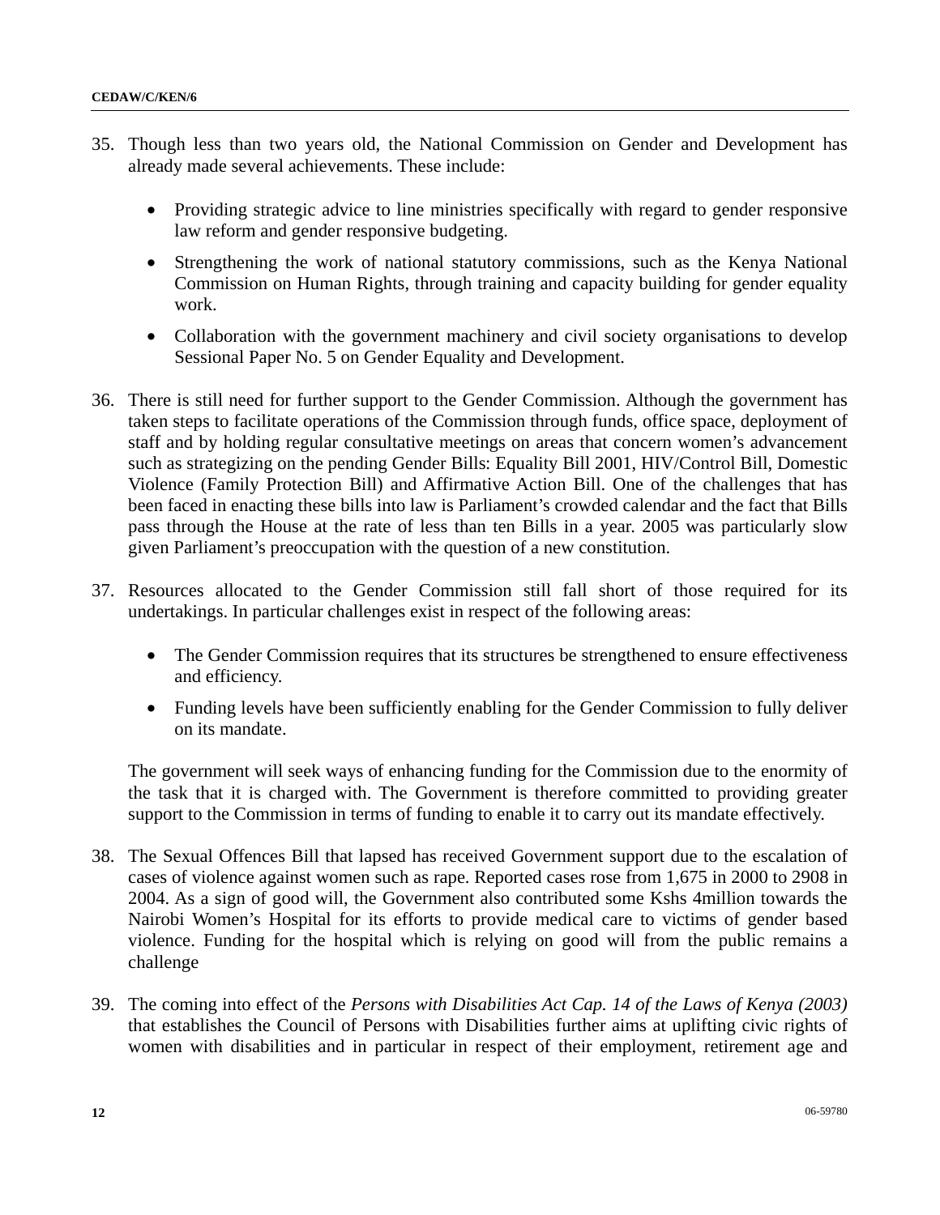35. Though less than two years old, the National Commission on Gender and Development has already made several achievements. These include:

    - Providing strategic advice to line ministries specifically with regard to gender responsive law reform and gender responsive budgeting.
    - Strengthening the work of national statutory commissions, such as the Kenya National Commission on Human Rights, through training and capacity building for gender equality work.
    - Collaboration with the government machinery and civil society organisations to develop Sessional Paper No. 5 on Gender Equality and Development.

36. There is still need for further support to the Gender Commission. Although the government has taken steps to facilitate operations of the Commission through funds, office space, deployment of staff and by holding regular consultative meetings on areas that concern women's advancement such as strategizing on the pending Gender Bills: Equality Bill 2001, HIV/Control Bill, Domestic Violence (Family Protection Bill) and Affirmative Action Bill. One of the challenges that has been faced in enacting these bills into law is Parliament's crowded calendar and the fact that Bills pass through the House at the rate of less than ten Bills in a year. 2005 was particularly slow given Parliament's preoccupation with the question of a new constitution.

37. Resources allocated to the Gender Commission still fall short of those required for its undertakings. In particular challenges exist in respect of the following areas:

    - The Gender Commission requires that its structures be strengthened to ensure effectiveness and efficiency.
    - Funding levels have been sufficiently enabling for the Gender Commission to fully deliver on its mandate.

    The government will seek ways of enhancing funding for the Commission due to the enormity of the task that it is charged with. The Government is therefore committed to providing greater support to the Commission in terms of funding to enable it to carry out its mandate effectively.

38. The Sexual Offences Bill that lapsed has received Government support due to the escalation of cases of violence against women such as rape. Reported cases rose from 1,675 in 2000 to 2908 in 2004. As a sign of good will, the Government also contributed some Kshs 4million towards the Nairobi Women's Hospital for its efforts to provide medical care to victims of gender based violence. Funding for the hospital which is relying on good will from the public remains a challenge

39. The coming into effect of the *Persons with Disabilities Act Cap. 14 of the Laws of Kenya (2003)* that establishes the Council of Persons with Disabilities further aims at uplifting civic rights of women with disabilities and in particular in respect of their employment, retirement age and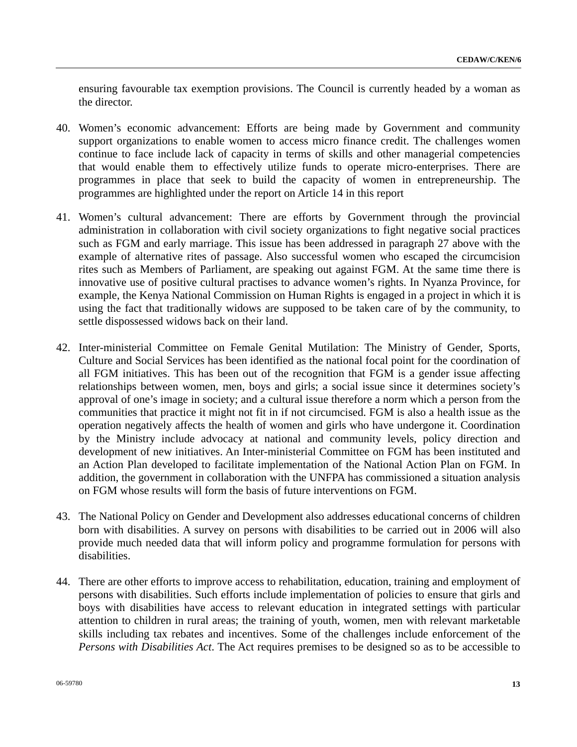ensuring favourable tax exemption provisions. The Council is currently headed by a woman as the director.

40. Women's economic advancement: Efforts are being made by Government and community support organizations to enable women to access micro finance credit. The challenges women continue to face include lack of capacity in terms of skills and other managerial competencies that would enable them to effectively utilize funds to operate micro-enterprises. There are programmes in place that seek to build the capacity of women in entrepreneurship. The programmes are highlighted under the report on Article 14 in this report

41. Women's cultural advancement: There are efforts by Government through the provincial administration in collaboration with civil society organizations to fight negative social practices such as FGM and early marriage. This issue has been addressed in paragraph 27 above with the example of alternative rites of passage. Also successful women who escaped the circumcision rites such as Members of Parliament, are speaking out against FGM. At the same time there is innovative use of positive cultural practises to advance women's rights. In Nyanza Province, for example, the Kenya National Commission on Human Rights is engaged in a project in which it is using the fact that traditionally widows are supposed to be taken care of by the community, to settle dispossessed widows back on their land.

42. Inter-ministerial Committee on Female Genital Mutilation: The Ministry of Gender, Sports, Culture and Social Services has been identified as the national focal point for the coordination of all FGM initiatives. This has been out of the recognition that FGM is a gender issue affecting relationships between women, men, boys and girls; a social issue since it determines society's approval of one's image in society; and a cultural issue therefore a norm which a person from the communities that practice it might not fit in if not circumcised. FGM is also a health issue as the operation negatively affects the health of women and girls who have undergone it. Coordination by the Ministry include advocacy at national and community levels, policy direction and development of new initiatives. An Inter-ministerial Committee on FGM has been instituted and an Action Plan developed to facilitate implementation of the National Action Plan on FGM. In addition, the government in collaboration with the UNFPA has commissioned a situation analysis on FGM whose results will form the basis of future interventions on FGM.

43. The National Policy on Gender and Development also addresses educational concerns of children born with disabilities. A survey on persons with disabilities to be carried out in 2006 will also provide much needed data that will inform policy and programme formulation for persons with disabilities.

44. There are other efforts to improve access to rehabilitation, education, training and employment of persons with disabilities. Such efforts include implementation of policies to ensure that girls and boys with disabilities have access to relevant education in integrated settings with particular attention to children in rural areas; the training of youth, women, men with relevant marketable skills including tax rebates and incentives. Some of the challenges include enforcement of the *Persons with Disabilities Act*. The Act requires premises to be designed so as to be accessible to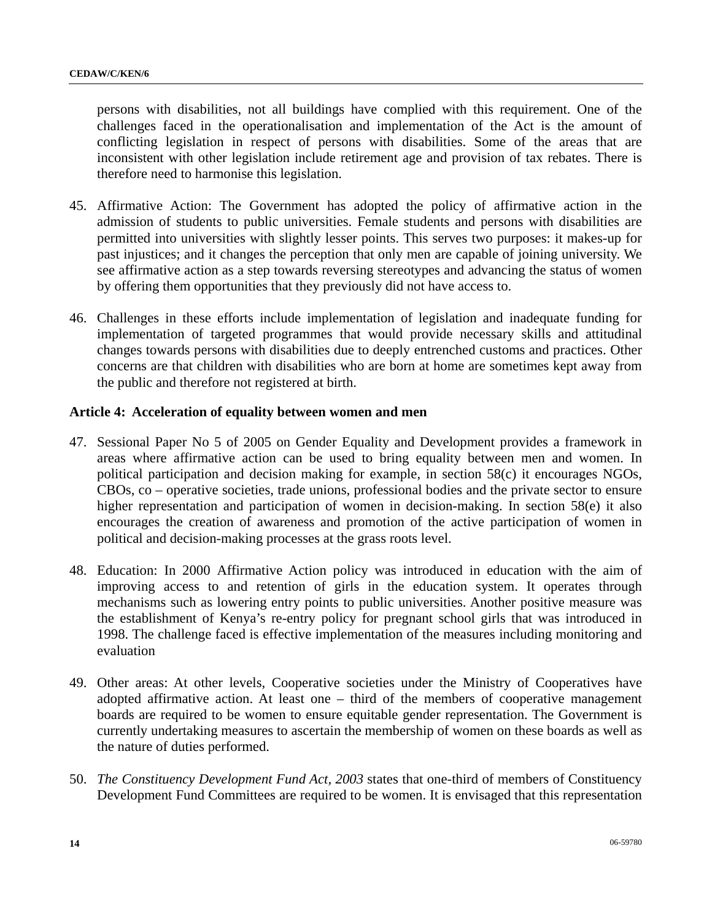persons with disabilities, not all buildings have complied with this requirement. One of the challenges faced in the operationalisation and implementation of the Act is the amount of conflicting legislation in respect of persons with disabilities. Some of the areas that are inconsistent with other legislation include retirement age and provision of tax rebates. There is therefore need to harmonise this legislation.

45. Affirmative Action: The Government has adopted the policy of affirmative action in the admission of students to public universities. Female students and persons with disabilities are permitted into universities with slightly lesser points. This serves two purposes: it makes-up for past injustices; and it changes the perception that only men are capable of joining university. We see affirmative action as a step towards reversing stereotypes and advancing the status of women by offering them opportunities that they previously did not have access to.

46. Challenges in these efforts include implementation of legislation and inadequate funding for implementation of targeted programmes that would provide necessary skills and attitudinal changes towards persons with disabilities due to deeply entrenched customs and practices. Other concerns are that children with disabilities who are born at home are sometimes kept away from the public and therefore not registered at birth.

### Article 4: Acceleration of equality between women and men

47. Sessional Paper No 5 of 2005 on Gender Equality and Development provides a framework in areas where affirmative action can be used to bring equality between men and women. In political participation and decision making for example, in section 58(c) it encourages NGOs, CBOs, co – operative societies, trade unions, professional bodies and the private sector to ensure higher representation and participation of women in decision-making. In section 58(e) it also encourages the creation of awareness and promotion of the active participation of women in political and decision-making processes at the grass roots level.

48. Education: In 2000 Affirmative Action policy was introduced in education with the aim of improving access to and retention of girls in the education system. It operates through mechanisms such as lowering entry points to public universities. Another positive measure was the establishment of Kenya's re-entry policy for pregnant school girls that was introduced in 1998. The challenge faced is effective implementation of the measures including monitoring and evaluation

49. Other areas: At other levels, Cooperative societies under the Ministry of Cooperatives have adopted affirmative action. At least one – third of the members of cooperative management boards are required to be women to ensure equitable gender representation. The Government is currently undertaking measures to ascertain the membership of women on these boards as well as the nature of duties performed.

50. *The Constituency Development Fund Act, 2003* states that one-third of members of Constituency Development Fund Committees are required to be women. It is envisaged that this representation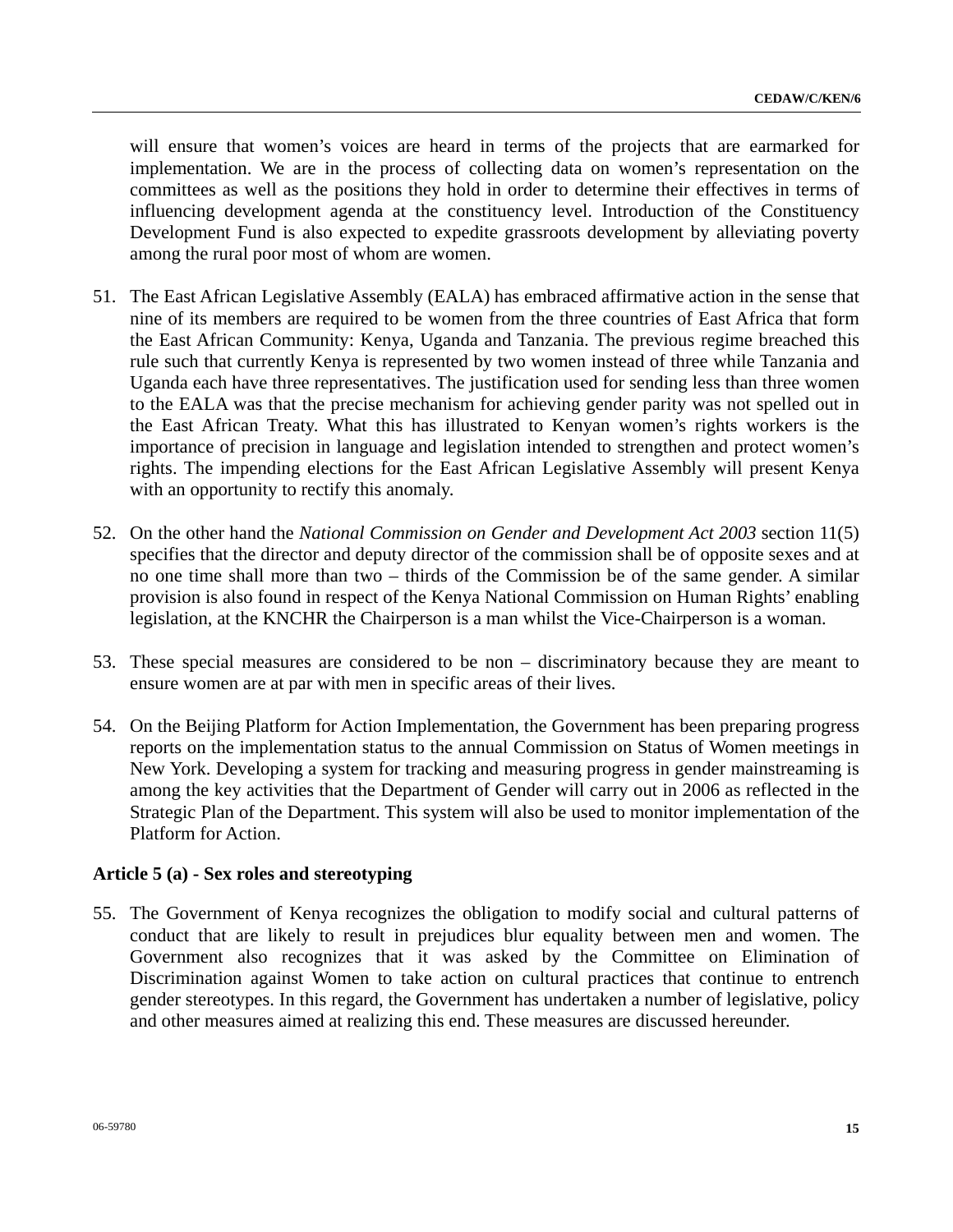will ensure that women's voices are heard in terms of the projects that are earmarked for implementation. We are in the process of collecting data on women's representation on the committees as well as the positions they hold in order to determine their effectives in terms of influencing development agenda at the constituency level. Introduction of the Constituency Development Fund is also expected to expedite grassroots development by alleviating poverty among the rural poor most of whom are women.

51. The East African Legislative Assembly (EALA) has embraced affirmative action in the sense that nine of its members are required to be women from the three countries of East Africa that form the East African Community: Kenya, Uganda and Tanzania. The previous regime breached this rule such that currently Kenya is represented by two women instead of three while Tanzania and Uganda each have three representatives. The justification used for sending less than three women to the EALA was that the precise mechanism for achieving gender parity was not spelled out in the East African Treaty. What this has illustrated to Kenyan women's rights workers is the importance of precision in language and legislation intended to strengthen and protect women's rights. The impending elections for the East African Legislative Assembly will present Kenya with an opportunity to rectify this anomaly.

52. On the other hand the *National Commission on Gender and Development Act 2003* section 11(5) specifies that the director and deputy director of the commission shall be of opposite sexes and at no one time shall more than two – thirds of the Commission be of the same gender. A similar provision is also found in respect of the Kenya National Commission on Human Rights' enabling legislation, at the KNCHR the Chairperson is a man whilst the Vice-Chairperson is a woman.

53. These special measures are considered to be non – discriminatory because they are meant to ensure women are at par with men in specific areas of their lives.

54. On the Beijing Platform for Action Implementation, the Government has been preparing progress reports on the implementation status to the annual Commission on Status of Women meetings in New York. Developing a system for tracking and measuring progress in gender mainstreaming is among the key activities that the Department of Gender will carry out in 2006 as reflected in the Strategic Plan of the Department. This system will also be used to monitor implementation of the Platform for Action.

**Article 5 (a) - Sex roles and stereotyping**

55. The Government of Kenya recognizes the obligation to modify social and cultural patterns of conduct that are likely to result in prejudices blur equality between men and women. The Government also recognizes that it was asked by the Committee on Elimination of Discrimination against Women to take action on cultural practices that continue to entrench gender stereotypes. In this regard, the Government has undertaken a number of legislative, policy and other measures aimed at realizing this end. These measures are discussed hereunder.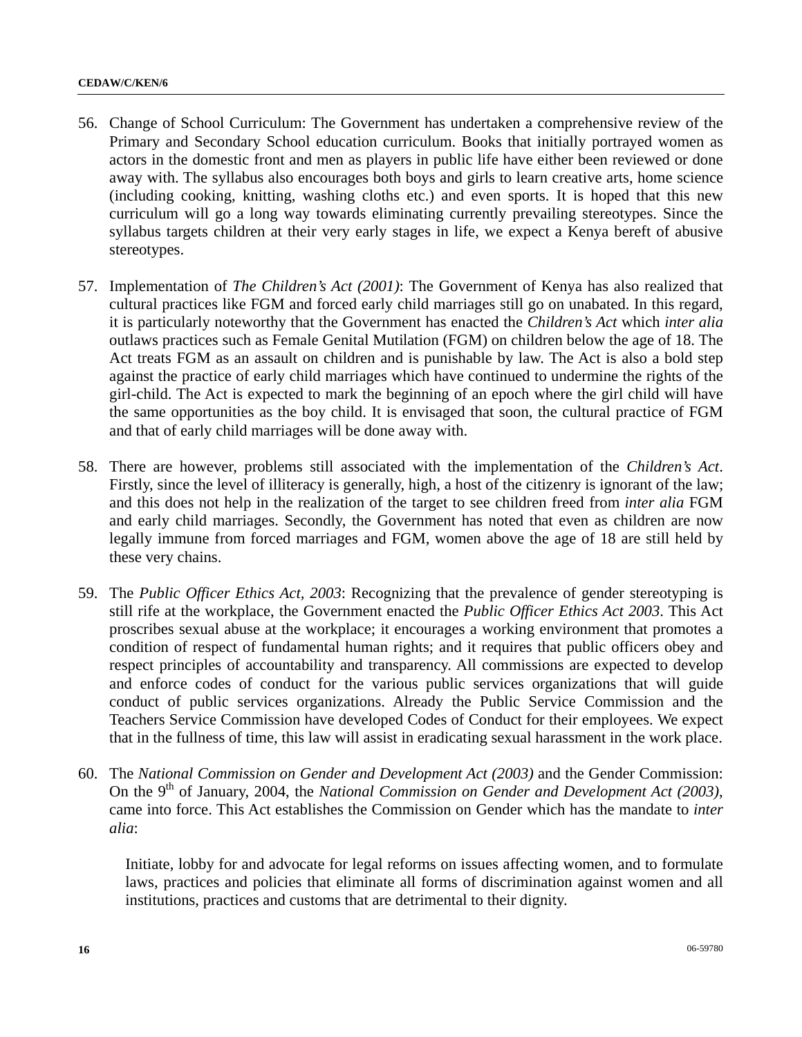56. Change of School Curriculum: The Government has undertaken a comprehensive review of the Primary and Secondary School education curriculum. Books that initially portrayed women as actors in the domestic front and men as players in public life have either been reviewed or done away with. The syllabus also encourages both boys and girls to learn creative arts, home science (including cooking, knitting, washing cloths etc.) and even sports. It is hoped that this new curriculum will go a long way towards eliminating currently prevailing stereotypes. Since the syllabus targets children at their very early stages in life, we expect a Kenya bereft of abusive stereotypes.

57. Implementation of *The Children's Act (2001)*: The Government of Kenya has also realized that cultural practices like FGM and forced early child marriages still go on unabated. In this regard, it is particularly noteworthy that the Government has enacted the *Children's Act* which *inter alia* outlaws practices such as Female Genital Mutilation (FGM) on children below the age of 18. The Act treats FGM as an assault on children and is punishable by law. The Act is also a bold step against the practice of early child marriages which have continued to undermine the rights of the girl-child. The Act is expected to mark the beginning of an epoch where the girl child will have the same opportunities as the boy child. It is envisaged that soon, the cultural practice of FGM and that of early child marriages will be done away with.

58. There are however, problems still associated with the implementation of the *Children's Act*. Firstly, since the level of illiteracy is generally, high, a host of the citizenry is ignorant of the law; and this does not help in the realization of the target to see children freed from *inter alia* FGM and early child marriages. Secondly, the Government has noted that even as children are now legally immune from forced marriages and FGM, women above the age of 18 are still held by these very chains.

59. The *Public Officer Ethics Act, 2003*: Recognizing that the prevalence of gender stereotyping is still rife at the workplace, the Government enacted the *Public Officer Ethics Act 2003*. This Act proscribes sexual abuse at the workplace; it encourages a working environment that promotes a condition of respect of fundamental human rights; and it requires that public officers obey and respect principles of accountability and transparency. All commissions are expected to develop and enforce codes of conduct for the various public services organizations that will guide conduct of public services organizations. Already the Public Service Commission and the Teachers Service Commission have developed Codes of Conduct for their employees. We expect that in the fullness of time, this law will assist in eradicating sexual harassment in the work place.

60. The *National Commission on Gender and Development Act (2003)* and the Gender Commission: On the 9th of January, 2004, the *National Commission on Gender and Development Act (2003)*, came into force. This Act establishes the Commission on Gender which has the mandate to *inter alia*:

    Initiate, lobby for and advocate for legal reforms on issues affecting women, and to formulate laws, practices and policies that eliminate all forms of discrimination against women and all institutions, practices and customs that are detrimental to their dignity.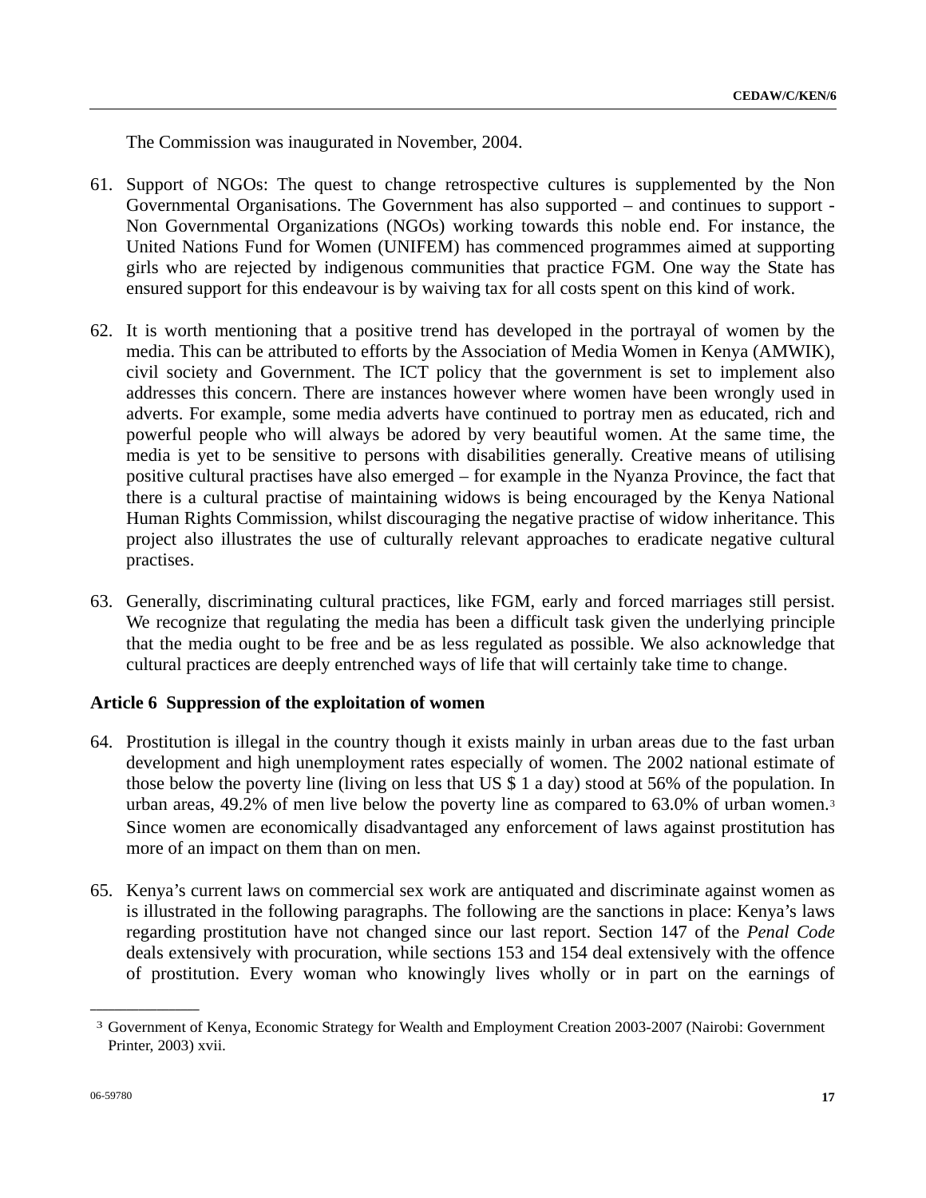The Commission was inaugurated in November, 2004.

61. Support of NGOs: The quest to change retrospective cultures is supplemented by the Non Governmental Organisations. The Government has also supported – and continues to support - Non Governmental Organizations (NGOs) working towards this noble end. For instance, the United Nations Fund for Women (UNIFEM) has commenced programmes aimed at supporting girls who are rejected by indigenous communities that practice FGM. One way the State has ensured support for this endeavour is by waiving tax for all costs spent on this kind of work.

62. It is worth mentioning that a positive trend has developed in the portrayal of women by the media. This can be attributed to efforts by the Association of Media Women in Kenya (AMWIK), civil society and Government. The ICT policy that the government is set to implement also addresses this concern. There are instances however where women have been wrongly used in adverts. For example, some media adverts have continued to portray men as educated, rich and powerful people who will always be adored by very beautiful women. At the same time, the media is yet to be sensitive to persons with disabilities generally. Creative means of utilising positive cultural practises have also emerged – for example in the Nyanza Province, the fact that there is a cultural practise of maintaining widows is being encouraged by the Kenya National Human Rights Commission, whilst discouraging the negative practise of widow inheritance. This project also illustrates the use of culturally relevant approaches to eradicate negative cultural practises.

63. Generally, discriminating cultural practices, like FGM, early and forced marriages still persist. We recognize that regulating the media has been a difficult task given the underlying principle that the media ought to be free and be as less regulated as possible. We also acknowledge that cultural practices are deeply entrenched ways of life that will certainly take time to change.

**Article 6 Suppression of the exploitation of women**

64. Prostitution is illegal in the country though it exists mainly in urban areas due to the fast urban development and high unemployment rates especially of women. The 2002 national estimate of those below the poverty line (living on less that US $ 1 a day) stood at 56% of the population. In urban areas, 49.2% of men live below the poverty line as compared to 63.0% of urban women.[3] Since women are economically disadvantaged any enforcement of laws against prostitution has more of an impact on them than on men.

65. Kenya's current laws on commercial sex work are antiquated and discriminate against women as is illustrated in the following paragraphs. The following are the sanctions in place: Kenya's laws regarding prostitution have not changed since our last report. Section 147 of the *Penal Code* deals extensively with procuration, while sections 153 and 154 deal extensively with the offence of prostitution. Every woman who knowingly lives wholly or in part on the earnings of

---

[3] Government of Kenya, Economic Strategy for Wealth and Employment Creation 2003-2007 (Nairobi: Government Printer, 2003) xvii.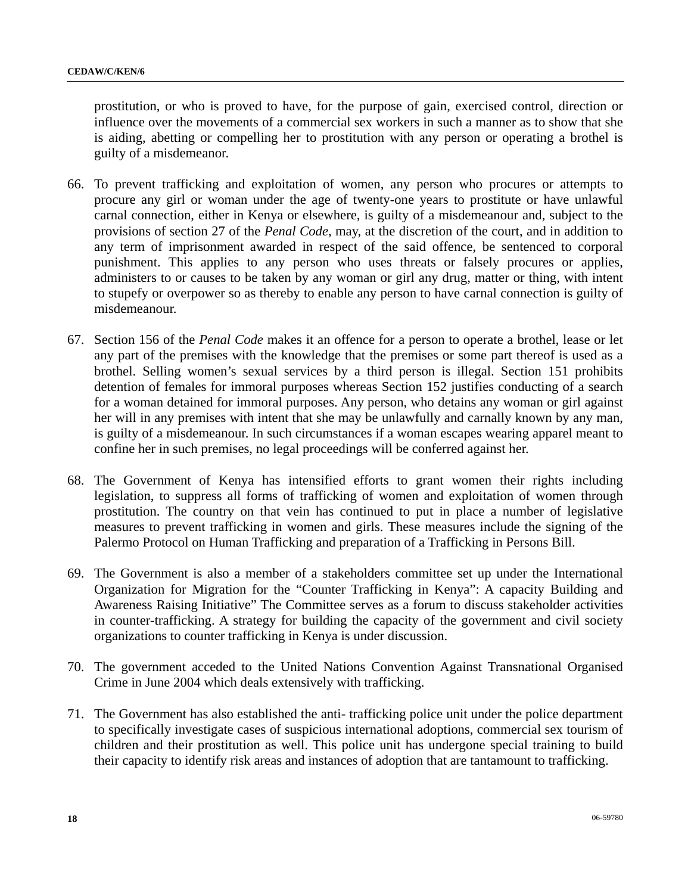prostitution, or who is proved to have, for the purpose of gain, exercised control, direction or influence over the movements of a commercial sex workers in such a manner as to show that she is aiding, abetting or compelling her to prostitution with any person or operating a brothel is guilty of a misdemeanor.

66. To prevent trafficking and exploitation of women, any person who procures or attempts to procure any girl or woman under the age of twenty-one years to prostitute or have unlawful carnal connection, either in Kenya or elsewhere, is guilty of a misdemeanour and, subject to the provisions of section 27 of the *Penal Code*, may, at the discretion of the court, and in addition to any term of imprisonment awarded in respect of the said offence, be sentenced to corporal punishment. This applies to any person who uses threats or falsely procures or applies, administers to or causes to be taken by any woman or girl any drug, matter or thing, with intent to stupefy or overpower so as thereby to enable any person to have carnal connection is guilty of misdemeanour.

67. Section 156 of the *Penal Code* makes it an offence for a person to operate a brothel, lease or let any part of the premises with the knowledge that the premises or some part thereof is used as a brothel. Selling women's sexual services by a third person is illegal. Section 151 prohibits detention of females for immoral purposes whereas Section 152 justifies conducting of a search for a woman detained for immoral purposes. Any person, who detains any woman or girl against her will in any premises with intent that she may be unlawfully and carnally known by any man, is guilty of a misdemeanour. In such circumstances if a woman escapes wearing apparel meant to confine her in such premises, no legal proceedings will be conferred against her.

68. The Government of Kenya has intensified efforts to grant women their rights including legislation, to suppress all forms of trafficking of women and exploitation of women through prostitution. The country on that vein has continued to put in place a number of legislative measures to prevent trafficking in women and girls. These measures include the signing of the Palermo Protocol on Human Trafficking and preparation of a Trafficking in Persons Bill.

69. The Government is also a member of a stakeholders committee set up under the International Organization for Migration for the "Counter Trafficking in Kenya": A capacity Building and Awareness Raising Initiative" The Committee serves as a forum to discuss stakeholder activities in counter-trafficking. A strategy for building the capacity of the government and civil society organizations to counter trafficking in Kenya is under discussion.

70. The government acceded to the United Nations Convention Against Transnational Organised Crime in June 2004 which deals extensively with trafficking.

71. The Government has also established the anti- trafficking police unit under the police department to specifically investigate cases of suspicious international adoptions, commercial sex tourism of children and their prostitution as well. This police unit has undergone special training to build their capacity to identify risk areas and instances of adoption that are tantamount to trafficking.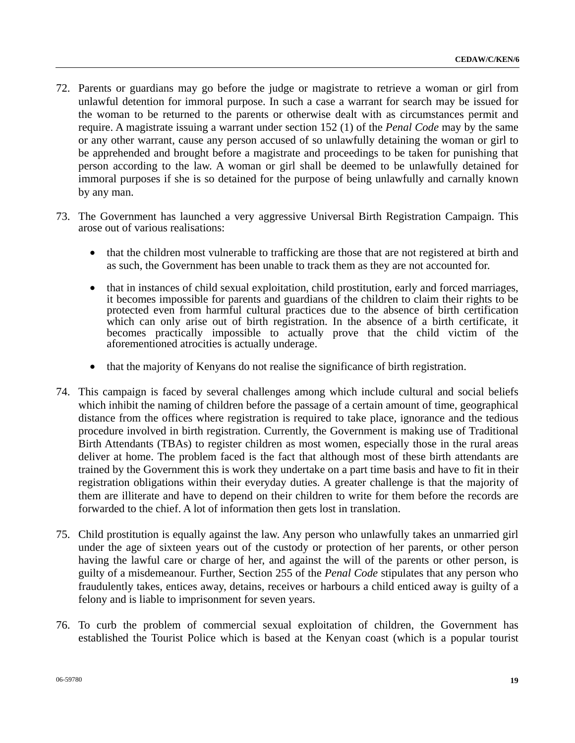72. Parents or guardians may go before the judge or magistrate to retrieve a woman or girl from unlawful detention for immoral purpose. In such a case a warrant for search may be issued for the woman to be returned to the parents or otherwise dealt with as circumstances permit and require. A magistrate issuing a warrant under section 152 (1) of the *Penal Code* may by the same or any other warrant, cause any person accused of so unlawfully detaining the woman or girl to be apprehended and brought before a magistrate and proceedings to be taken for punishing that person according to the law. A woman or girl shall be deemed to be unlawfully detained for immoral purposes if she is so detained for the purpose of being unlawfully and carnally known by any man.

73. The Government has launched a very aggressive Universal Birth Registration Campaign. This arose out of various realisations:

   - that the children most vulnerable to trafficking are those that are not registered at birth and as such, the Government has been unable to track them as they are not accounted for.

   - that in instances of child sexual exploitation, child prostitution, early and forced marriages, it becomes impossible for parents and guardians of the children to claim their rights to be protected even from harmful cultural practices due to the absence of birth certification which can only arise out of birth registration. In the absence of a birth certificate, it becomes practically impossible to actually prove that the child victim of the aforementioned atrocities is actually underage.

   - that the majority of Kenyans do not realise the significance of birth registration.

74. This campaign is faced by several challenges among which include cultural and social beliefs which inhibit the naming of children before the passage of a certain amount of time, geographical distance from the offices where registration is required to take place, ignorance and the tedious procedure involved in birth registration. Currently, the Government is making use of Traditional Birth Attendants (TBAs) to register children as most women, especially those in the rural areas deliver at home. The problem faced is the fact that although most of these birth attendants are trained by the Government this is work they undertake on a part time basis and have to fit in their registration obligations within their everyday duties. A greater challenge is that the majority of them are illiterate and have to depend on their children to write for them before the records are forwarded to the chief. A lot of information then gets lost in translation.

75. Child prostitution is equally against the law. Any person who unlawfully takes an unmarried girl under the age of sixteen years out of the custody or protection of her parents, or other person having the lawful care or charge of her, and against the will of the parents or other person, is guilty of a misdemeanour. Further, Section 255 of the *Penal Code* stipulates that any person who fraudulently takes, entices away, detains, receives or harbours a child enticed away is guilty of a felony and is liable to imprisonment for seven years.

76. To curb the problem of commercial sexual exploitation of children, the Government has established the Tourist Police which is based at the Kenyan coast (which is a popular tourist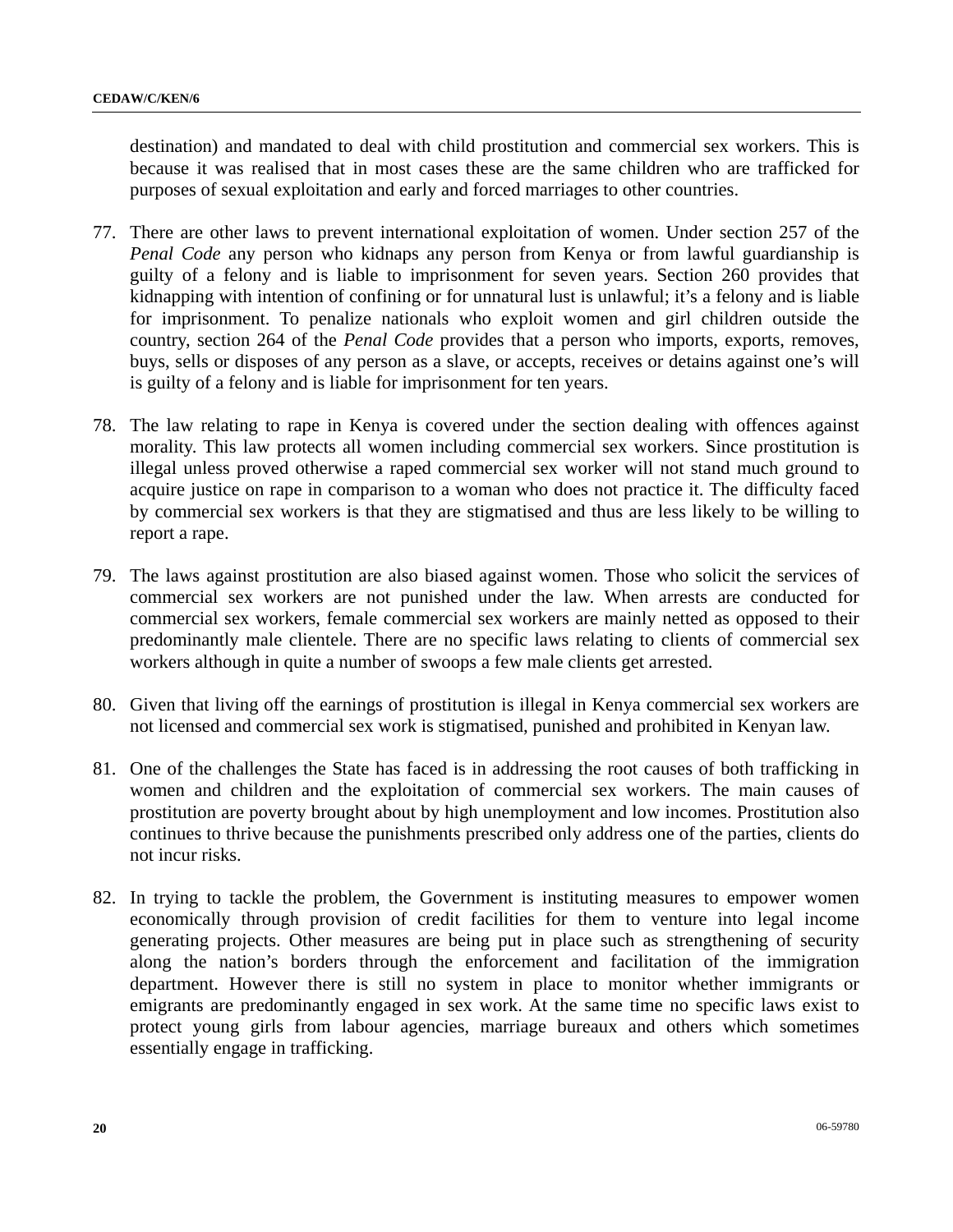destination) and mandated to deal with child prostitution and commercial sex workers. This is because it was realised that in most cases these are the same children who are trafficked for purposes of sexual exploitation and early and forced marriages to other countries.

77. There are other laws to prevent international exploitation of women. Under section 257 of the *Penal Code* any person who kidnaps any person from Kenya or from lawful guardianship is guilty of a felony and is liable to imprisonment for seven years. Section 260 provides that kidnapping with intention of confining or for unnatural lust is unlawful; it's a felony and is liable for imprisonment. To penalize nationals who exploit women and girl children outside the country, section 264 of the *Penal Code* provides that a person who imports, exports, removes, buys, sells or disposes of any person as a slave, or accepts, receives or detains against one's will is guilty of a felony and is liable for imprisonment for ten years.

78. The law relating to rape in Kenya is covered under the section dealing with offences against morality. This law protects all women including commercial sex workers. Since prostitution is illegal unless proved otherwise a raped commercial sex worker will not stand much ground to acquire justice on rape in comparison to a woman who does not practice it. The difficulty faced by commercial sex workers is that they are stigmatised and thus are less likely to be willing to report a rape.

79. The laws against prostitution are also biased against women. Those who solicit the services of commercial sex workers are not punished under the law. When arrests are conducted for commercial sex workers, female commercial sex workers are mainly netted as opposed to their predominantly male clientele. There are no specific laws relating to clients of commercial sex workers although in quite a number of swoops a few male clients get arrested.

80. Given that living off the earnings of prostitution is illegal in Kenya commercial sex workers are not licensed and commercial sex work is stigmatised, punished and prohibited in Kenyan law.

81. One of the challenges the State has faced is in addressing the root causes of both trafficking in women and children and the exploitation of commercial sex workers. The main causes of prostitution are poverty brought about by high unemployment and low incomes. Prostitution also continues to thrive because the punishments prescribed only address one of the parties, clients do not incur risks.

82. In trying to tackle the problem, the Government is instituting measures to empower women economically through provision of credit facilities for them to venture into legal income generating projects. Other measures are being put in place such as strengthening of security along the nation's borders through the enforcement and facilitation of the immigration department. However there is still no system in place to monitor whether immigrants or emigrants are predominantly engaged in sex work. At the same time no specific laws exist to protect young girls from labour agencies, marriage bureaux and others which sometimes essentially engage in trafficking.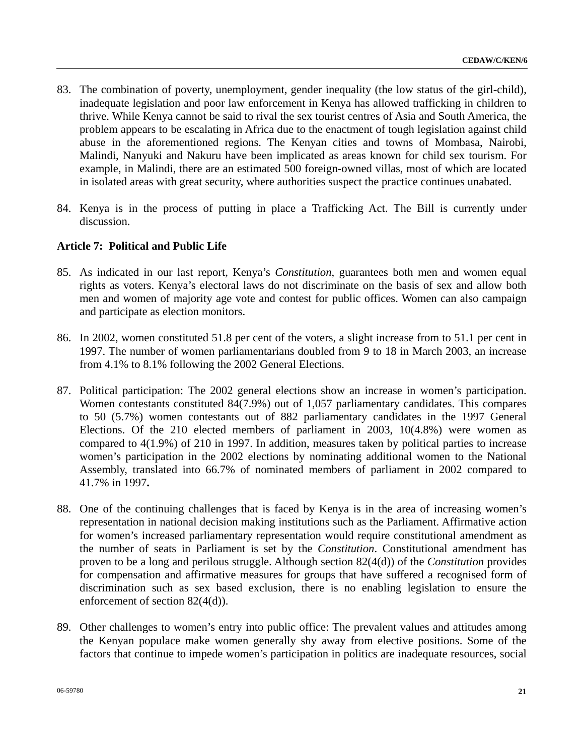83. The combination of poverty, unemployment, gender inequality (the low status of the girl-child), inadequate legislation and poor law enforcement in Kenya has allowed trafficking in children to thrive. While Kenya cannot be said to rival the sex tourist centres of Asia and South America, the problem appears to be escalating in Africa due to the enactment of tough legislation against child abuse in the aforementioned regions. The Kenyan cities and towns of Mombasa, Nairobi, Malindi, Nanyuki and Nakuru have been implicated as areas known for child sex tourism. For example, in Malindi, there are an estimated 500 foreign-owned villas, most of which are located in isolated areas with great security, where authorities suspect the practice continues unabated.

84. Kenya is in the process of putting in place a Trafficking Act. The Bill is currently under discussion.

### Article 7: Political and Public Life

85. As indicated in our last report, Kenya's *Constitution*, guarantees both men and women equal rights as voters. Kenya's electoral laws do not discriminate on the basis of sex and allow both men and women of majority age vote and contest for public offices. Women can also campaign and participate as election monitors.

86. In 2002, women constituted 51.8 per cent of the voters, a slight increase from to 51.1 per cent in 1997. The number of women parliamentarians doubled from 9 to 18 in March 2003, an increase from 4.1% to 8.1% following the 2002 General Elections.

87. Political participation: The 2002 general elections show an increase in women's participation. Women contestants constituted 84(7.9%) out of 1,057 parliamentary candidates. This compares to 50 (5.7%) women contestants out of 882 parliamentary candidates in the 1997 General Elections. Of the 210 elected members of parliament in 2003, 10(4.8%) were women as compared to 4(1.9%) of 210 in 1997. In addition, measures taken by political parties to increase women's participation in the 2002 elections by nominating additional women to the National Assembly, translated into 66.7% of nominated members of parliament in 2002 compared to 41.7% in 1997**.**

88. One of the continuing challenges that is faced by Kenya is in the area of increasing women's representation in national decision making institutions such as the Parliament. Affirmative action for women's increased parliamentary representation would require constitutional amendment as the number of seats in Parliament is set by the *Constitution*. Constitutional amendment has proven to be a long and perilous struggle. Although section 82(4(d)) of the *Constitution* provides for compensation and affirmative measures for groups that have suffered a recognised form of discrimination such as sex based exclusion, there is no enabling legislation to ensure the enforcement of section 82(4(d)).

89. Other challenges to women's entry into public office: The prevalent values and attitudes among the Kenyan populace make women generally shy away from elective positions. Some of the factors that continue to impede women's participation in politics are inadequate resources, social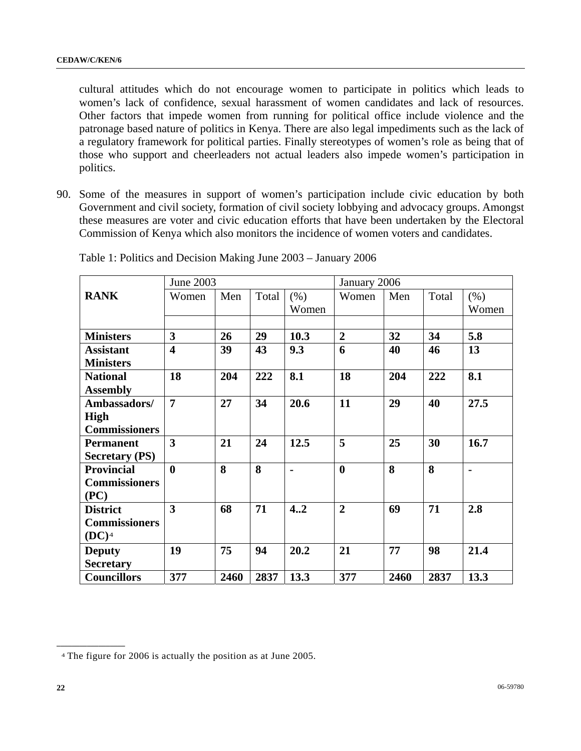cultural attitudes which do not encourage women to participate in politics which leads to women's lack of confidence, sexual harassment of women candidates and lack of resources. Other factors that impede women from running for political office include violence and the patronage based nature of politics in Kenya. There are also legal impediments such as the lack of a regulatory framework for political parties. Finally stereotypes of women's role as being that of those who support and cheerleaders not actual leaders also impede women's participation in politics.

90. Some of the measures in support of women's participation include civic education by both Government and civil society, formation of civil society lobbying and advocacy groups. Amongst these measures are voter and civic education efforts that have been undertaken by the Electoral Commission of Kenya which also monitors the incidence of women voters and candidates.

Table 1: Politics and Decision Making June 2003 – January 2006

| RANK | June 2003 | | | | January 2006 | | | |
|---|---|---|---|---|---|---|---|---|
| | Women | Men | Total | (%) Women | Women | Men | Total | (%) Women |
| **Ministers** | **3** | **26** | **29** | **10.3** | **2** | **32** | **34** | **5.8** |
| **Assistant Ministers** | **4** | **39** | **43** | **9.3** | **6** | **40** | **46** | **13** |
| **National Assembly** | **18** | **204** | **222** | **8.1** | **18** | **204** | **222** | **8.1** |
| **Ambassadors/ High Commissioners** | **7** | **27** | **34** | **20.6** | **11** | **29** | **40** | **27.5** |
| **Permanent Secretary (PS)** | **3** | **21** | **24** | **12.5** | **5** | **25** | **30** | **16.7** |
| **Provincial Commissioners (PC)** | **0** | **8** | **8** | **-** | **0** | **8** | **8** | **-** |
| **District Commissioners (DC)**[4] | **3** | **68** | **71** | **4..2** | **2** | **69** | **71** | **2.8** |
| **Deputy Secretary** | **19** | **75** | **94** | **20.2** | **21** | **77** | **98** | **21.4** |
| **Councillors** | **377** | **2460** | **2837** | **13.3** | **377** | **2460** | **2837** | **13.3** |

[4] The figure for 2006 is actually the position as at June 2005.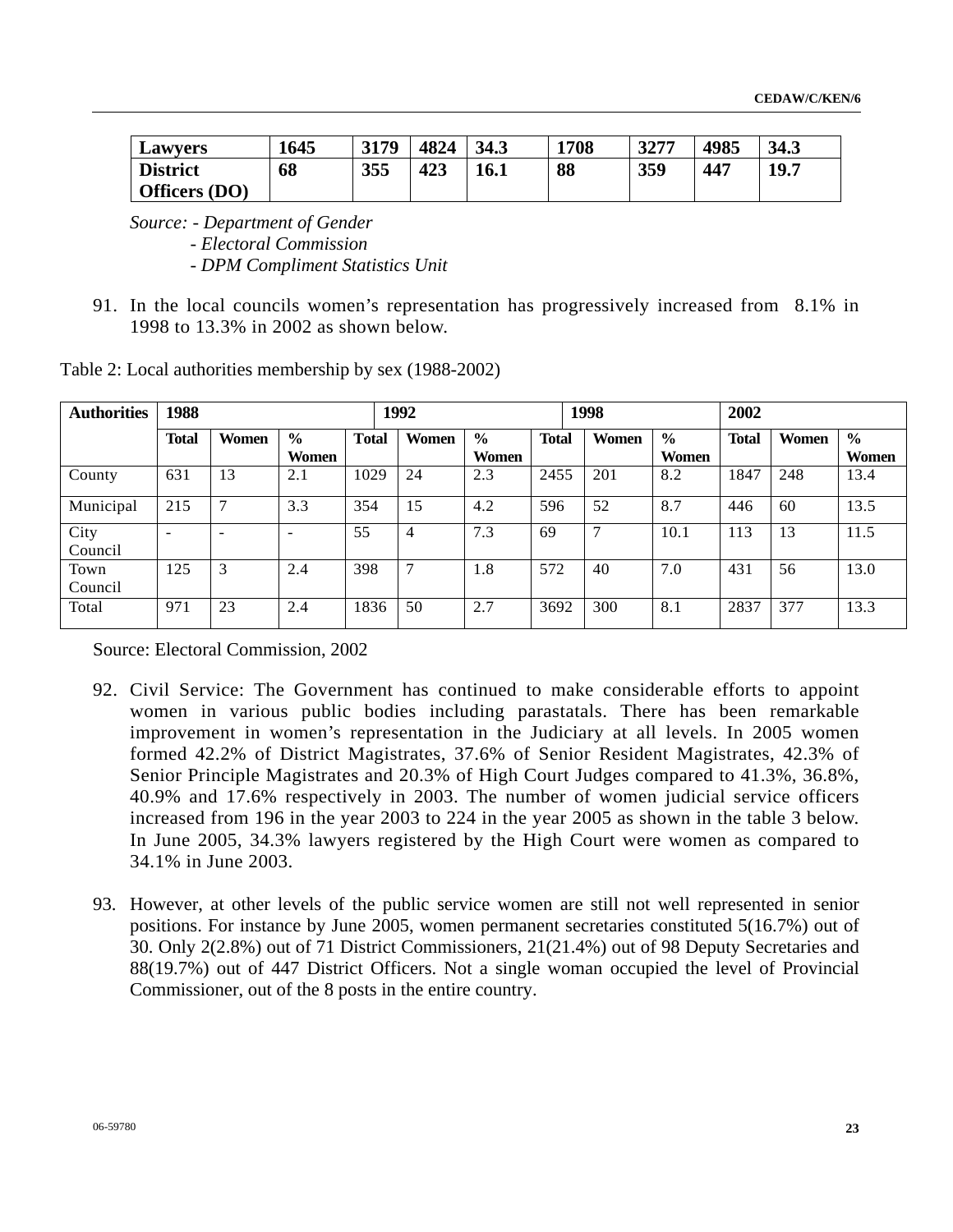| Lawyers | 1645 | 3179 | 4824 | 34.3 | 1708 | 3277 | 4985 | 34.3 |
|---|---|---|---|---|---|---|---|---|
| District Officers (DO) | 68 | 355 | 423 | 16.1 | 88 | 359 | 447 | 19.7 |

*Source: - Department of Gender*
*- Electoral Commission*
*- DPM Compliment Statistics Unit*

91. In the local councils women's representation has progressively increased from 8.1% in 1998 to 13.3% in 2002 as shown below.

Table 2: Local authorities membership by sex (1988-2002)

| Authorities | 1988 | | | 1992 | | | 1998 | | | 2002 | | |
|---|---|---|---|---|---|---|---|---|---|---|---|---|
| | **Total** | **Women** | **% Women** | **Total** | **Women** | **% Women** | **Total** | **Women** | **% Women** | **Total** | **Women** | **% Women** |
| County | 631 | 13 | 2.1 | 1029 | 24 | 2.3 | 2455 | 201 | 8.2 | 1847 | 248 | 13.4 |
| Municipal | 215 | 7 | 3.3 | 354 | 15 | 4.2 | 596 | 52 | 8.7 | 446 | 60 | 13.5 |
| City Council | - | - | - | 55 | 4 | 7.3 | 69 | 7 | 10.1 | 113 | 13 | 11.5 |
| Town Council | 125 | 3 | 2.4 | 398 | 7 | 1.8 | 572 | 40 | 7.0 | 431 | 56 | 13.0 |
| Total | 971 | 23 | 2.4 | 1836 | 50 | 2.7 | 3692 | 300 | 8.1 | 2837 | 377 | 13.3 |

Source: Electoral Commission, 2002

92. Civil Service: The Government has continued to make considerable efforts to appoint women in various public bodies including parastatals. There has been remarkable improvement in women's representation in the Judiciary at all levels. In 2005 women formed 42.2% of District Magistrates, 37.6% of Senior Resident Magistrates, 42.3% of Senior Principle Magistrates and 20.3% of High Court Judges compared to 41.3%, 36.8%, 40.9% and 17.6% respectively in 2003. The number of women judicial service officers increased from 196 in the year 2003 to 224 in the year 2005 as shown in the table 3 below. In June 2005, 34.3% lawyers registered by the High Court were women as compared to 34.1% in June 2003.

93. However, at other levels of the public service women are still not well represented in senior positions. For instance by June 2005, women permanent secretaries constituted 5(16.7%) out of 30. Only 2(2.8%) out of 71 District Commissioners, 21(21.4%) out of 98 Deputy Secretaries and 88(19.7%) out of 447 District Officers. Not a single woman occupied the level of Provincial Commissioner, out of the 8 posts in the entire country.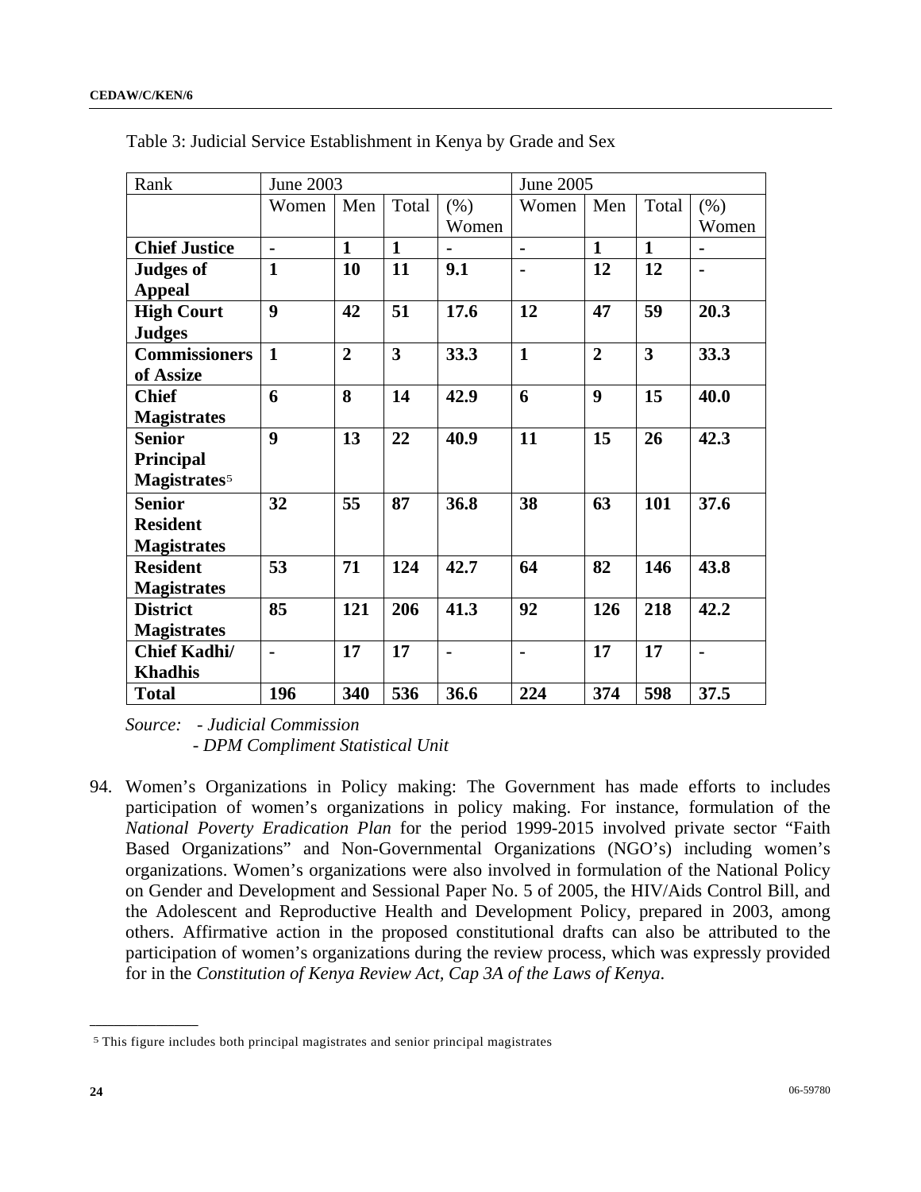Table 3: Judicial Service Establishment in Kenya by Grade and Sex

| Rank | June 2003 | | | | June 2005 | | | |
|---|---|---|---|---|---|---|---|---|
| | Women | Men | Total | (%) Women | Women | Men | Total | (%) Women |
| **Chief Justice** | **-** | **1** | **1** | **-** | **-** | **1** | **1** | **-** |
| **Judges of Appeal** | **1** | **10** | **11** | **9.1** | **-** | **12** | **12** | **-** |
| **High Court Judges** | **9** | **42** | **51** | **17.6** | **12** | **47** | **59** | **20.3** |
| **Commissioners of Assize** | **1** | **2** | **3** | **33.3** | **1** | **2** | **3** | **33.3** |
| **Chief Magistrates** | **6** | **8** | **14** | **42.9** | **6** | **9** | **15** | **40.0** |
| **Senior Principal Magistrates**[5] | **9** | **13** | **22** | **40.9** | **11** | **15** | **26** | **42.3** |
| **Senior Resident Magistrates** | **32** | **55** | **87** | **36.8** | **38** | **63** | **101** | **37.6** |
| **Resident Magistrates** | **53** | **71** | **124** | **42.7** | **64** | **82** | **146** | **43.8** |
| **District Magistrates** | **85** | **121** | **206** | **41.3** | **92** | **126** | **218** | **42.2** |
| **Chief Kadhi/ Khadhis** | **-** | **17** | **17** | **-** | **-** | **17** | **17** | **-** |
| **Total** | **196** | **340** | **536** | **36.6** | **224** | **374** | **598** | **37.5** |

*Source: - Judicial Commission*
*- DPM Compliment Statistical Unit*

94. Women's Organizations in Policy making: The Government has made efforts to includes participation of women's organizations in policy making. For instance, formulation of the *National Poverty Eradication Plan* for the period 1999-2015 involved private sector "Faith Based Organizations" and Non-Governmental Organizations (NGO's) including women's organizations. Women's organizations were also involved in formulation of the National Policy on Gender and Development and Sessional Paper No. 5 of 2005, the HIV/Aids Control Bill, and the Adolescent and Reproductive Health and Development Policy, prepared in 2003, among others. Affirmative action in the proposed constitutional drafts can also be attributed to the participation of women's organizations during the review process, which was expressly provided for in the *Constitution of Kenya Review Act, Cap 3A of the Laws of Kenya*.

---

[5] This figure includes both principal magistrates and senior principal magistrates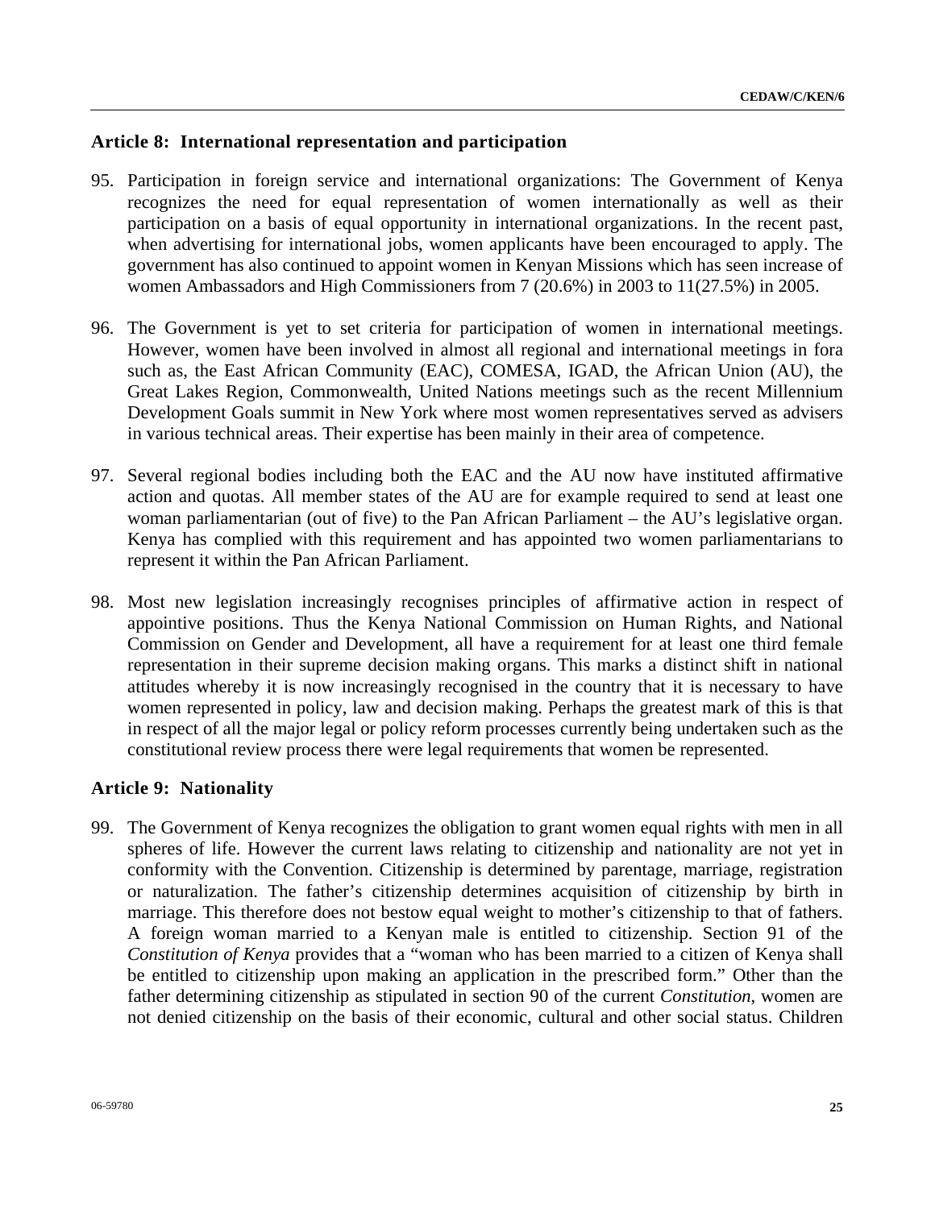## Article 8: International representation and participation

95. Participation in foreign service and international organizations: The Government of Kenya recognizes the need for equal representation of women internationally as well as their participation on a basis of equal opportunity in international organizations. In the recent past, when advertising for international jobs, women applicants have been encouraged to apply. The government has also continued to appoint women in Kenyan Missions which has seen increase of women Ambassadors and High Commissioners from 7 (20.6%) in 2003 to 11(27.5%) in 2005.

96. The Government is yet to set criteria for participation of women in international meetings. However, women have been involved in almost all regional and international meetings in fora such as, the East African Community (EAC), COMESA, IGAD, the African Union (AU), the Great Lakes Region, Commonwealth, United Nations meetings such as the recent Millennium Development Goals summit in New York where most women representatives served as advisers in various technical areas. Their expertise has been mainly in their area of competence.

97. Several regional bodies including both the EAC and the AU now have instituted affirmative action and quotas. All member states of the AU are for example required to send at least one woman parliamentarian (out of five) to the Pan African Parliament – the AU's legislative organ. Kenya has complied with this requirement and has appointed two women parliamentarians to represent it within the Pan African Parliament.

98. Most new legislation increasingly recognises principles of affirmative action in respect of appointive positions. Thus the Kenya National Commission on Human Rights, and National Commission on Gender and Development, all have a requirement for at least one third female representation in their supreme decision making organs. This marks a distinct shift in national attitudes whereby it is now increasingly recognised in the country that it is necessary to have women represented in policy, law and decision making. Perhaps the greatest mark of this is that in respect of all the major legal or policy reform processes currently being undertaken such as the constitutional review process there were legal requirements that women be represented.

## Article 9: Nationality

99. The Government of Kenya recognizes the obligation to grant women equal rights with men in all spheres of life. However the current laws relating to citizenship and nationality are not yet in conformity with the Convention. Citizenship is determined by parentage, marriage, registration or naturalization. The father's citizenship determines acquisition of citizenship by birth in marriage. This therefore does not bestow equal weight to mother's citizenship to that of fathers. A foreign woman married to a Kenyan male is entitled to citizenship. Section 91 of the *Constitution of Kenya* provides that a "woman who has been married to a citizen of Kenya shall be entitled to citizenship upon making an application in the prescribed form." Other than the father determining citizenship as stipulated in section 90 of the current *Constitution*, women are not denied citizenship on the basis of their economic, cultural and other social status. Children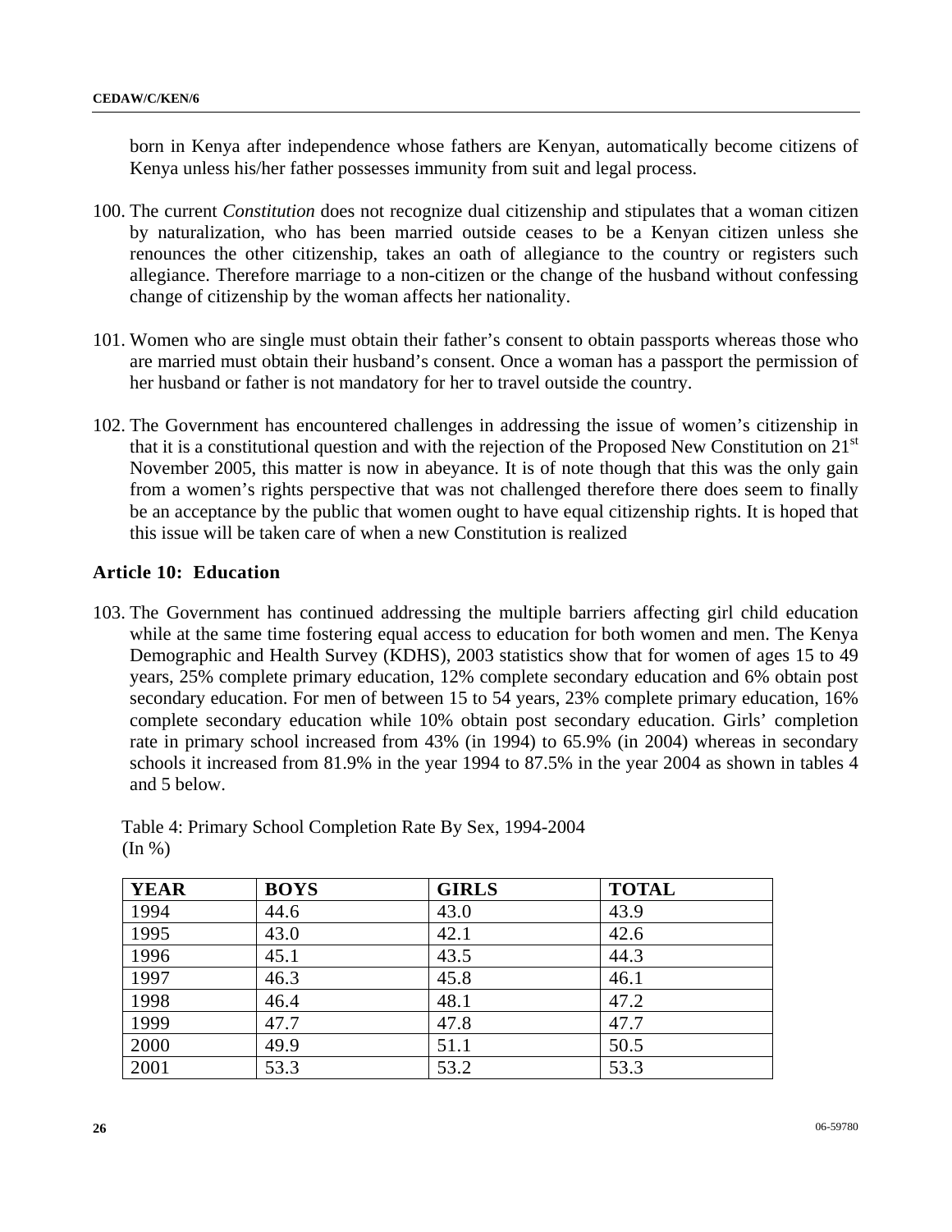born in Kenya after independence whose fathers are Kenyan, automatically become citizens of Kenya unless his/her father possesses immunity from suit and legal process.

100. The current *Constitution* does not recognize dual citizenship and stipulates that a woman citizen by naturalization, who has been married outside ceases to be a Kenyan citizen unless she renounces the other citizenship, takes an oath of allegiance to the country or registers such allegiance. Therefore marriage to a non-citizen or the change of the husband without confessing change of citizenship by the woman affects her nationality.

101. Women who are single must obtain their father's consent to obtain passports whereas those who are married must obtain their husband's consent. Once a woman has a passport the permission of her husband or father is not mandatory for her to travel outside the country.

102. The Government has encountered challenges in addressing the issue of women's citizenship in that it is a constitutional question and with the rejection of the Proposed New Constitution on 21st November 2005, this matter is now in abeyance. It is of note though that this was the only gain from a women's rights perspective that was not challenged therefore there does seem to finally be an acceptance by the public that women ought to have equal citizenship rights. It is hoped that this issue will be taken care of when a new Constitution is realized

## Article 10: Education

103. The Government has continued addressing the multiple barriers affecting girl child education while at the same time fostering equal access to education for both women and men. The Kenya Demographic and Health Survey (KDHS), 2003 statistics show that for women of ages 15 to 49 years, 25% complete primary education, 12% complete secondary education and 6% obtain post secondary education. For men of between 15 to 54 years, 23% complete primary education, 16% complete secondary education while 10% obtain post secondary education. Girls' completion rate in primary school increased from 43% (in 1994) to 65.9% (in 2004) whereas in secondary schools it increased from 81.9% in the year 1994 to 87.5% in the year 2004 as shown in tables 4 and 5 below.

Table 4: Primary School Completion Rate By Sex, 1994-2004
(In %)

| YEAR | BOYS | GIRLS | TOTAL |
|---|---|---|---|
| 1994 | 44.6 | 43.0 | 43.9 |
| 1995 | 43.0 | 42.1 | 42.6 |
| 1996 | 45.1 | 43.5 | 44.3 |
| 1997 | 46.3 | 45.8 | 46.1 |
| 1998 | 46.4 | 48.1 | 47.2 |
| 1999 | 47.7 | 47.8 | 47.7 |
| 2000 | 49.9 | 51.1 | 50.5 |
| 2001 | 53.3 | 53.2 | 53.3 |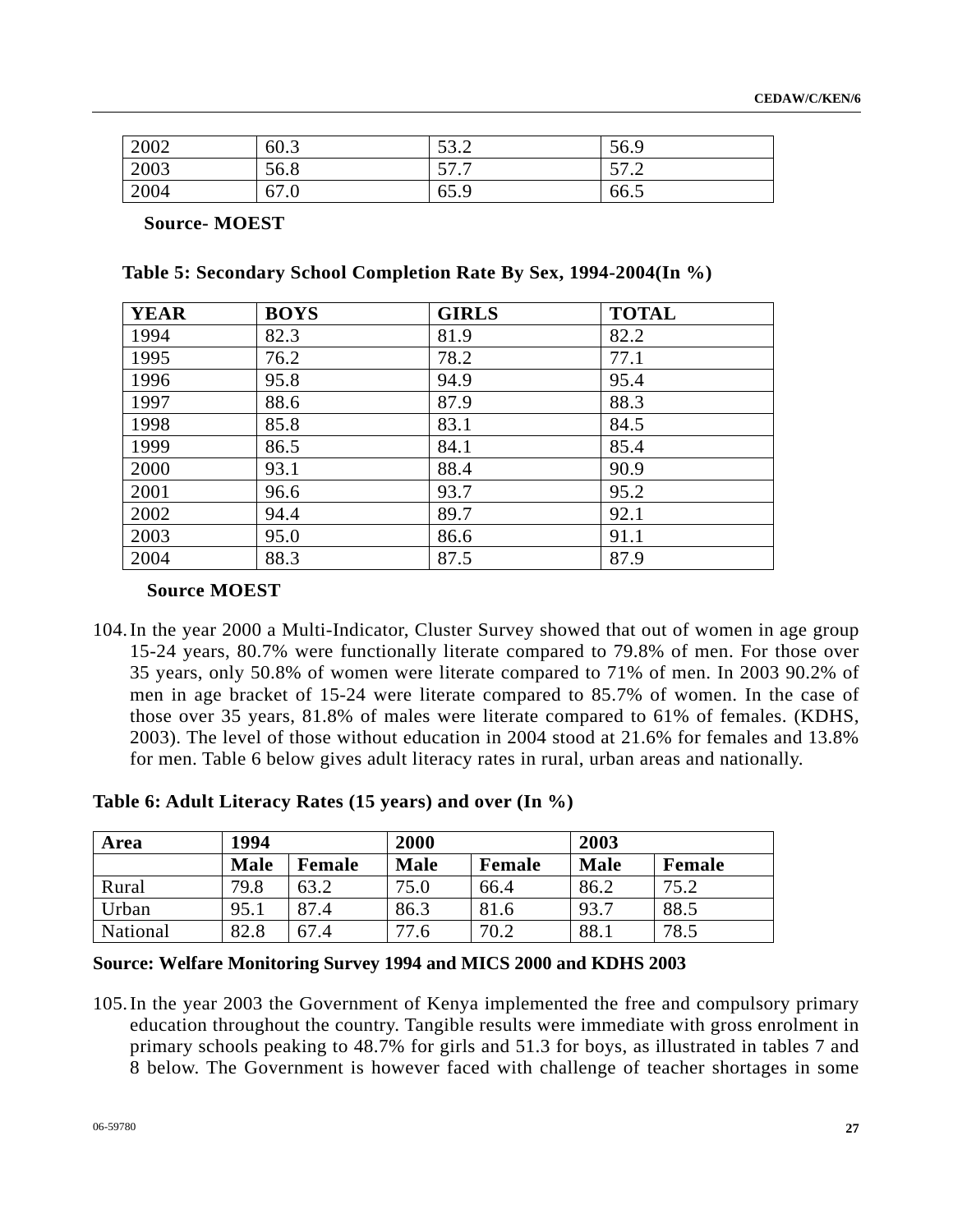| 2002 | 60.3 | 53.2 | 56.9 |
|---|---|---|---|
| 2003 | 56.8 | 57.7 | 57.2 |
| 2004 | 67.0 | 65.9 | 66.5 |

**Source- MOEST**

**Table 5: Secondary School Completion Rate By Sex, 1994-2004(In %)**

| YEAR | BOYS | GIRLS | TOTAL |
|---|---|---|---|
| 1994 | 82.3 | 81.9 | 82.2 |
| 1995 | 76.2 | 78.2 | 77.1 |
| 1996 | 95.8 | 94.9 | 95.4 |
| 1997 | 88.6 | 87.9 | 88.3 |
| 1998 | 85.8 | 83.1 | 84.5 |
| 1999 | 86.5 | 84.1 | 85.4 |
| 2000 | 93.1 | 88.4 | 90.9 |
| 2001 | 96.6 | 93.7 | 95.2 |
| 2002 | 94.4 | 89.7 | 92.1 |
| 2003 | 95.0 | 86.6 | 91.1 |
| 2004 | 88.3 | 87.5 | 87.9 |

**Source MOEST**

104. In the year 2000 a Multi-Indicator, Cluster Survey showed that out of women in age group 15-24 years, 80.7% were functionally literate compared to 79.8% of men. For those over 35 years, only 50.8% of women were literate compared to 71% of men. In 2003 90.2% of men in age bracket of 15-24 were literate compared to 85.7% of women. In the case of those over 35 years, 81.8% of males were literate compared to 61% of females. (KDHS, 2003). The level of those without education in 2004 stood at 21.6% for females and 13.8% for men. Table 6 below gives adult literacy rates in rural, urban areas and nationally.

**Table 6: Adult Literacy Rates (15 years) and over (In %)**

| Area | 1994 | | 2000 | | 2003 | |
|---|---|---|---|---|---|---|
| | Male | Female | Male | Female | Male | Female |
| Rural | 79.8 | 63.2 | 75.0 | 66.4 | 86.2 | 75.2 |
| Urban | 95.1 | 87.4 | 86.3 | 81.6 | 93.7 | 88.5 |
| National | 82.8 | 67.4 | 77.6 | 70.2 | 88.1 | 78.5 |

**Source: Welfare Monitoring Survey 1994 and MICS 2000 and KDHS 2003**

105. In the year 2003 the Government of Kenya implemented the free and compulsory primary education throughout the country. Tangible results were immediate with gross enrolment in primary schools peaking to 48.7% for girls and 51.3 for boys, as illustrated in tables 7 and 8 below. The Government is however faced with challenge of teacher shortages in some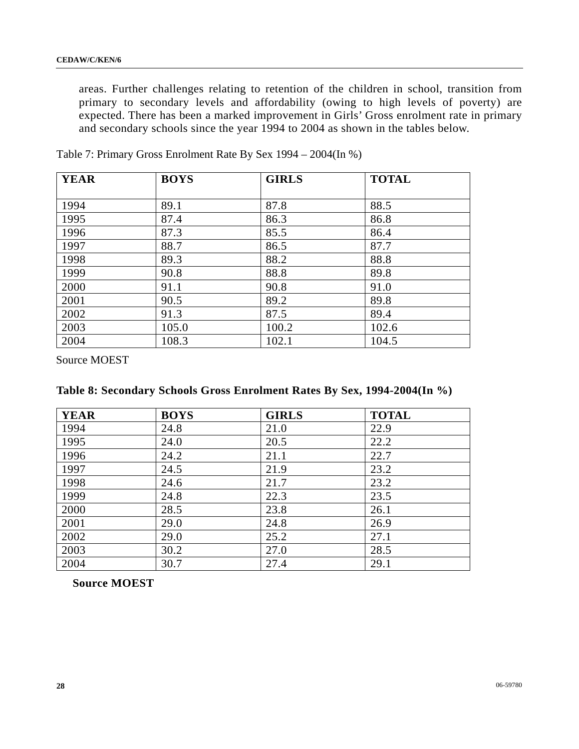areas. Further challenges relating to retention of the children in school, transition from primary to secondary levels and affordability (owing to high levels of poverty) are expected. There has been a marked improvement in Girls' Gross enrolment rate in primary and secondary schools since the year 1994 to 2004 as shown in the tables below.

Table 7: Primary Gross Enrolment Rate By Sex 1994 – 2004(In %)

| YEAR | BOYS | GIRLS | TOTAL |
|---|---|---|---|
| 1994 | 89.1 | 87.8 | 88.5 |
| 1995 | 87.4 | 86.3 | 86.8 |
| 1996 | 87.3 | 85.5 | 86.4 |
| 1997 | 88.7 | 86.5 | 87.7 |
| 1998 | 89.3 | 88.2 | 88.8 |
| 1999 | 90.8 | 88.8 | 89.8 |
| 2000 | 91.1 | 90.8 | 91.0 |
| 2001 | 90.5 | 89.2 | 89.8 |
| 2002 | 91.3 | 87.5 | 89.4 |
| 2003 | 105.0 | 100.2 | 102.6 |
| 2004 | 108.3 | 102.1 | 104.5 |

Source MOEST

**Table 8: Secondary Schools Gross Enrolment Rates By Sex, 1994-2004(In %)**

| YEAR | BOYS | GIRLS | TOTAL |
|---|---|---|---|
| 1994 | 24.8 | 21.0 | 22.9 |
| 1995 | 24.0 | 20.5 | 22.2 |
| 1996 | 24.2 | 21.1 | 22.7 |
| 1997 | 24.5 | 21.9 | 23.2 |
| 1998 | 24.6 | 21.7 | 23.2 |
| 1999 | 24.8 | 22.3 | 23.5 |
| 2000 | 28.5 | 23.8 | 26.1 |
| 2001 | 29.0 | 24.8 | 26.9 |
| 2002 | 29.0 | 25.2 | 27.1 |
| 2003 | 30.2 | 27.0 | 28.5 |
| 2004 | 30.7 | 27.4 | 29.1 |

**Source MOEST**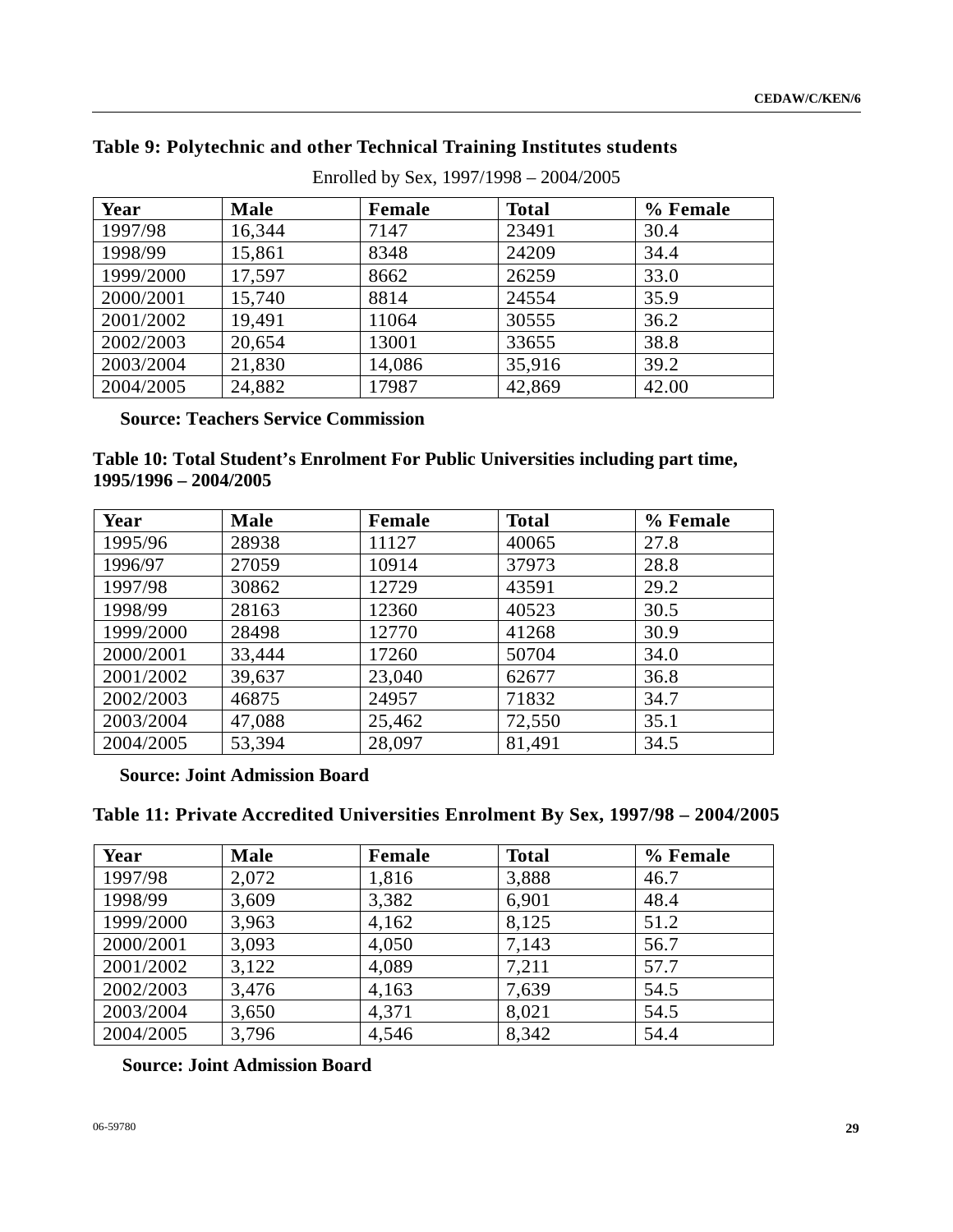**Table 9: Polytechnic and other Technical Training Institutes students**

Enrolled by Sex, 1997/1998 – 2004/2005

| Year | Male | Female | Total | % Female |
|---|---|---|---|---|
| 1997/98 | 16,344 | 7147 | 23491 | 30.4 |
| 1998/99 | 15,861 | 8348 | 24209 | 34.4 |
| 1999/2000 | 17,597 | 8662 | 26259 | 33.0 |
| 2000/2001 | 15,740 | 8814 | 24554 | 35.9 |
| 2001/2002 | 19,491 | 11064 | 30555 | 36.2 |
| 2002/2003 | 20,654 | 13001 | 33655 | 38.8 |
| 2003/2004 | 21,830 | 14,086 | 35,916 | 39.2 |
| 2004/2005 | 24,882 | 17987 | 42,869 | 42.00 |

**Source: Teachers Service Commission**

**Table 10: Total Student's Enrolment For Public Universities including part time, 1995/1996 – 2004/2005**

| Year | Male | Female | Total | % Female |
|---|---|---|---|---|
| 1995/96 | 28938 | 11127 | 40065 | 27.8 |
| 1996/97 | 27059 | 10914 | 37973 | 28.8 |
| 1997/98 | 30862 | 12729 | 43591 | 29.2 |
| 1998/99 | 28163 | 12360 | 40523 | 30.5 |
| 1999/2000 | 28498 | 12770 | 41268 | 30.9 |
| 2000/2001 | 33,444 | 17260 | 50704 | 34.0 |
| 2001/2002 | 39,637 | 23,040 | 62677 | 36.8 |
| 2002/2003 | 46875 | 24957 | 71832 | 34.7 |
| 2003/2004 | 47,088 | 25,462 | 72,550 | 35.1 |
| 2004/2005 | 53,394 | 28,097 | 81,491 | 34.5 |

**Source: Joint Admission Board**

**Table 11: Private Accredited Universities Enrolment By Sex, 1997/98 – 2004/2005**

| Year | Male | Female | Total | % Female |
|---|---|---|---|---|
| 1997/98 | 2,072 | 1,816 | 3,888 | 46.7 |
| 1998/99 | 3,609 | 3,382 | 6,901 | 48.4 |
| 1999/2000 | 3,963 | 4,162 | 8,125 | 51.2 |
| 2000/2001 | 3,093 | 4,050 | 7,143 | 56.7 |
| 2001/2002 | 3,122 | 4,089 | 7,211 | 57.7 |
| 2002/2003 | 3,476 | 4,163 | 7,639 | 54.5 |
| 2003/2004 | 3,650 | 4,371 | 8,021 | 54.5 |
| 2004/2005 | 3,796 | 4,546 | 8,342 | 54.4 |

**Source: Joint Admission Board**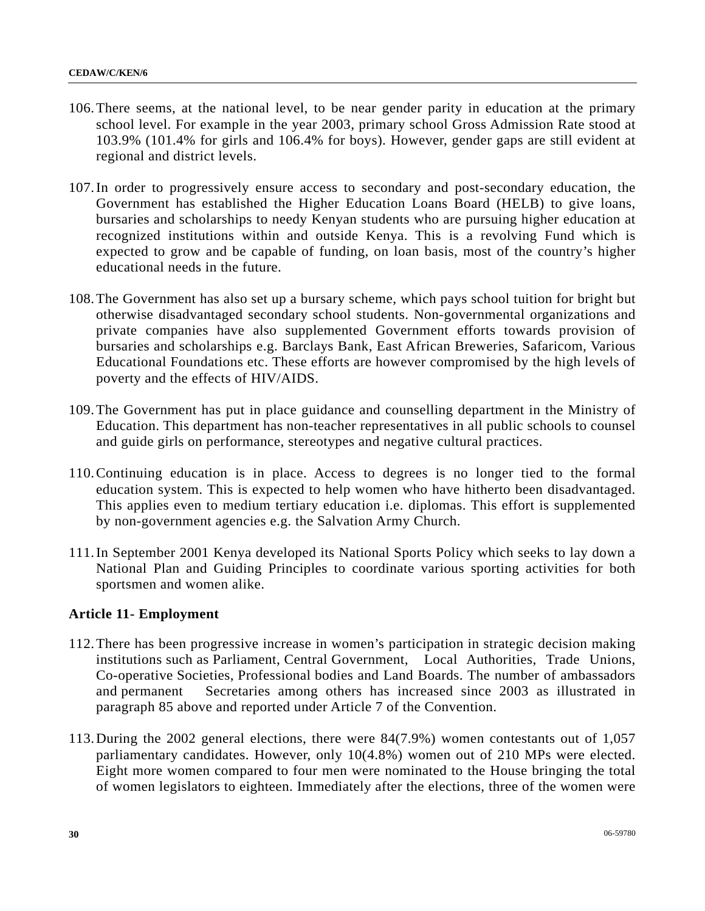106. There seems, at the national level, to be near gender parity in education at the primary school level. For example in the year 2003, primary school Gross Admission Rate stood at 103.9% (101.4% for girls and 106.4% for boys). However, gender gaps are still evident at regional and district levels.

107. In order to progressively ensure access to secondary and post-secondary education, the Government has established the Higher Education Loans Board (HELB) to give loans, bursaries and scholarships to needy Kenyan students who are pursuing higher education at recognized institutions within and outside Kenya. This is a revolving Fund which is expected to grow and be capable of funding, on loan basis, most of the country's higher educational needs in the future.

108. The Government has also set up a bursary scheme, which pays school tuition for bright but otherwise disadvantaged secondary school students. Non-governmental organizations and private companies have also supplemented Government efforts towards provision of bursaries and scholarships e.g. Barclays Bank, East African Breweries, Safaricom, Various Educational Foundations etc. These efforts are however compromised by the high levels of poverty and the effects of HIV/AIDS.

109. The Government has put in place guidance and counselling department in the Ministry of Education. This department has non-teacher representatives in all public schools to counsel and guide girls on performance, stereotypes and negative cultural practices.

110. Continuing education is in place. Access to degrees is no longer tied to the formal education system. This is expected to help women who have hitherto been disadvantaged. This applies even to medium tertiary education i.e. diplomas. This effort is supplemented by non-government agencies e.g. the Salvation Army Church.

111. In September 2001 Kenya developed its National Sports Policy which seeks to lay down a National Plan and Guiding Principles to coordinate various sporting activities for both sportsmen and women alike.

**Article 11- Employment**

112. There has been progressive increase in women's participation in strategic decision making institutions such as Parliament, Central Government, Local Authorities, Trade Unions, Co-operative Societies, Professional bodies and Land Boards. The number of ambassadors and permanent Secretaries among others has increased since 2003 as illustrated in paragraph 85 above and reported under Article 7 of the Convention.

113. During the 2002 general elections, there were 84(7.9%) women contestants out of 1,057 parliamentary candidates. However, only 10(4.8%) women out of 210 MPs were elected. Eight more women compared to four men were nominated to the House bringing the total of women legislators to eighteen. Immediately after the elections, three of the women were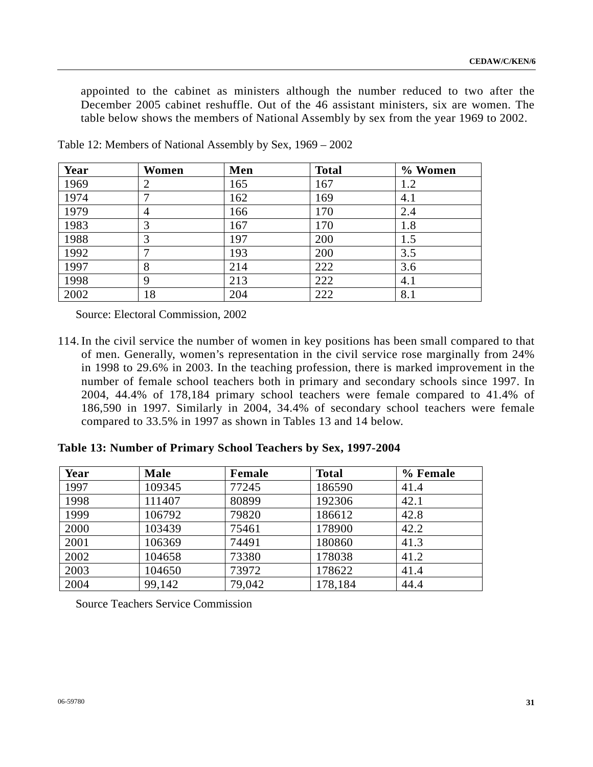appointed to the cabinet as ministers although the number reduced to two after the December 2005 cabinet reshuffle. Out of the 46 assistant ministers, six are women. The table below shows the members of National Assembly by sex from the year 1969 to 2002.

Table 12: Members of National Assembly by Sex, 1969 – 2002

| Year | Women | Men | Total | % Women |
|---|---|---|---|---|
| 1969 | 2 | 165 | 167 | 1.2 |
| 1974 | 7 | 162 | 169 | 4.1 |
| 1979 | 4 | 166 | 170 | 2.4 |
| 1983 | 3 | 167 | 170 | 1.8 |
| 1988 | 3 | 197 | 200 | 1.5 |
| 1992 | 7 | 193 | 200 | 3.5 |
| 1997 | 8 | 214 | 222 | 3.6 |
| 1998 | 9 | 213 | 222 | 4.1 |
| 2002 | 18 | 204 | 222 | 8.1 |

Source: Electoral Commission, 2002

114. In the civil service the number of women in key positions has been small compared to that of men. Generally, women's representation in the civil service rose marginally from 24% in 1998 to 29.6% in 2003. In the teaching profession, there is marked improvement in the number of female school teachers both in primary and secondary schools since 1997. In 2004, 44.4% of 178,184 primary school teachers were female compared to 41.4% of 186,590 in 1997. Similarly in 2004, 34.4% of secondary school teachers were female compared to 33.5% in 1997 as shown in Tables 13 and 14 below.

**Table 13: Number of Primary School Teachers by Sex, 1997-2004**

| Year | Male | Female | Total | % Female |
|---|---|---|---|---|
| 1997 | 109345 | 77245 | 186590 | 41.4 |
| 1998 | 111407 | 80899 | 192306 | 42.1 |
| 1999 | 106792 | 79820 | 186612 | 42.8 |
| 2000 | 103439 | 75461 | 178900 | 42.2 |
| 2001 | 106369 | 74491 | 180860 | 41.3 |
| 2002 | 104658 | 73380 | 178038 | 41.2 |
| 2003 | 104650 | 73972 | 178622 | 41.4 |
| 2004 | 99,142 | 79,042 | 178,184 | 44.4 |

Source Teachers Service Commission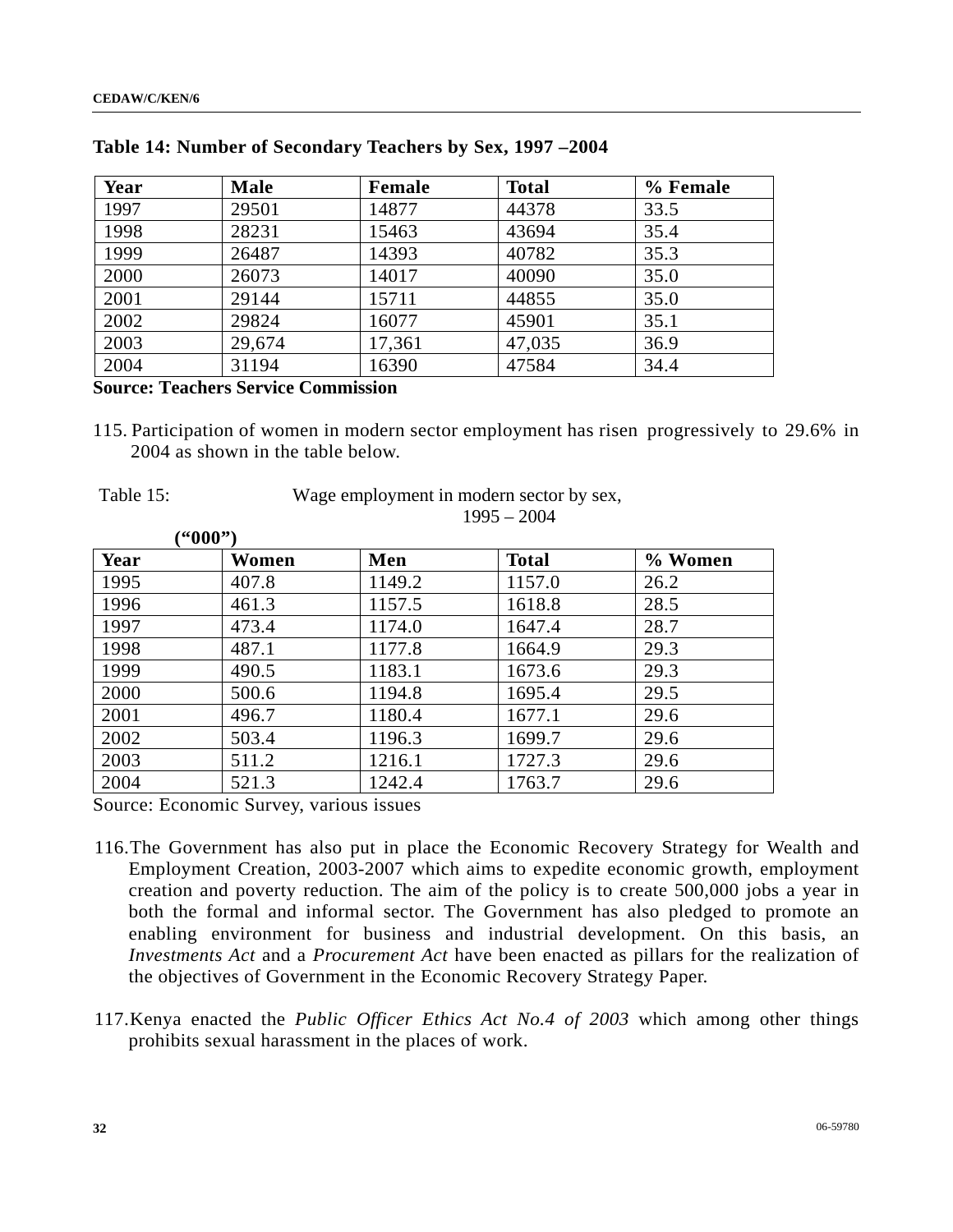**Table 14: Number of Secondary Teachers by Sex, 1997 –2004**

| Year | Male | Female | Total | % Female |
|---|---|---|---|---|
| 1997 | 29501 | 14877 | 44378 | 33.5 |
| 1998 | 28231 | 15463 | 43694 | 35.4 |
| 1999 | 26487 | 14393 | 40782 | 35.3 |
| 2000 | 26073 | 14017 | 40090 | 35.0 |
| 2001 | 29144 | 15711 | 44855 | 35.0 |
| 2002 | 29824 | 16077 | 45901 | 35.1 |
| 2003 | 29,674 | 17,361 | 47,035 | 36.9 |
| 2004 | 31194 | 16390 | 47584 | 34.4 |

**Source: Teachers Service Commission**

115. Participation of women in modern sector employment has risen progressively to 29.6% in 2004 as shown in the table below.

Table 15: Wage employment in modern sector by sex, 1995 – 2004

**(“000”)**

| Year | Women | Men | Total | % Women |
|---|---|---|---|---|
| 1995 | 407.8 | 1149.2 | 1157.0 | 26.2 |
| 1996 | 461.3 | 1157.5 | 1618.8 | 28.5 |
| 1997 | 473.4 | 1174.0 | 1647.4 | 28.7 |
| 1998 | 487.1 | 1177.8 | 1664.9 | 29.3 |
| 1999 | 490.5 | 1183.1 | 1673.6 | 29.3 |
| 2000 | 500.6 | 1194.8 | 1695.4 | 29.5 |
| 2001 | 496.7 | 1180.4 | 1677.1 | 29.6 |
| 2002 | 503.4 | 1196.3 | 1699.7 | 29.6 |
| 2003 | 511.2 | 1216.1 | 1727.3 | 29.6 |
| 2004 | 521.3 | 1242.4 | 1763.7 | 29.6 |

Source: Economic Survey, various issues

116. The Government has also put in place the Economic Recovery Strategy for Wealth and Employment Creation, 2003-2007 which aims to expedite economic growth, employment creation and poverty reduction. The aim of the policy is to create 500,000 jobs a year in both the formal and informal sector. The Government has also pledged to promote an enabling environment for business and industrial development. On this basis, an *Investments Act* and a *Procurement Act* have been enacted as pillars for the realization of the objectives of Government in the Economic Recovery Strategy Paper.

117. Kenya enacted the *Public Officer Ethics Act No.4 of 2003* which among other things prohibits sexual harassment in the places of work.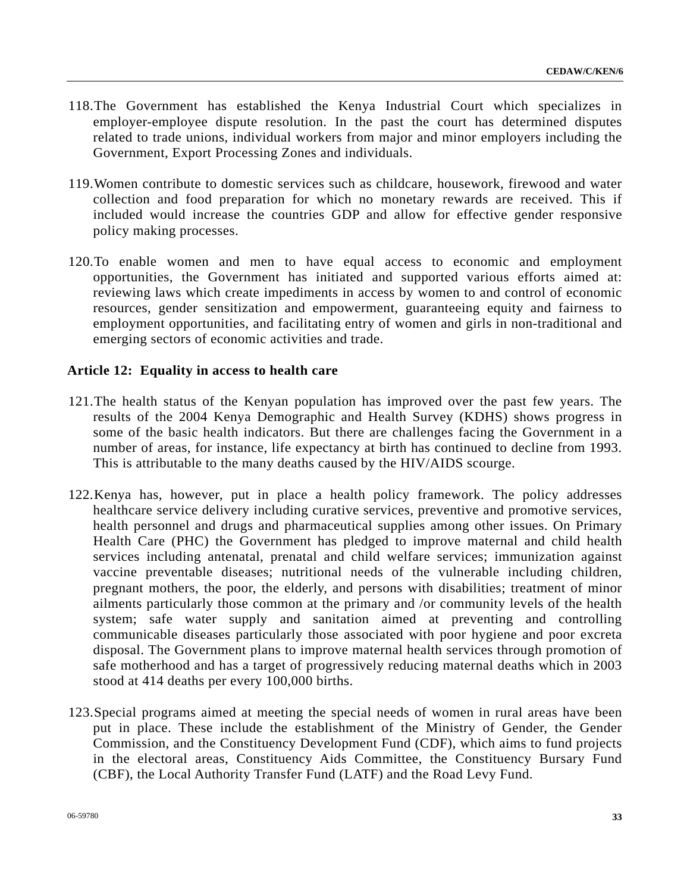118. The Government has established the Kenya Industrial Court which specializes in employer-employee dispute resolution. In the past the court has determined disputes related to trade unions, individual workers from major and minor employers including the Government, Export Processing Zones and individuals.

119. Women contribute to domestic services such as childcare, housework, firewood and water collection and food preparation for which no monetary rewards are received. This if included would increase the countries GDP and allow for effective gender responsive policy making processes.

120. To enable women and men to have equal access to economic and employment opportunities, the Government has initiated and supported various efforts aimed at: reviewing laws which create impediments in access by women to and control of economic resources, gender sensitization and empowerment, guaranteeing equity and fairness to employment opportunities, and facilitating entry of women and girls in non-traditional and emerging sectors of economic activities and trade.

### Article 12: Equality in access to health care

121. The health status of the Kenyan population has improved over the past few years. The results of the 2004 Kenya Demographic and Health Survey (KDHS) shows progress in some of the basic health indicators. But there are challenges facing the Government in a number of areas, for instance, life expectancy at birth has continued to decline from 1993. This is attributable to the many deaths caused by the HIV/AIDS scourge.

122. Kenya has, however, put in place a health policy framework. The policy addresses healthcare service delivery including curative services, preventive and promotive services, health personnel and drugs and pharmaceutical supplies among other issues. On Primary Health Care (PHC) the Government has pledged to improve maternal and child health services including antenatal, prenatal and child welfare services; immunization against vaccine preventable diseases; nutritional needs of the vulnerable including children, pregnant mothers, the poor, the elderly, and persons with disabilities; treatment of minor ailments particularly those common at the primary and /or community levels of the health system; safe water supply and sanitation aimed at preventing and controlling communicable diseases particularly those associated with poor hygiene and poor excreta disposal. The Government plans to improve maternal health services through promotion of safe motherhood and has a target of progressively reducing maternal deaths which in 2003 stood at 414 deaths per every 100,000 births.

123. Special programs aimed at meeting the special needs of women in rural areas have been put in place. These include the establishment of the Ministry of Gender, the Gender Commission, and the Constituency Development Fund (CDF), which aims to fund projects in the electoral areas, Constituency Aids Committee, the Constituency Bursary Fund (CBF), the Local Authority Transfer Fund (LATF) and the Road Levy Fund.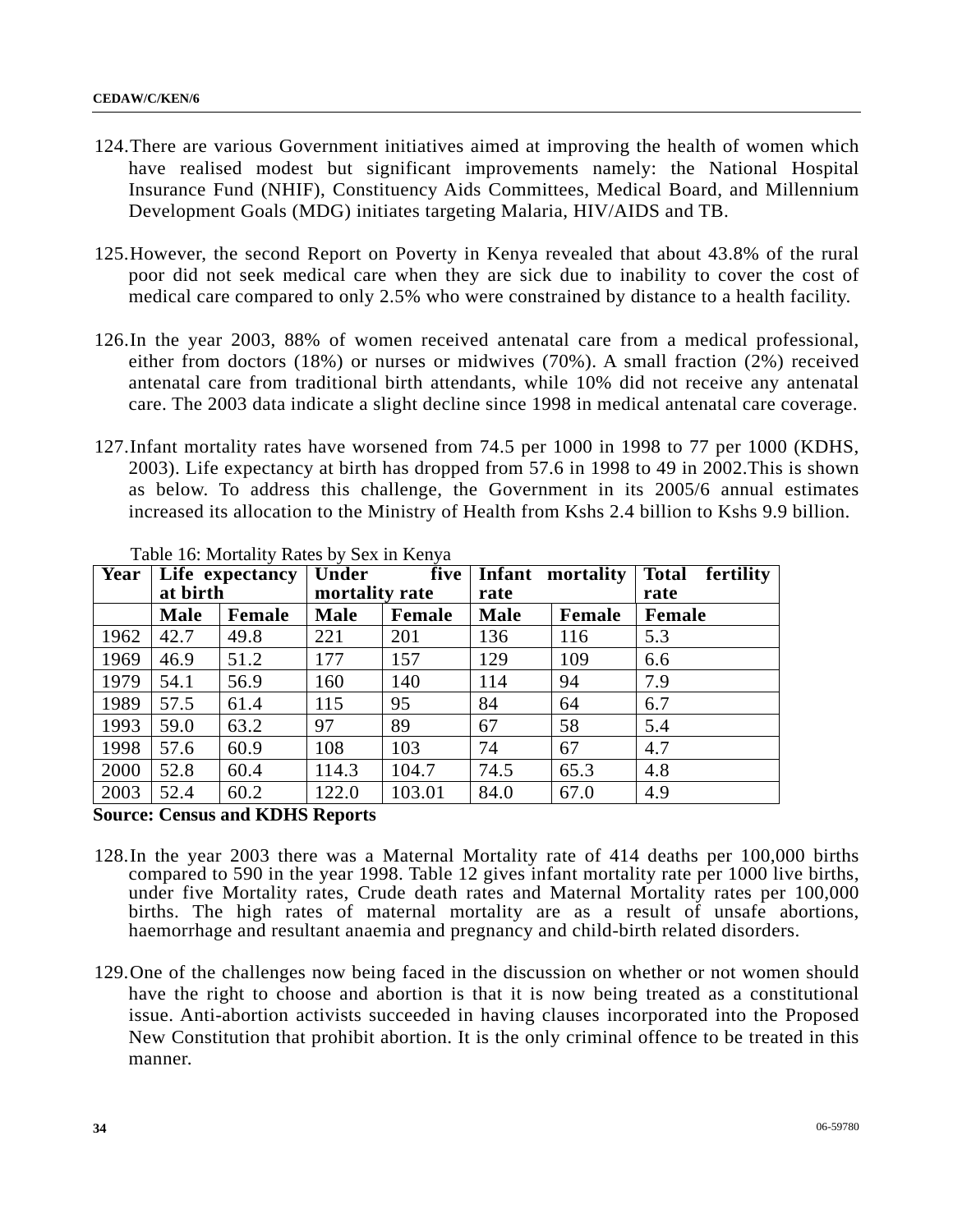124. There are various Government initiatives aimed at improving the health of women which have realised modest but significant improvements namely: the National Hospital Insurance Fund (NHIF), Constituency Aids Committees, Medical Board, and Millennium Development Goals (MDG) initiates targeting Malaria, HIV/AIDS and TB.

125. However, the second Report on Poverty in Kenya revealed that about 43.8% of the rural poor did not seek medical care when they are sick due to inability to cover the cost of medical care compared to only 2.5% who were constrained by distance to a health facility.

126. In the year 2003, 88% of women received antenatal care from a medical professional, either from doctors (18%) or nurses or midwives (70%). A small fraction (2%) received antenatal care from traditional birth attendants, while 10% did not receive any antenatal care. The 2003 data indicate a slight decline since 1998 in medical antenatal care coverage.

127. Infant mortality rates have worsened from 74.5 per 1000 in 1998 to 77 per 1000 (KDHS, 2003). Life expectancy at birth has dropped from 57.6 in 1998 to 49 in 2002.This is shown as below. To address this challenge, the Government in its 2005/6 annual estimates increased its allocation to the Ministry of Health from Kshs 2.4 billion to Kshs 9.9 billion.

Table 16: Mortality Rates by Sex in Kenya

| Year | Life expectancy at birth | | Under five mortality rate | | Infant mortality rate | | Total fertility rate |
|---|---|---|---|---|---|---|---|
| | **Male** | **Female** | **Male** | **Female** | **Male** | **Female** | **Female** |
| 1962 | 42.7 | 49.8 | 221 | 201 | 136 | 116 | 5.3 |
| 1969 | 46.9 | 51.2 | 177 | 157 | 129 | 109 | 6.6 |
| 1979 | 54.1 | 56.9 | 160 | 140 | 114 | 94 | 7.9 |
| 1989 | 57.5 | 61.4 | 115 | 95 | 84 | 64 | 6.7 |
| 1993 | 59.0 | 63.2 | 97 | 89 | 67 | 58 | 5.4 |
| 1998 | 57.6 | 60.9 | 108 | 103 | 74 | 67 | 4.7 |
| 2000 | 52.8 | 60.4 | 114.3 | 104.7 | 74.5 | 65.3 | 4.8 |
| 2003 | 52.4 | 60.2 | 122.0 | 103.01 | 84.0 | 67.0 | 4.9 |

**Source: Census and KDHS Reports**

128. In the year 2003 there was a Maternal Mortality rate of 414 deaths per 100,000 births compared to 590 in the year 1998. Table 12 gives infant mortality rate per 1000 live births, under five Mortality rates, Crude death rates and Maternal Mortality rates per 100,000 births. The high rates of maternal mortality are as a result of unsafe abortions, haemorrhage and resultant anaemia and pregnancy and child-birth related disorders.

129. One of the challenges now being faced in the discussion on whether or not women should have the right to choose and abortion is that it is now being treated as a constitutional issue. Anti-abortion activists succeeded in having clauses incorporated into the Proposed New Constitution that prohibit abortion. It is the only criminal offence to be treated in this manner.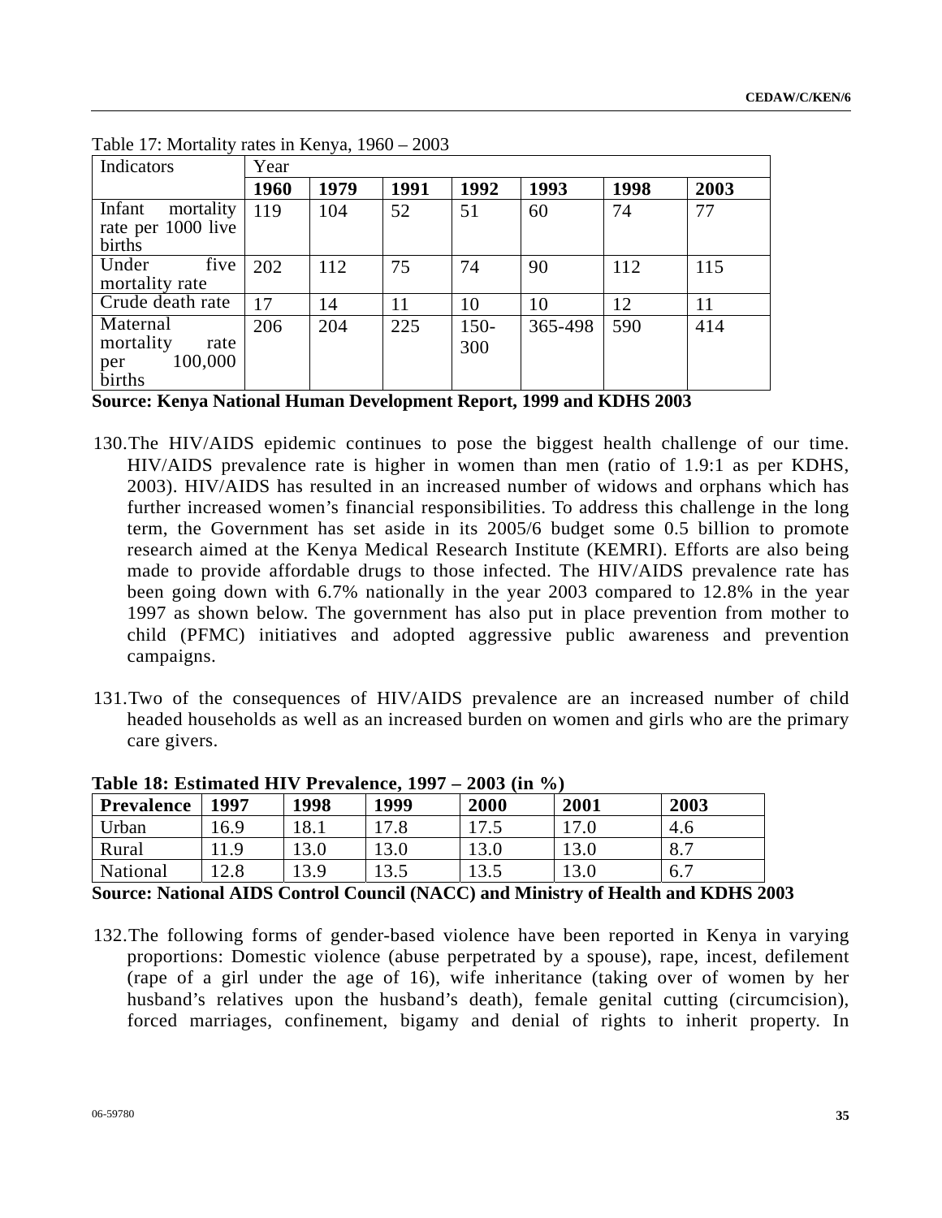Table 17: Mortality rates in Kenya, 1960 – 2003

| Indicators | Year | | | | | | |
|---|---|---|---|---|---|---|---|
| | **1960** | **1979** | **1991** | **1992** | **1993** | **1998** | **2003** |
| Infant mortality rate per 1000 live births | 119 | 104 | 52 | 51 | 60 | 74 | 77 |
| Under five mortality rate | 202 | 112 | 75 | 74 | 90 | 112 | 115 |
| Crude death rate | 17 | 14 | 11 | 10 | 10 | 12 | 11 |
| Maternal mortality rate per 100,000 births | 206 | 204 | 225 | 150-300 | 365-498 | 590 | 414 |

**Source: Kenya National Human Development Report, 1999 and KDHS 2003**

130. The HIV/AIDS epidemic continues to pose the biggest health challenge of our time. HIV/AIDS prevalence rate is higher in women than men (ratio of 1.9:1 as per KDHS, 2003). HIV/AIDS has resulted in an increased number of widows and orphans which has further increased women's financial responsibilities. To address this challenge in the long term, the Government has set aside in its 2005/6 budget some 0.5 billion to promote research aimed at the Kenya Medical Research Institute (KEMRI). Efforts are also being made to provide affordable drugs to those infected. The HIV/AIDS prevalence rate has been going down with 6.7% nationally in the year 2003 compared to 12.8% in the year 1997 as shown below. The government has also put in place prevention from mother to child (PFMC) initiatives and adopted aggressive public awareness and prevention campaigns.

131. Two of the consequences of HIV/AIDS prevalence are an increased number of child headed households as well as an increased burden on women and girls who are the primary care givers.

**Table 18: Estimated HIV Prevalence, 1997 – 2003 (in %)**

| Prevalence | 1997 | 1998 | 1999 | 2000 | 2001 | 2003 |
|---|---|---|---|---|---|---|
| Urban | 16.9 | 18.1 | 17.8 | 17.5 | 17.0 | 4.6 |
| Rural | 11.9 | 13.0 | 13.0 | 13.0 | 13.0 | 8.7 |
| National | 12.8 | 13.9 | 13.5 | 13.5 | 13.0 | 6.7 |

**Source: National AIDS Control Council (NACC) and Ministry of Health and KDHS 2003**

132. The following forms of gender-based violence have been reported in Kenya in varying proportions: Domestic violence (abuse perpetrated by a spouse), rape, incest, defilement (rape of a girl under the age of 16), wife inheritance (taking over of women by her husband's relatives upon the husband's death), female genital cutting (circumcision), forced marriages, confinement, bigamy and denial of rights to inherit property. In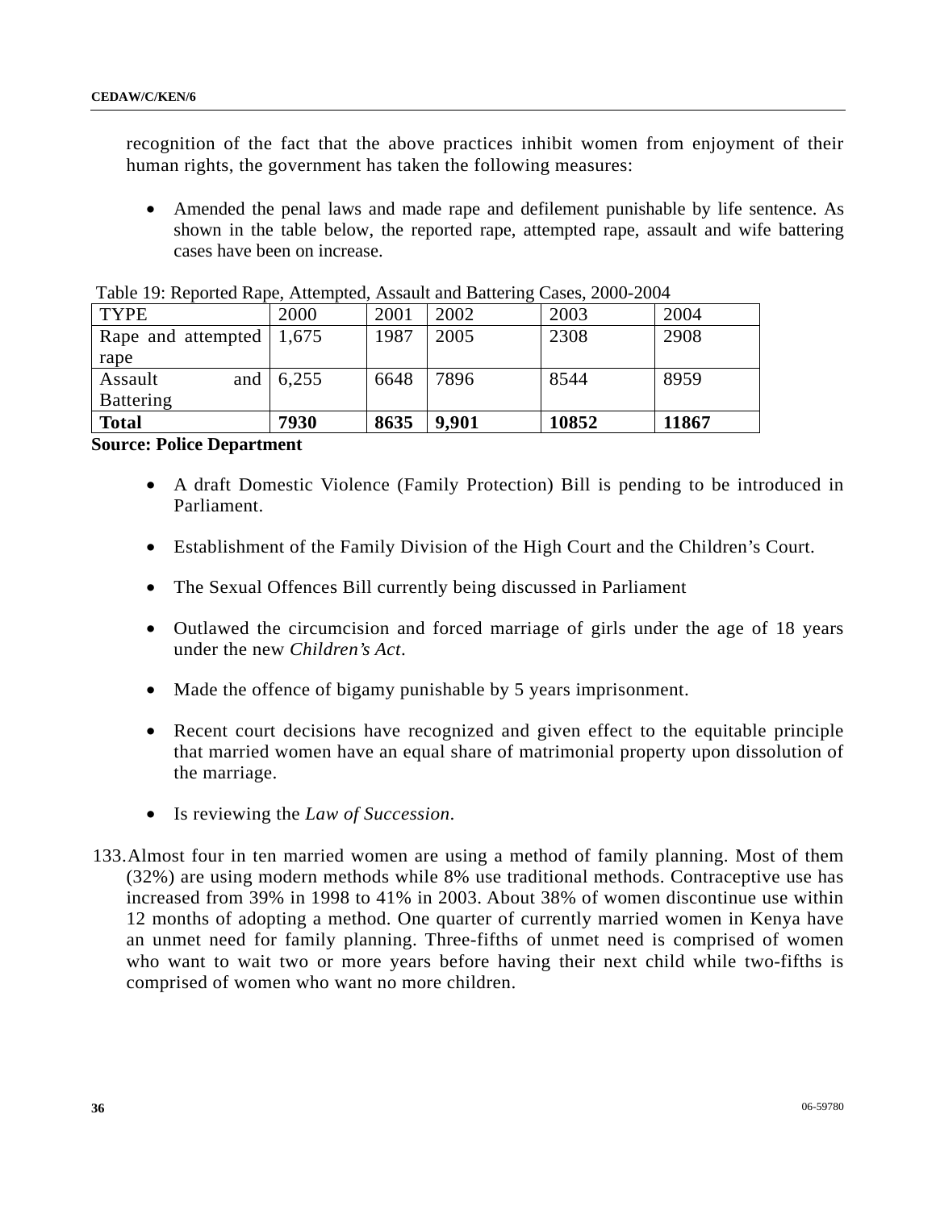recognition of the fact that the above practices inhibit women from enjoyment of their human rights, the government has taken the following measures:

- Amended the penal laws and made rape and defilement punishable by life sentence. As shown in the table below, the reported rape, attempted rape, assault and wife battering cases have been on increase.

Table 19: Reported Rape, Attempted, Assault and Battering Cases, 2000-2004

| TYPE | 2000 | 2001 | 2002 | 2003 | 2004 |
|---|---|---|---|---|---|
| Rape and attempted rape | 1,675 | 1987 | 2005 | 2308 | 2908 |
| Assault and Battering | 6,255 | 6648 | 7896 | 8544 | 8959 |
| **Total** | **7930** | **8635** | **9,901** | **10852** | **11867** |

**Source: Police Department**

- A draft Domestic Violence (Family Protection) Bill is pending to be introduced in Parliament.
- Establishment of the Family Division of the High Court and the Children's Court.
- The Sexual Offences Bill currently being discussed in Parliament
- Outlawed the circumcision and forced marriage of girls under the age of 18 years under the new *Children's Act*.
- Made the offence of bigamy punishable by 5 years imprisonment.
- Recent court decisions have recognized and given effect to the equitable principle that married women have an equal share of matrimonial property upon dissolution of the marriage.
- Is reviewing the *Law of Succession*.

133. Almost four in ten married women are using a method of family planning. Most of them (32%) are using modern methods while 8% use traditional methods. Contraceptive use has increased from 39% in 1998 to 41% in 2003. About 38% of women discontinue use within 12 months of adopting a method. One quarter of currently married women in Kenya have an unmet need for family planning. Three-fifths of unmet need is comprised of women who want to wait two or more years before having their next child while two-fifths is comprised of women who want no more children.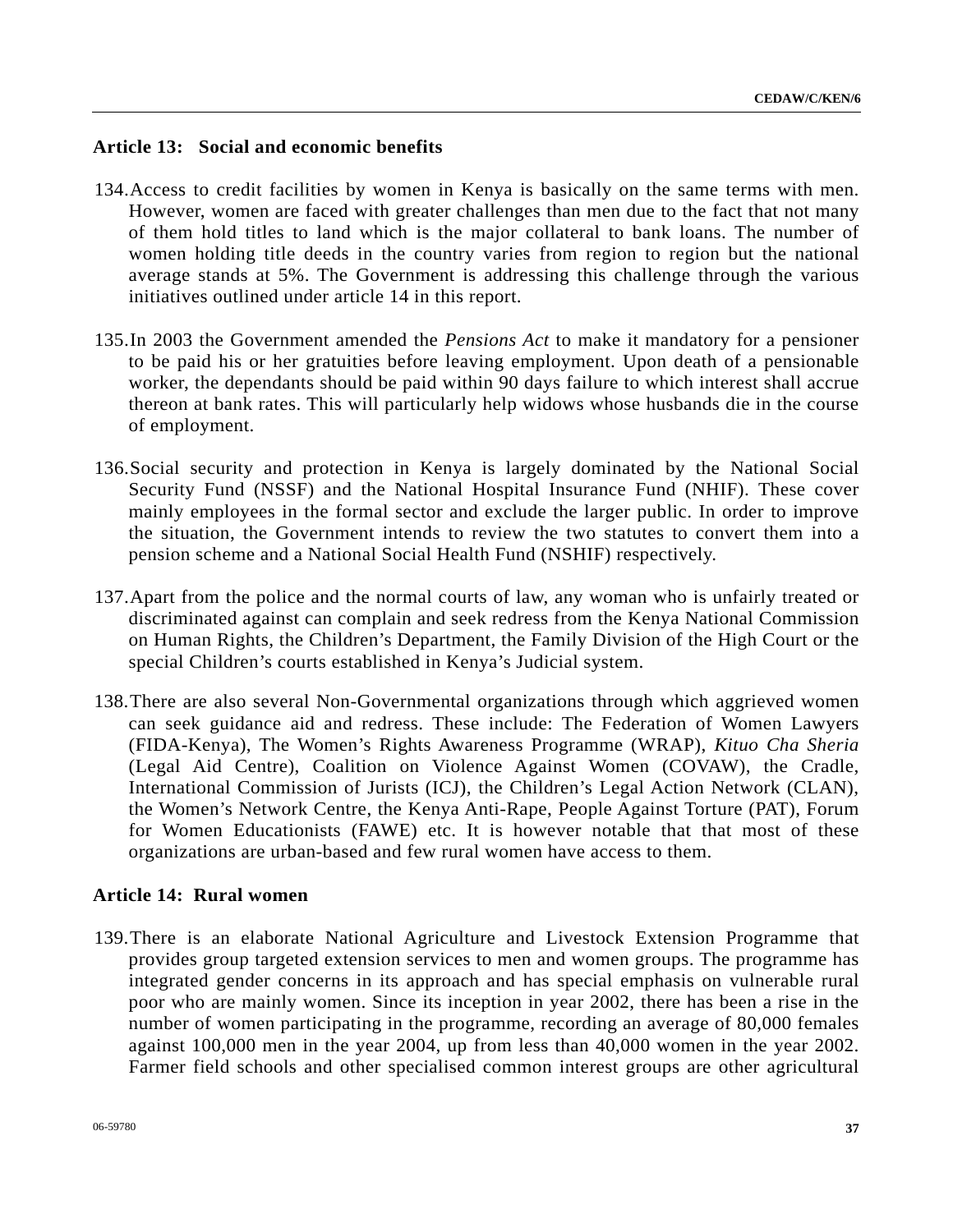## Article 13: Social and economic benefits

134. Access to credit facilities by women in Kenya is basically on the same terms with men. However, women are faced with greater challenges than men due to the fact that not many of them hold titles to land which is the major collateral to bank loans. The number of women holding title deeds in the country varies from region to region but the national average stands at 5%. The Government is addressing this challenge through the various initiatives outlined under article 14 in this report.

135. In 2003 the Government amended the *Pensions Act* to make it mandatory for a pensioner to be paid his or her gratuities before leaving employment. Upon death of a pensionable worker, the dependants should be paid within 90 days failure to which interest shall accrue thereon at bank rates. This will particularly help widows whose husbands die in the course of employment.

136. Social security and protection in Kenya is largely dominated by the National Social Security Fund (NSSF) and the National Hospital Insurance Fund (NHIF). These cover mainly employees in the formal sector and exclude the larger public. In order to improve the situation, the Government intends to review the two statutes to convert them into a pension scheme and a National Social Health Fund (NSHIF) respectively.

137. Apart from the police and the normal courts of law, any woman who is unfairly treated or discriminated against can complain and seek redress from the Kenya National Commission on Human Rights, the Children's Department, the Family Division of the High Court or the special Children's courts established in Kenya's Judicial system.

138. There are also several Non-Governmental organizations through which aggrieved women can seek guidance aid and redress. These include: The Federation of Women Lawyers (FIDA-Kenya), The Women's Rights Awareness Programme (WRAP), *Kituo Cha Sheria* (Legal Aid Centre), Coalition on Violence Against Women (COVAW), the Cradle, International Commission of Jurists (ICJ), the Children's Legal Action Network (CLAN), the Women's Network Centre, the Kenya Anti-Rape, People Against Torture (PAT), Forum for Women Educationists (FAWE) etc. It is however notable that that most of these organizations are urban-based and few rural women have access to them.

## Article 14: Rural women

139. There is an elaborate National Agriculture and Livestock Extension Programme that provides group targeted extension services to men and women groups. The programme has integrated gender concerns in its approach and has special emphasis on vulnerable rural poor who are mainly women. Since its inception in year 2002, there has been a rise in the number of women participating in the programme, recording an average of 80,000 females against 100,000 men in the year 2004, up from less than 40,000 women in the year 2002. Farmer field schools and other specialised common interest groups are other agricultural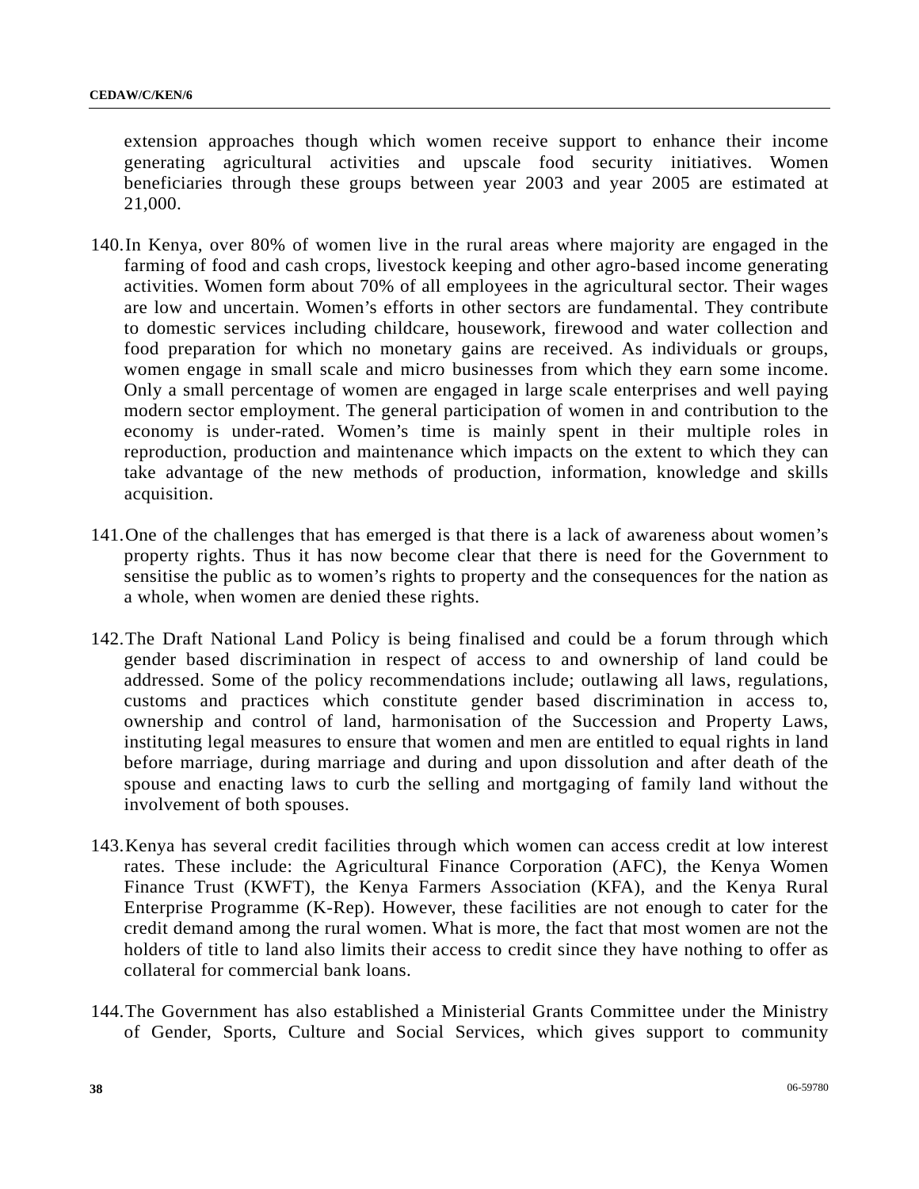extension approaches though which women receive support to enhance their income generating agricultural activities and upscale food security initiatives. Women beneficiaries through these groups between year 2003 and year 2005 are estimated at 21,000.

140. In Kenya, over 80% of women live in the rural areas where majority are engaged in the farming of food and cash crops, livestock keeping and other agro-based income generating activities. Women form about 70% of all employees in the agricultural sector. Their wages are low and uncertain. Women's efforts in other sectors are fundamental. They contribute to domestic services including childcare, housework, firewood and water collection and food preparation for which no monetary gains are received. As individuals or groups, women engage in small scale and micro businesses from which they earn some income. Only a small percentage of women are engaged in large scale enterprises and well paying modern sector employment. The general participation of women in and contribution to the economy is under-rated. Women's time is mainly spent in their multiple roles in reproduction, production and maintenance which impacts on the extent to which they can take advantage of the new methods of production, information, knowledge and skills acquisition.

141. One of the challenges that has emerged is that there is a lack of awareness about women's property rights. Thus it has now become clear that there is need for the Government to sensitise the public as to women's rights to property and the consequences for the nation as a whole, when women are denied these rights.

142. The Draft National Land Policy is being finalised and could be a forum through which gender based discrimination in respect of access to and ownership of land could be addressed. Some of the policy recommendations include; outlawing all laws, regulations, customs and practices which constitute gender based discrimination in access to, ownership and control of land, harmonisation of the Succession and Property Laws, instituting legal measures to ensure that women and men are entitled to equal rights in land before marriage, during marriage and during and upon dissolution and after death of the spouse and enacting laws to curb the selling and mortgaging of family land without the involvement of both spouses.

143. Kenya has several credit facilities through which women can access credit at low interest rates. These include: the Agricultural Finance Corporation (AFC), the Kenya Women Finance Trust (KWFT), the Kenya Farmers Association (KFA), and the Kenya Rural Enterprise Programme (K-Rep). However, these facilities are not enough to cater for the credit demand among the rural women. What is more, the fact that most women are not the holders of title to land also limits their access to credit since they have nothing to offer as collateral for commercial bank loans.

144. The Government has also established a Ministerial Grants Committee under the Ministry of Gender, Sports, Culture and Social Services, which gives support to community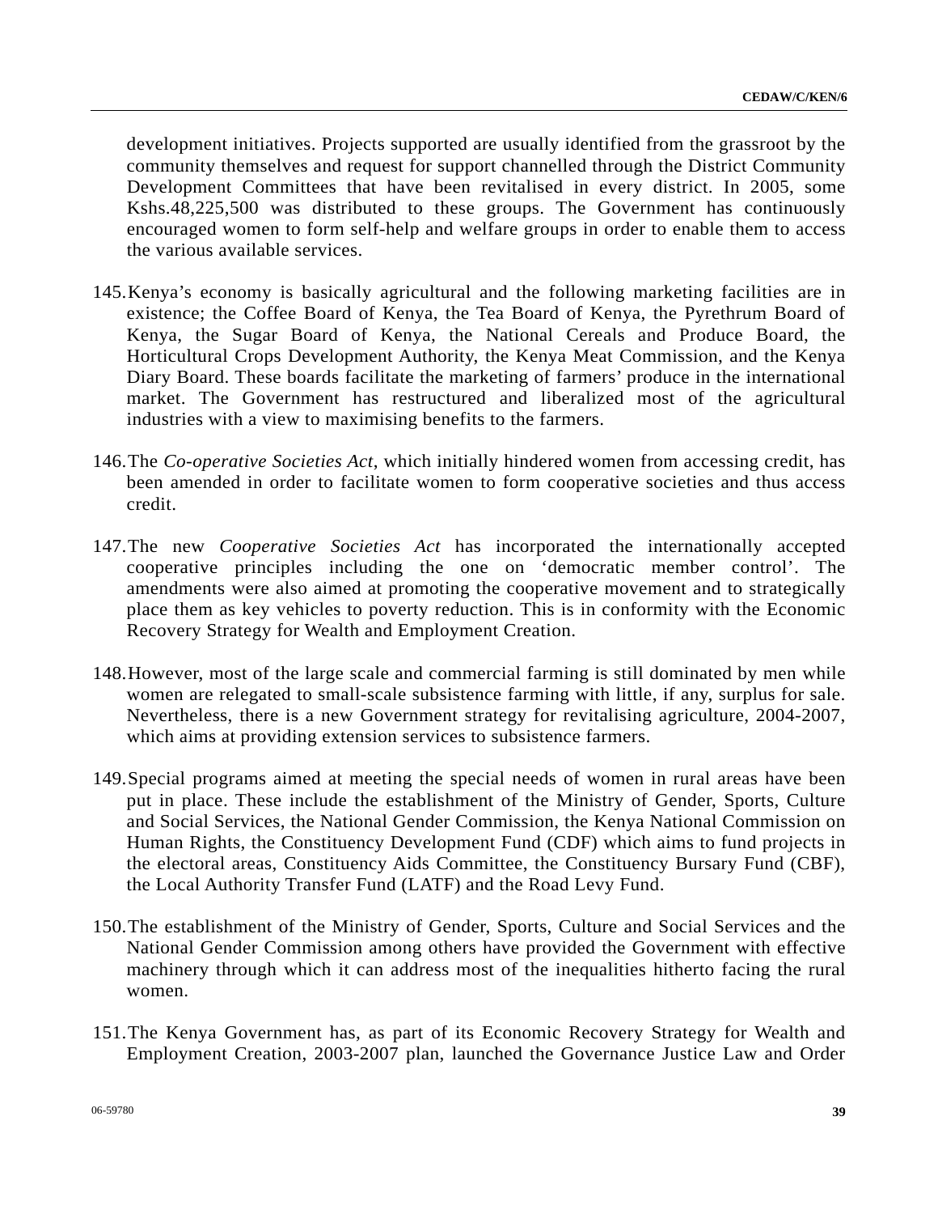development initiatives. Projects supported are usually identified from the grassroot by the community themselves and request for support channelled through the District Community Development Committees that have been revitalised in every district. In 2005, some Kshs.48,225,500 was distributed to these groups. The Government has continuously encouraged women to form self-help and welfare groups in order to enable them to access the various available services.

145. Kenya's economy is basically agricultural and the following marketing facilities are in existence; the Coffee Board of Kenya, the Tea Board of Kenya, the Pyrethrum Board of Kenya, the Sugar Board of Kenya, the National Cereals and Produce Board, the Horticultural Crops Development Authority, the Kenya Meat Commission, and the Kenya Diary Board. These boards facilitate the marketing of farmers' produce in the international market. The Government has restructured and liberalized most of the agricultural industries with a view to maximising benefits to the farmers.

146. The *Co-operative Societies Act*, which initially hindered women from accessing credit, has been amended in order to facilitate women to form cooperative societies and thus access credit.

147. The new *Cooperative Societies Act* has incorporated the internationally accepted cooperative principles including the one on 'democratic member control'. The amendments were also aimed at promoting the cooperative movement and to strategically place them as key vehicles to poverty reduction. This is in conformity with the Economic Recovery Strategy for Wealth and Employment Creation.

148. However, most of the large scale and commercial farming is still dominated by men while women are relegated to small-scale subsistence farming with little, if any, surplus for sale. Nevertheless, there is a new Government strategy for revitalising agriculture, 2004-2007, which aims at providing extension services to subsistence farmers.

149. Special programs aimed at meeting the special needs of women in rural areas have been put in place. These include the establishment of the Ministry of Gender, Sports, Culture and Social Services, the National Gender Commission, the Kenya National Commission on Human Rights, the Constituency Development Fund (CDF) which aims to fund projects in the electoral areas, Constituency Aids Committee, the Constituency Bursary Fund (CBF), the Local Authority Transfer Fund (LATF) and the Road Levy Fund.

150. The establishment of the Ministry of Gender, Sports, Culture and Social Services and the National Gender Commission among others have provided the Government with effective machinery through which it can address most of the inequalities hitherto facing the rural women.

151. The Kenya Government has, as part of its Economic Recovery Strategy for Wealth and Employment Creation, 2003-2007 plan, launched the Governance Justice Law and Order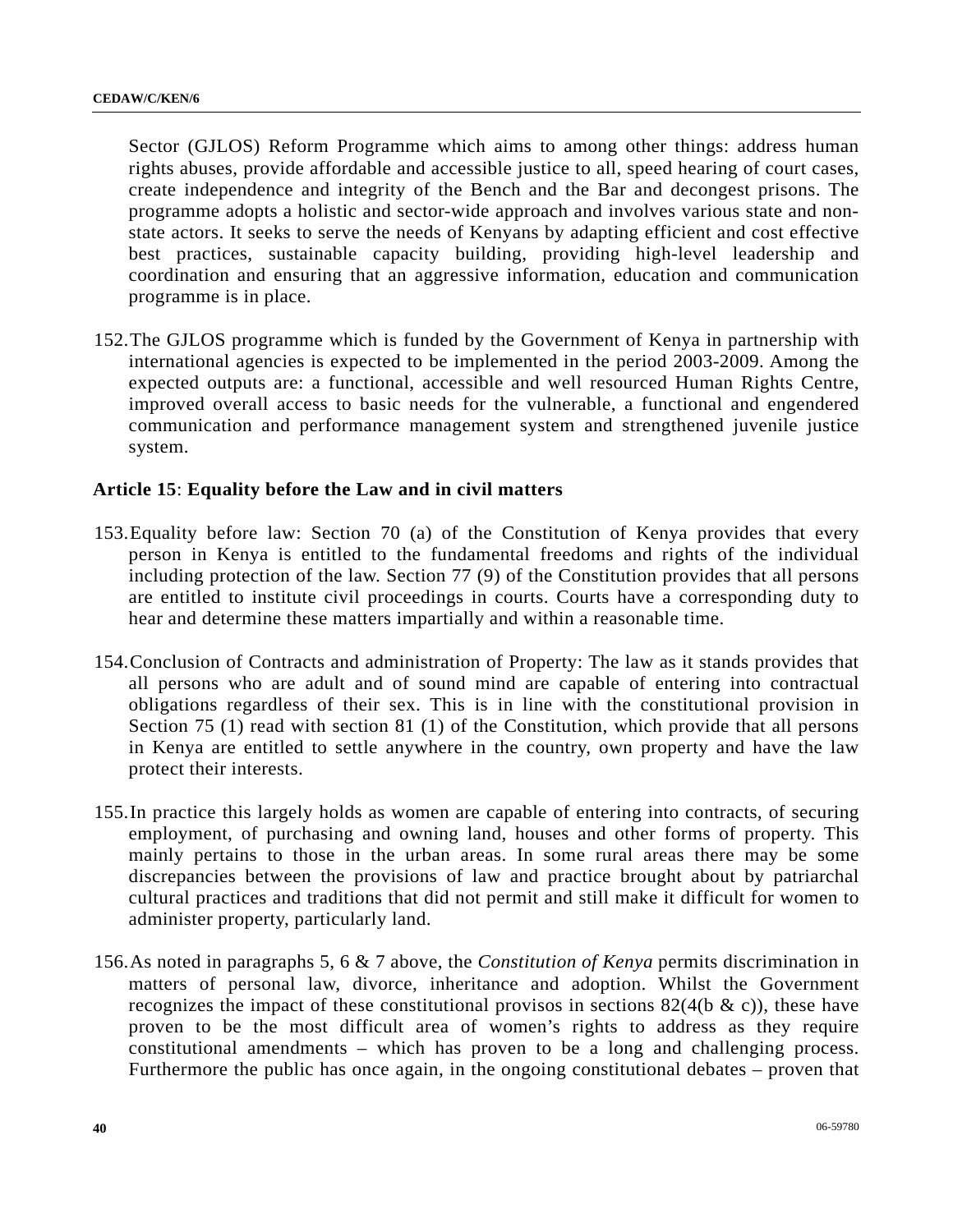Sector (GJLOS) Reform Programme which aims to among other things: address human rights abuses, provide affordable and accessible justice to all, speed hearing of court cases, create independence and integrity of the Bench and the Bar and decongest prisons. The programme adopts a holistic and sector-wide approach and involves various state and non-state actors. It seeks to serve the needs of Kenyans by adapting efficient and cost effective best practices, sustainable capacity building, providing high-level leadership and coordination and ensuring that an aggressive information, education and communication programme is in place.

152. The GJLOS programme which is funded by the Government of Kenya in partnership with international agencies is expected to be implemented in the period 2003-2009. Among the expected outputs are: a functional, accessible and well resourced Human Rights Centre, improved overall access to basic needs for the vulnerable, a functional and engendered communication and performance management system and strengthened juvenile justice system.

**Article 15**: **Equality before the Law and in civil matters**

153. Equality before law: Section 70 (a) of the Constitution of Kenya provides that every person in Kenya is entitled to the fundamental freedoms and rights of the individual including protection of the law. Section 77 (9) of the Constitution provides that all persons are entitled to institute civil proceedings in courts. Courts have a corresponding duty to hear and determine these matters impartially and within a reasonable time.

154. Conclusion of Contracts and administration of Property: The law as it stands provides that all persons who are adult and of sound mind are capable of entering into contractual obligations regardless of their sex. This is in line with the constitutional provision in Section 75 (1) read with section 81 (1) of the Constitution, which provide that all persons in Kenya are entitled to settle anywhere in the country, own property and have the law protect their interests.

155. In practice this largely holds as women are capable of entering into contracts, of securing employment, of purchasing and owning land, houses and other forms of property. This mainly pertains to those in the urban areas. In some rural areas there may be some discrepancies between the provisions of law and practice brought about by patriarchal cultural practices and traditions that did not permit and still make it difficult for women to administer property, particularly land.

156. As noted in paragraphs 5, 6 & 7 above, the *Constitution of Kenya* permits discrimination in matters of personal law, divorce, inheritance and adoption. Whilst the Government recognizes the impact of these constitutional provisos in sections 82(4(b & c)), these have proven to be the most difficult area of women's rights to address as they require constitutional amendments – which has proven to be a long and challenging process. Furthermore the public has once again, in the ongoing constitutional debates – proven that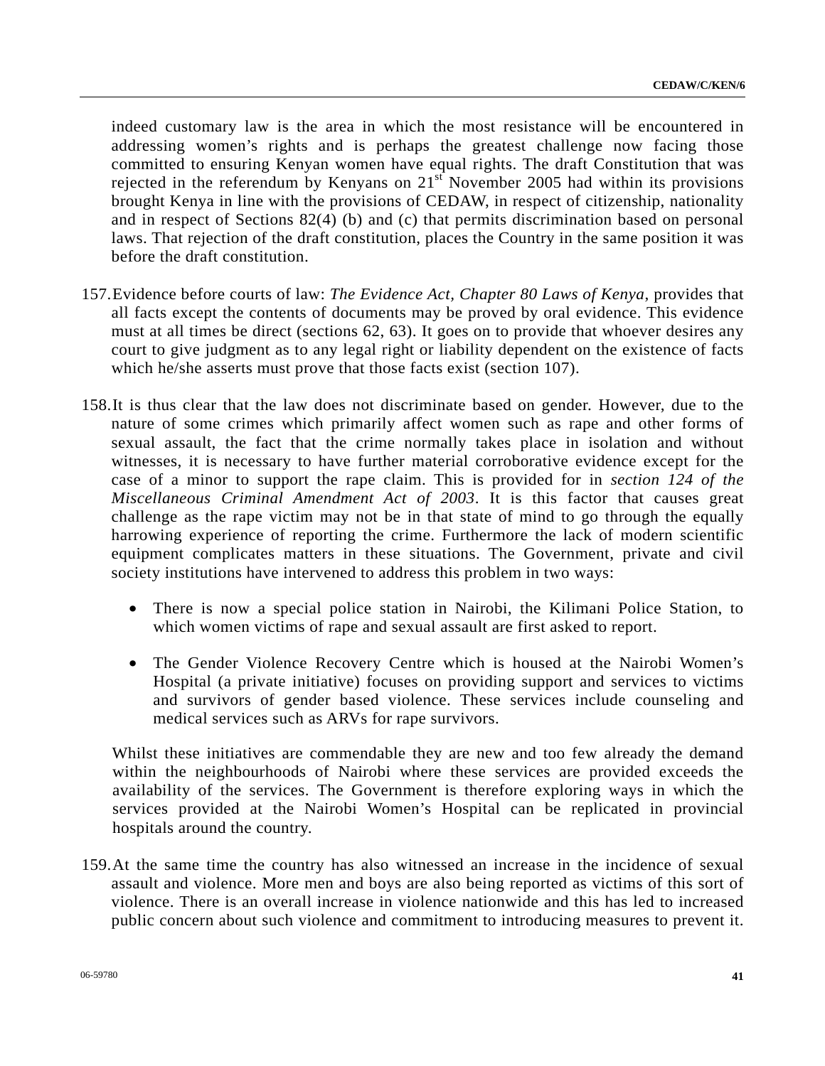indeed customary law is the area in which the most resistance will be encountered in addressing women's rights and is perhaps the greatest challenge now facing those committed to ensuring Kenyan women have equal rights. The draft Constitution that was rejected in the referendum by Kenyans on 21st November 2005 had within its provisions brought Kenya in line with the provisions of CEDAW, in respect of citizenship, nationality and in respect of Sections 82(4) (b) and (c) that permits discrimination based on personal laws. That rejection of the draft constitution, places the Country in the same position it was before the draft constitution.

157. Evidence before courts of law: *The Evidence Act, Chapter 80 Laws of Kenya*, provides that all facts except the contents of documents may be proved by oral evidence. This evidence must at all times be direct (sections 62, 63). It goes on to provide that whoever desires any court to give judgment as to any legal right or liability dependent on the existence of facts which he/she asserts must prove that those facts exist (section 107).

158. It is thus clear that the law does not discriminate based on gender. However, due to the nature of some crimes which primarily affect women such as rape and other forms of sexual assault, the fact that the crime normally takes place in isolation and without witnesses, it is necessary to have further material corroborative evidence except for the case of a minor to support the rape claim. This is provided for in *section 124 of the Miscellaneous Criminal Amendment Act of 2003*. It is this factor that causes great challenge as the rape victim may not be in that state of mind to go through the equally harrowing experience of reporting the crime. Furthermore the lack of modern scientific equipment complicates matters in these situations. The Government, private and civil society institutions have intervened to address this problem in two ways:

- There is now a special police station in Nairobi, the Kilimani Police Station, to which women victims of rape and sexual assault are first asked to report.
- The Gender Violence Recovery Centre which is housed at the Nairobi Women's Hospital (a private initiative) focuses on providing support and services to victims and survivors of gender based violence. These services include counseling and medical services such as ARVs for rape survivors.

Whilst these initiatives are commendable they are new and too few already the demand within the neighbourhoods of Nairobi where these services are provided exceeds the availability of the services. The Government is therefore exploring ways in which the services provided at the Nairobi Women's Hospital can be replicated in provincial hospitals around the country.

159. At the same time the country has also witnessed an increase in the incidence of sexual assault and violence. More men and boys are also being reported as victims of this sort of violence. There is an overall increase in violence nationwide and this has led to increased public concern about such violence and commitment to introducing measures to prevent it.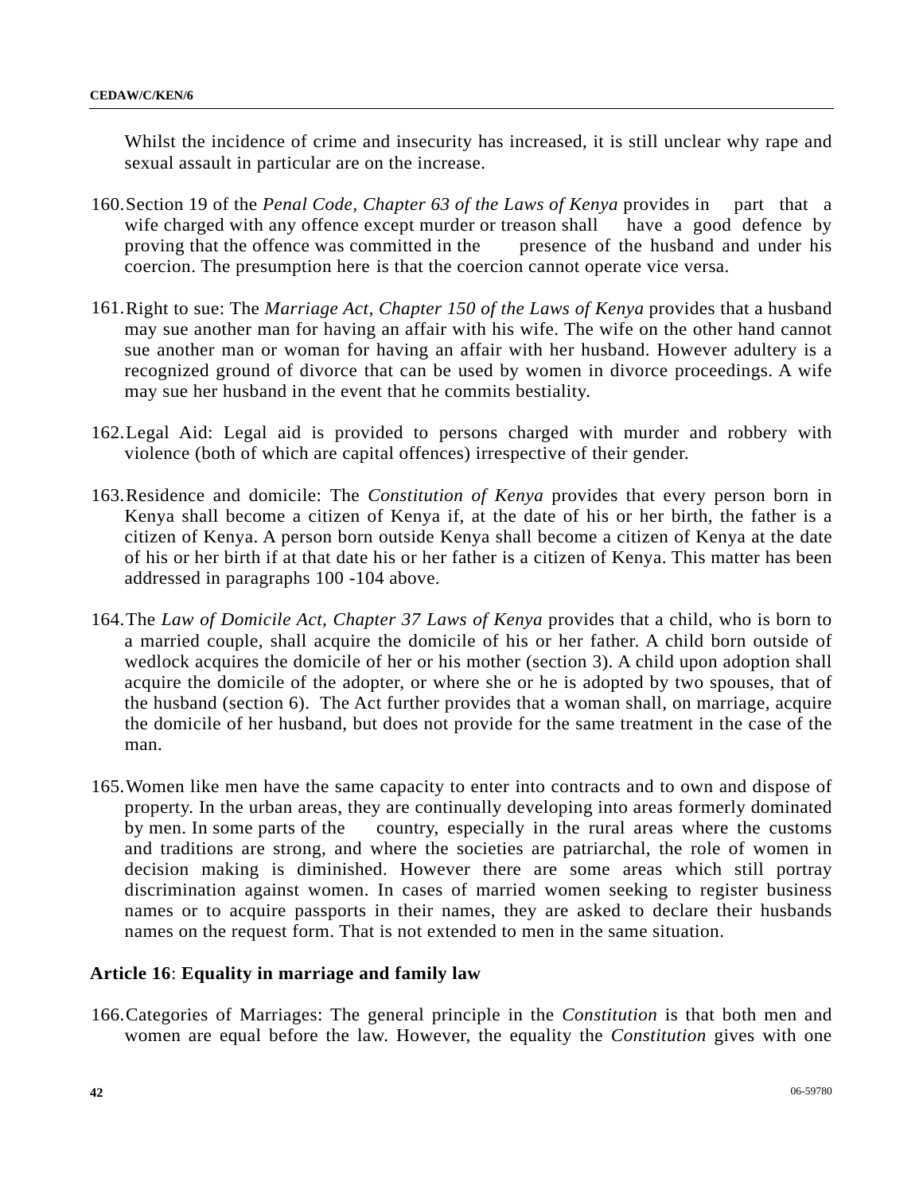Whilst the incidence of crime and insecurity has increased, it is still unclear why rape and sexual assault in particular are on the increase.

160. Section 19 of the *Penal Code, Chapter 63 of the Laws of Kenya* provides in part that a wife charged with any offence except murder or treason shall have a good defence by proving that the offence was committed in the presence of the husband and under his coercion. The presumption here is that the coercion cannot operate vice versa.

161. Right to sue: The *Marriage Act, Chapter 150 of the Laws of Kenya* provides that a husband may sue another man for having an affair with his wife. The wife on the other hand cannot sue another man or woman for having an affair with her husband. However adultery is a recognized ground of divorce that can be used by women in divorce proceedings. A wife may sue her husband in the event that he commits bestiality.

162. Legal Aid: Legal aid is provided to persons charged with murder and robbery with violence (both of which are capital offences) irrespective of their gender.

163. Residence and domicile: The *Constitution of Kenya* provides that every person born in Kenya shall become a citizen of Kenya if, at the date of his or her birth, the father is a citizen of Kenya. A person born outside Kenya shall become a citizen of Kenya at the date of his or her birth if at that date his or her father is a citizen of Kenya. This matter has been addressed in paragraphs 100 -104 above.

164. The *Law of Domicile Act, Chapter 37 Laws of Kenya* provides that a child, who is born to a married couple, shall acquire the domicile of his or her father. A child born outside of wedlock acquires the domicile of her or his mother (section 3). A child upon adoption shall acquire the domicile of the adopter, or where she or he is adopted by two spouses, that of the husband (section 6). The Act further provides that a woman shall, on marriage, acquire the domicile of her husband, but does not provide for the same treatment in the case of the man.

165. Women like men have the same capacity to enter into contracts and to own and dispose of property. In the urban areas, they are continually developing into areas formerly dominated by men. In some parts of the country, especially in the rural areas where the customs and traditions are strong, and where the societies are patriarchal, the role of women in decision making is diminished. However there are some areas which still portray discrimination against women. In cases of married women seeking to register business names or to acquire passports in their names, they are asked to declare their husbands names on the request form. That is not extended to men in the same situation.

### **Article 16**: **Equality in marriage and family law**

166. Categories of Marriages: The general principle in the *Constitution* is that both men and women are equal before the law. However, the equality the *Constitution* gives with one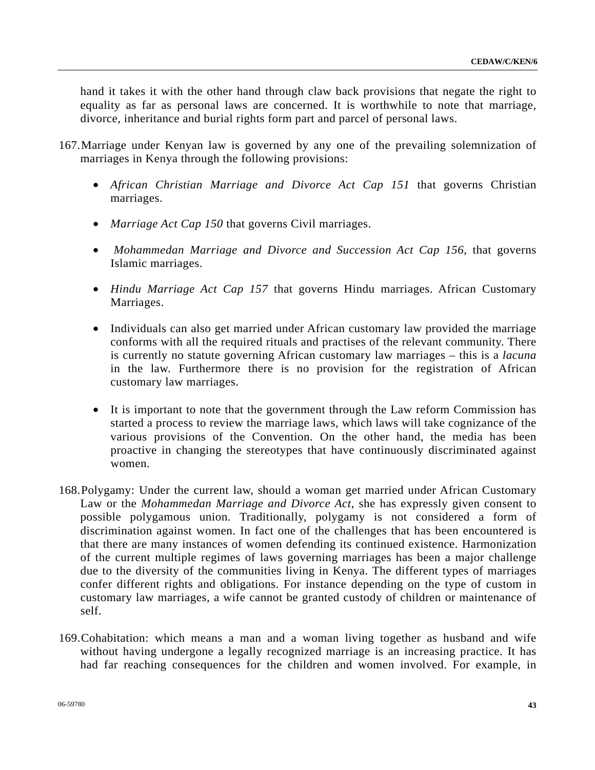hand it takes it with the other hand through claw back provisions that negate the right to equality as far as personal laws are concerned. It is worthwhile to note that marriage, divorce, inheritance and burial rights form part and parcel of personal laws.

167. Marriage under Kenyan law is governed by any one of the prevailing solemnization of marriages in Kenya through the following provisions:

- *African Christian Marriage and Divorce Act Cap 151* that governs Christian marriages.

- *Marriage Act Cap 150* that governs Civil marriages.

- *Mohammedan Marriage and Divorce and Succession Act Cap 156*, that governs Islamic marriages.

- *Hindu Marriage Act Cap 157* that governs Hindu marriages. African Customary Marriages.

- Individuals can also get married under African customary law provided the marriage conforms with all the required rituals and practises of the relevant community. There is currently no statute governing African customary law marriages – this is a *lacuna* in the law. Furthermore there is no provision for the registration of African customary law marriages.

- It is important to note that the government through the Law reform Commission has started a process to review the marriage laws, which laws will take cognizance of the various provisions of the Convention. On the other hand, the media has been proactive in changing the stereotypes that have continuously discriminated against women.

168. Polygamy: Under the current law, should a woman get married under African Customary Law or the *Mohammedan Marriage and Divorce Act*, she has expressly given consent to possible polygamous union. Traditionally, polygamy is not considered a form of discrimination against women. In fact one of the challenges that has been encountered is that there are many instances of women defending its continued existence. Harmonization of the current multiple regimes of laws governing marriages has been a major challenge due to the diversity of the communities living in Kenya. The different types of marriages confer different rights and obligations. For instance depending on the type of custom in customary law marriages, a wife cannot be granted custody of children or maintenance of self.

169. Cohabitation: which means a man and a woman living together as husband and wife without having undergone a legally recognized marriage is an increasing practice. It has had far reaching consequences for the children and women involved. For example, in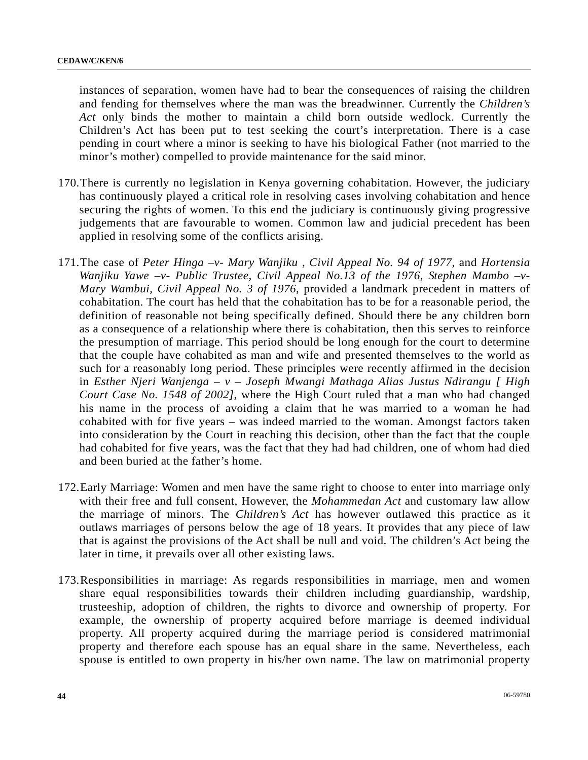instances of separation, women have had to bear the consequences of raising the children and fending for themselves where the man was the breadwinner. Currently the *Children's Act* only binds the mother to maintain a child born outside wedlock. Currently the Children's Act has been put to test seeking the court's interpretation. There is a case pending in court where a minor is seeking to have his biological Father (not married to the minor's mother) compelled to provide maintenance for the said minor.

170. There is currently no legislation in Kenya governing cohabitation. However, the judiciary has continuously played a critical role in resolving cases involving cohabitation and hence securing the rights of women. To this end the judiciary is continuously giving progressive judgements that are favourable to women. Common law and judicial precedent has been applied in resolving some of the conflicts arising.

171. The case of *Peter Hinga –v- Mary Wanjiku , Civil Appeal No. 94 of 1977*, and *Hortensia Wanjiku Yawe –v- Public Trustee, Civil Appeal No.13 of the 1976*, *Stephen Mambo –v- Mary Wambui, Civil Appeal No. 3 of 1976*, provided a landmark precedent in matters of cohabitation. The court has held that the cohabitation has to be for a reasonable period, the definition of reasonable not being specifically defined. Should there be any children born as a consequence of a relationship where there is cohabitation, then this serves to reinforce the presumption of marriage. This period should be long enough for the court to determine that the couple have cohabited as man and wife and presented themselves to the world as such for a reasonably long period. These principles were recently affirmed in the decision in *Esther Njeri Wanjenga – v – Joseph Mwangi Mathaga Alias Justus Ndirangu [ High Court Case No. 1548 of 2002]*, where the High Court ruled that a man who had changed his name in the process of avoiding a claim that he was married to a woman he had cohabited with for five years – was indeed married to the woman. Amongst factors taken into consideration by the Court in reaching this decision, other than the fact that the couple had cohabited for five years, was the fact that they had had children, one of whom had died and been buried at the father's home.

172. Early Marriage: Women and men have the same right to choose to enter into marriage only with their free and full consent, However, the *Mohammedan Act* and customary law allow the marriage of minors. The *Children's Act* has however outlawed this practice as it outlaws marriages of persons below the age of 18 years. It provides that any piece of law that is against the provisions of the Act shall be null and void. The children's Act being the later in time, it prevails over all other existing laws.

173. Responsibilities in marriage: As regards responsibilities in marriage, men and women share equal responsibilities towards their children including guardianship, wardship, trusteeship, adoption of children, the rights to divorce and ownership of property. For example, the ownership of property acquired before marriage is deemed individual property. All property acquired during the marriage period is considered matrimonial property and therefore each spouse has an equal share in the same. Nevertheless, each spouse is entitled to own property in his/her own name. The law on matrimonial property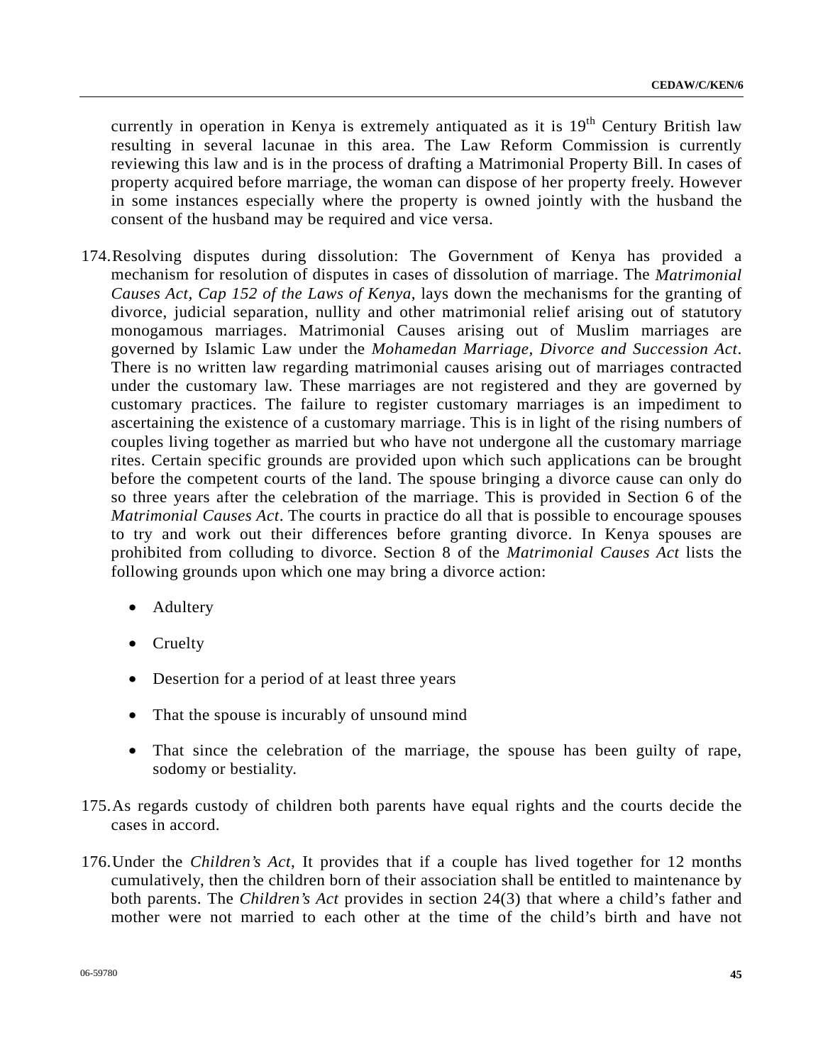currently in operation in Kenya is extremely antiquated as it is 19th Century British law resulting in several lacunae in this area. The Law Reform Commission is currently reviewing this law and is in the process of drafting a Matrimonial Property Bill. In cases of property acquired before marriage, the woman can dispose of her property freely. However in some instances especially where the property is owned jointly with the husband the consent of the husband may be required and vice versa.

174. Resolving disputes during dissolution: The Government of Kenya has provided a mechanism for resolution of disputes in cases of dissolution of marriage. The *Matrimonial Causes Act, Cap 152 of the Laws of Kenya*, lays down the mechanisms for the granting of divorce, judicial separation, nullity and other matrimonial relief arising out of statutory monogamous marriages. Matrimonial Causes arising out of Muslim marriages are governed by Islamic Law under the *Mohamedan Marriage, Divorce and Succession Act*. There is no written law regarding matrimonial causes arising out of marriages contracted under the customary law. These marriages are not registered and they are governed by customary practices. The failure to register customary marriages is an impediment to ascertaining the existence of a customary marriage. This is in light of the rising numbers of couples living together as married but who have not undergone all the customary marriage rites. Certain specific grounds are provided upon which such applications can be brought before the competent courts of the land. The spouse bringing a divorce cause can only do so three years after the celebration of the marriage. This is provided in Section 6 of the *Matrimonial Causes Act*. The courts in practice do all that is possible to encourage spouses to try and work out their differences before granting divorce. In Kenya spouses are prohibited from colluding to divorce. Section 8 of the *Matrimonial Causes Act* lists the following grounds upon which one may bring a divorce action:

- Adultery
- Cruelty
- Desertion for a period of at least three years
- That the spouse is incurably of unsound mind
- That since the celebration of the marriage, the spouse has been guilty of rape, sodomy or bestiality.

175. As regards custody of children both parents have equal rights and the courts decide the cases in accord.

176. Under the *Children's Act*, It provides that if a couple has lived together for 12 months cumulatively, then the children born of their association shall be entitled to maintenance by both parents. The *Children's Act* provides in section 24(3) that where a child's father and mother were not married to each other at the time of the child's birth and have not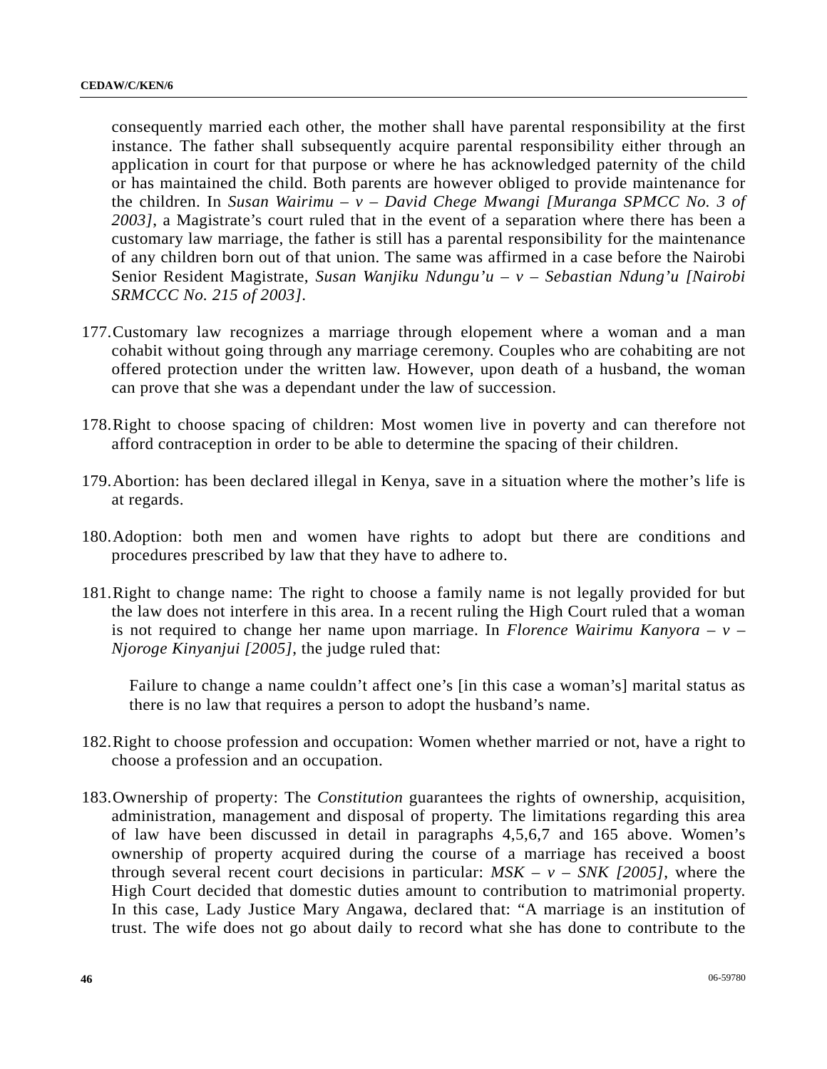consequently married each other, the mother shall have parental responsibility at the first instance. The father shall subsequently acquire parental responsibility either through an application in court for that purpose or where he has acknowledged paternity of the child or has maintained the child. Both parents are however obliged to provide maintenance for the children. In *Susan Wairimu – v – David Chege Mwangi [Muranga SPMCC No. 3 of 2003]*, a Magistrate's court ruled that in the event of a separation where there has been a customary law marriage, the father is still has a parental responsibility for the maintenance of any children born out of that union. The same was affirmed in a case before the Nairobi Senior Resident Magistrate, *Susan Wanjiku Ndungu'u – v – Sebastian Ndung'u [Nairobi SRMCCC No. 215 of 2003]*.

177. Customary law recognizes a marriage through elopement where a woman and a man cohabit without going through any marriage ceremony. Couples who are cohabiting are not offered protection under the written law. However, upon death of a husband, the woman can prove that she was a dependant under the law of succession.

178. Right to choose spacing of children: Most women live in poverty and can therefore not afford contraception in order to be able to determine the spacing of their children.

179. Abortion: has been declared illegal in Kenya, save in a situation where the mother's life is at regards.

180. Adoption: both men and women have rights to adopt but there are conditions and procedures prescribed by law that they have to adhere to.

181. Right to change name: The right to choose a family name is not legally provided for but the law does not interfere in this area. In a recent ruling the High Court ruled that a woman is not required to change her name upon marriage. In *Florence Wairimu Kanyora – v – Njoroge Kinyanjui [2005]*, the judge ruled that:

> Failure to change a name couldn't affect one's [in this case a woman's] marital status as there is no law that requires a person to adopt the husband's name.

182. Right to choose profession and occupation: Women whether married or not, have a right to choose a profession and an occupation.

183. Ownership of property: The *Constitution* guarantees the rights of ownership, acquisition, administration, management and disposal of property. The limitations regarding this area of law have been discussed in detail in paragraphs 4,5,6,7 and 165 above. Women's ownership of property acquired during the course of a marriage has received a boost through several recent court decisions in particular: *MSK – v – SNK [2005]*, where the High Court decided that domestic duties amount to contribution to matrimonial property. In this case, Lady Justice Mary Angawa, declared that: "A marriage is an institution of trust. The wife does not go about daily to record what she has done to contribute to the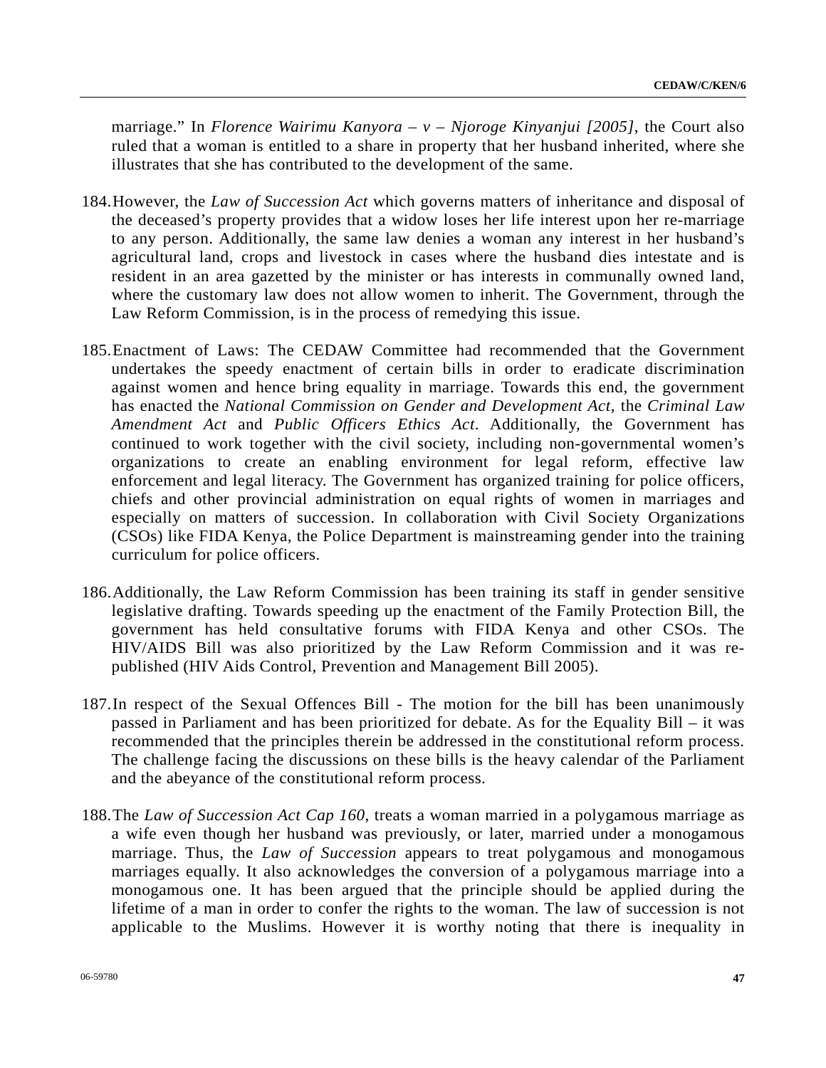marriage." In *Florence Wairimu Kanyora – v – Njoroge Kinyanjui [2005]*, the Court also ruled that a woman is entitled to a share in property that her husband inherited, where she illustrates that she has contributed to the development of the same.

184. However, the *Law of Succession Act* which governs matters of inheritance and disposal of the deceased's property provides that a widow loses her life interest upon her re-marriage to any person. Additionally, the same law denies a woman any interest in her husband's agricultural land, crops and livestock in cases where the husband dies intestate and is resident in an area gazetted by the minister or has interests in communally owned land, where the customary law does not allow women to inherit. The Government, through the Law Reform Commission, is in the process of remedying this issue.

185. Enactment of Laws: The CEDAW Committee had recommended that the Government undertakes the speedy enactment of certain bills in order to eradicate discrimination against women and hence bring equality in marriage. Towards this end, the government has enacted the *National Commission on Gender and Development Act*, the *Criminal Law Amendment Act* and *Public Officers Ethics Act*. Additionally, the Government has continued to work together with the civil society, including non-governmental women's organizations to create an enabling environment for legal reform, effective law enforcement and legal literacy. The Government has organized training for police officers, chiefs and other provincial administration on equal rights of women in marriages and especially on matters of succession. In collaboration with Civil Society Organizations (CSOs) like FIDA Kenya, the Police Department is mainstreaming gender into the training curriculum for police officers.

186. Additionally, the Law Reform Commission has been training its staff in gender sensitive legislative drafting. Towards speeding up the enactment of the Family Protection Bill, the government has held consultative forums with FIDA Kenya and other CSOs. The HIV/AIDS Bill was also prioritized by the Law Reform Commission and it was re-published (HIV Aids Control, Prevention and Management Bill 2005).

187. In respect of the Sexual Offences Bill - The motion for the bill has been unanimously passed in Parliament and has been prioritized for debate. As for the Equality Bill – it was recommended that the principles therein be addressed in the constitutional reform process. The challenge facing the discussions on these bills is the heavy calendar of the Parliament and the abeyance of the constitutional reform process.

188. The *Law of Succession Act Cap 160*, treats a woman married in a polygamous marriage as a wife even though her husband was previously, or later, married under a monogamous marriage. Thus, the *Law of Succession* appears to treat polygamous and monogamous marriages equally. It also acknowledges the conversion of a polygamous marriage into a monogamous one. It has been argued that the principle should be applied during the lifetime of a man in order to confer the rights to the woman. The law of succession is not applicable to the Muslims. However it is worthy noting that there is inequality in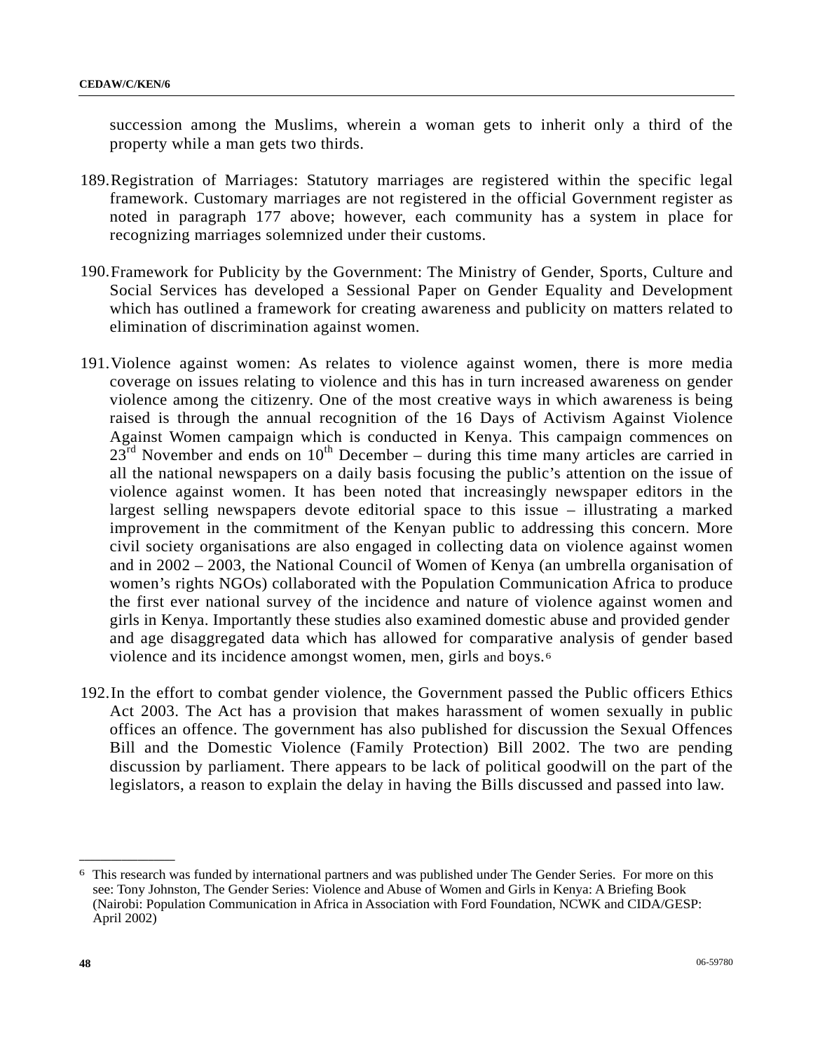succession among the Muslims, wherein a woman gets to inherit only a third of the property while a man gets two thirds.

189. Registration of Marriages: Statutory marriages are registered within the specific legal framework. Customary marriages are not registered in the official Government register as noted in paragraph 177 above; however, each community has a system in place for recognizing marriages solemnized under their customs.

190. Framework for Publicity by the Government: The Ministry of Gender, Sports, Culture and Social Services has developed a Sessional Paper on Gender Equality and Development which has outlined a framework for creating awareness and publicity on matters related to elimination of discrimination against women.

191. Violence against women: As relates to violence against women, there is more media coverage on issues relating to violence and this has in turn increased awareness on gender violence among the citizenry. One of the most creative ways in which awareness is being raised is through the annual recognition of the 16 Days of Activism Against Violence Against Women campaign which is conducted in Kenya. This campaign commences on 23rd November and ends on 10th December – during this time many articles are carried in all the national newspapers on a daily basis focusing the public's attention on the issue of violence against women. It has been noted that increasingly newspaper editors in the largest selling newspapers devote editorial space to this issue – illustrating a marked improvement in the commitment of the Kenyan public to addressing this concern. More civil society organisations are also engaged in collecting data on violence against women and in 2002 – 2003, the National Council of Women of Kenya (an umbrella organisation of women's rights NGOs) collaborated with the Population Communication Africa to produce the first ever national survey of the incidence and nature of violence against women and girls in Kenya. Importantly these studies also examined domestic abuse and provided gender and age disaggregated data which has allowed for comparative analysis of gender based violence and its incidence amongst women, men, girls and boys.[6]

192. In the effort to combat gender violence, the Government passed the Public officers Ethics Act 2003. The Act has a provision that makes harassment of women sexually in public offices an offence. The government has also published for discussion the Sexual Offences Bill and the Domestic Violence (Family Protection) Bill 2002. The two are pending discussion by parliament. There appears to be lack of political goodwill on the part of the legislators, a reason to explain the delay in having the Bills discussed and passed into law.

---

[6] This research was funded by international partners and was published under The Gender Series. For more on this see: Tony Johnston, The Gender Series: Violence and Abuse of Women and Girls in Kenya: A Briefing Book (Nairobi: Population Communication in Africa in Association with Ford Foundation, NCWK and CIDA/GESP: April 2002)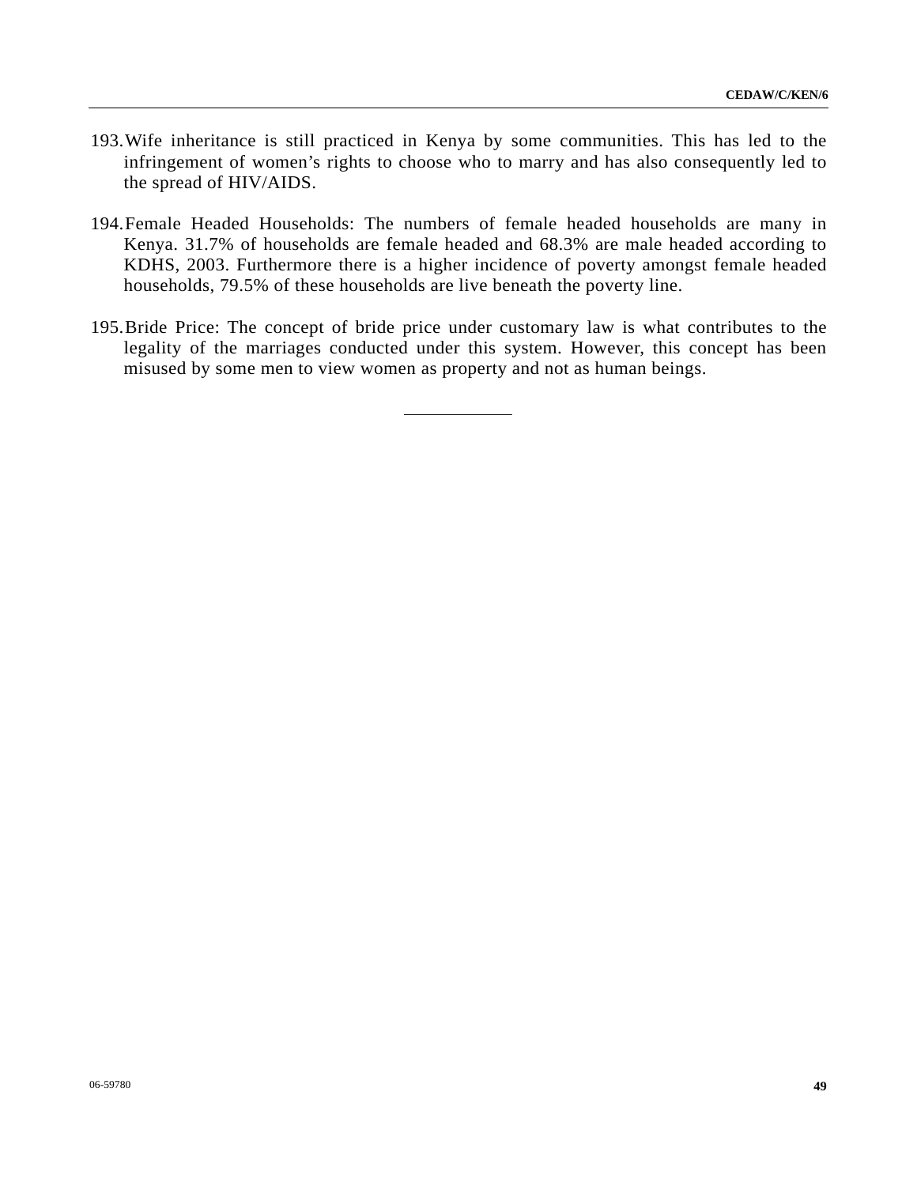193. Wife inheritance is still practiced in Kenya by some communities. This has led to the infringement of women's rights to choose who to marry and has also consequently led to the spread of HIV/AIDS.

194. Female Headed Households: The numbers of female headed households are many in Kenya. 31.7% of households are female headed and 68.3% are male headed according to KDHS, 2003. Furthermore there is a higher incidence of poverty amongst female headed households, 79.5% of these households are live beneath the poverty line.

195. Bride Price: The concept of bride price under customary law is what contributes to the legality of the marriages conducted under this system. However, this concept has been misused by some men to view women as property and not as human beings.